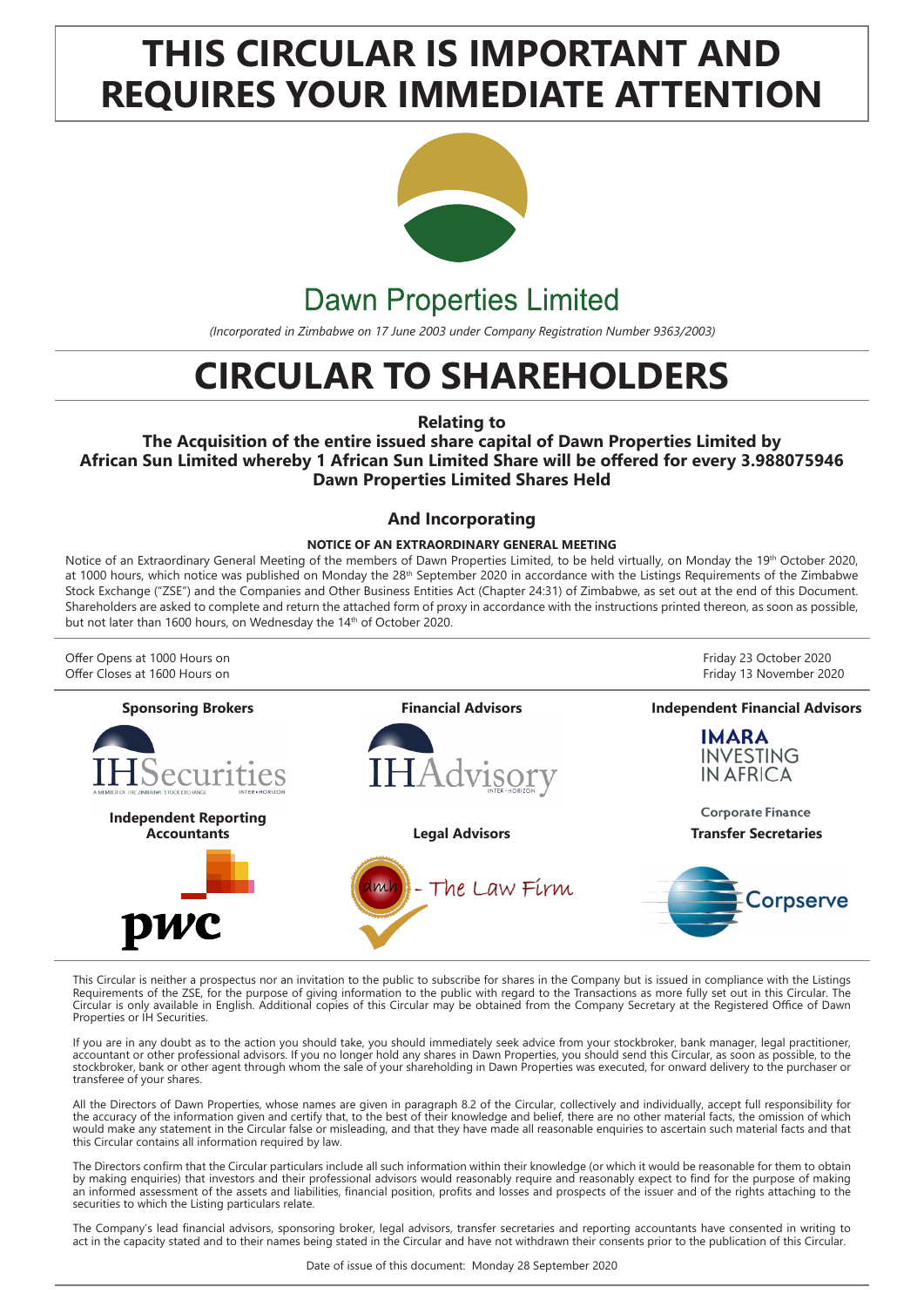# THIS CIRCULAR IS IMPORTANT AND REQUIRES YOUR IMMEDIATE ATTENTION

## Dawn Properties Limited

*(Incorporated in Zimbabwe on 17 June 2003 under Company Registration Number 9363/2003)*

# CIRCULAR TO SHAREHOLDERS

**Relating to**

**The Acquisition of the entire issued share capital of Dawn Properties Limited by African Sun Limited whereby 1 African Sun Limited Share will be offered for every 3.988075946 Dawn Properties Limited Shares Held**

### And Incorporating

**NOTICE OF AN EXTRAORDINARY GENERAL MEETING**

Notice of an Extraordinary General Meeting of the members of Dawn Properties Limited, to be held virtually, on Monday the 19th October 2020, at 1000 hours, which notice was published on Monday the 28th September 2020 in accordance with the Listings Requirements of the Zimbabwe Stock Exchange ("ZSE") and the Companies and Other Business Entities Act (Chapter 24:31) of Zimbabwe, as set out at the end of this Document. Shareholders are asked to complete and return the attached form of proxy in accordance with the instructions printed thereon, as soon as possible, but not later than 1600 hours, on Wednesday the 14th of October 2020.

| | |
|---|---|
| Offer Opens at 1000 Hours on | Friday 23 October 2020 |
| Offer Closes at 1600 Hours on | Friday 13 November 2020 |

| Sponsoring Brokers | Financial Advisors | Independent Financial Advisors |
|---|---|---|
| IH Securities | IH Advisory | IMARA Investing in Africa Corporate Finance |
| **Independent Reporting Accountants** | **Legal Advisors** | **Transfer Secretaries** |
| pwc | dmh - The Law Firm | Corpserve |

This Circular is neither a prospectus nor an invitation to the public to subscribe for shares in the Company but is issued in compliance with the Listings Requirements of the ZSE, for the purpose of giving information to the public with regard to the Transactions as more fully set out in this Circular. The Circular is only available in English. Additional copies of this Circular may be obtained from the Company Secretary at the Registered Office of Dawn Properties or IH Securities.

If you are in any doubt as to the action you should take, you should immediately seek advice from your stockbroker, bank manager, legal practitioner, accountant or other professional advisors. If you no longer hold any shares in Dawn Properties, you should send this Circular, as soon as possible, to the stockbroker, bank or other agent through whom the sale of your shareholding in Dawn Properties was executed, for onward delivery to the purchaser or transferee of your shares.

All the Directors of Dawn Properties, whose names are given in paragraph 8.2 of the Circular, collectively and individually, accept full responsibility for the accuracy of the information given and certify that, to the best of their knowledge and belief, there are no other material facts, the omission of which would make any statement in the Circular false or misleading, and that they have made all reasonable enquiries to ascertain such material facts and that this Circular contains all information required by law.

The Directors confirm that the Circular particulars include all such information within their knowledge (or which it would be reasonable for them to obtain by making enquiries) that investors and their professional advisors would reasonably require and reasonably expect to find for the purpose of making an informed assessment of the assets and liabilities, financial position, profits and losses and prospects of the issuer and of the rights attaching to the securities to which the Listing particulars relate.

The Company's lead financial advisors, sponsoring broker, legal advisors, transfer secretaries and reporting accountants have consented in writing to act in the capacity stated and to their names being stated in the Circular and have not withdrawn their consents prior to the publication of this Circular.

Date of issue of this document: Monday 28 September 2020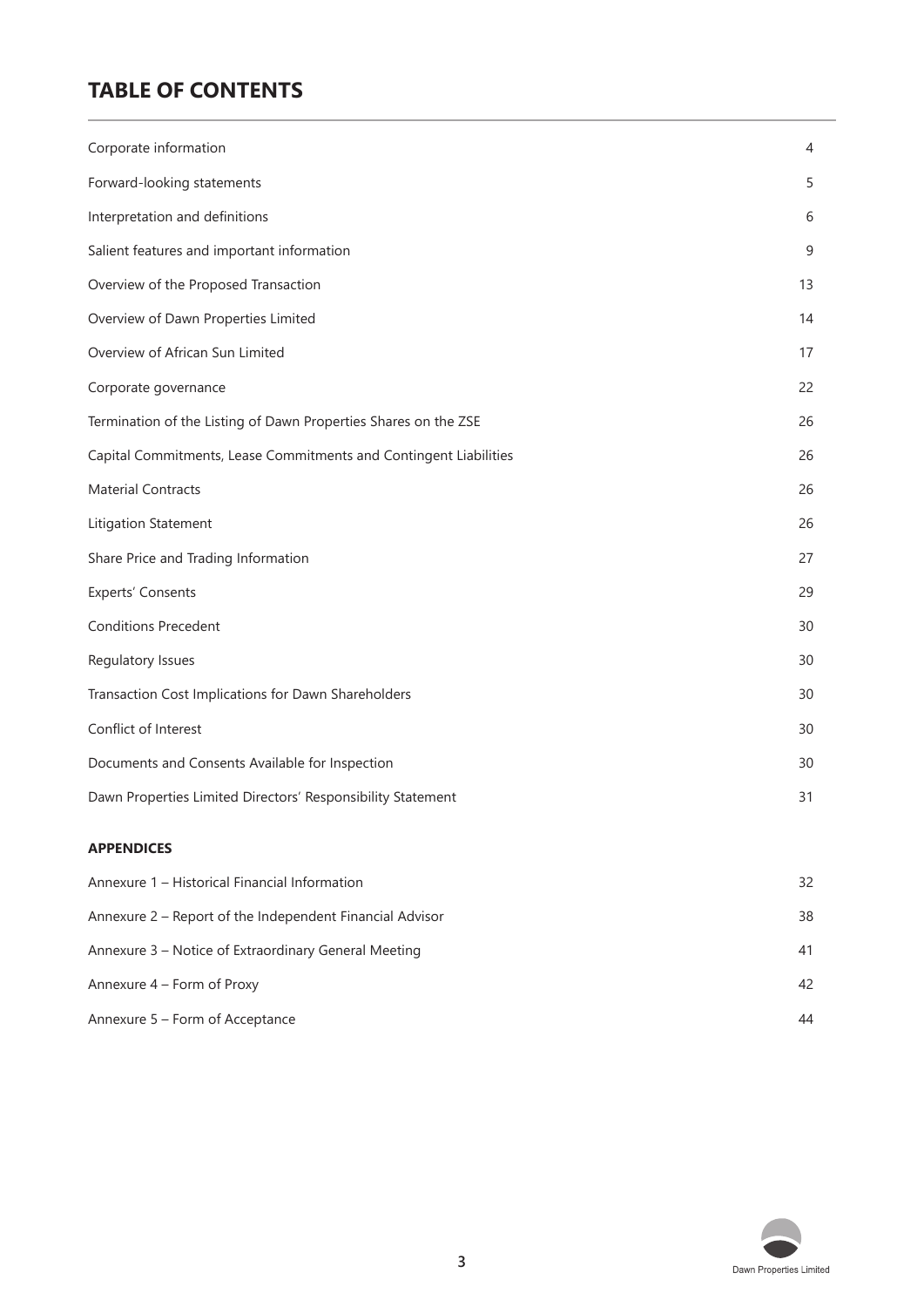# TABLE OF CONTENTS

| | |
|---|---|
| Corporate information | 4 |
| Forward-looking statements | 5 |
| Interpretation and definitions | 6 |
| Salient features and important information | 9 |
| Overview of the Proposed Transaction | 13 |
| Overview of Dawn Properties Limited | 14 |
| Overview of African Sun Limited | 17 |
| Corporate governance | 22 |
| Termination of the Listing of Dawn Properties Shares on the ZSE | 26 |
| Capital Commitments, Lease Commitments and Contingent Liabilities | 26 |
| Material Contracts | 26 |
| Litigation Statement | 26 |
| Share Price and Trading Information | 27 |
| Experts' Consents | 29 |
| Conditions Precedent | 30 |
| Regulatory Issues | 30 |
| Transaction Cost Implications for Dawn Shareholders | 30 |
| Conflict of Interest | 30 |
| Documents and Consents Available for Inspection | 30 |
| Dawn Properties Limited Directors' Responsibility Statement | 31 |

**APPENDICES**

| | |
|---|---|
| Annexure 1 – Historical Financial Information | 32 |
| Annexure 2 – Report of the Independent Financial Advisor | 38 |
| Annexure 3 – Notice of Extraordinary General Meeting | 41 |
| Annexure 4 – Form of Proxy | 42 |
| Annexure 5 – Form of Acceptance | 44 |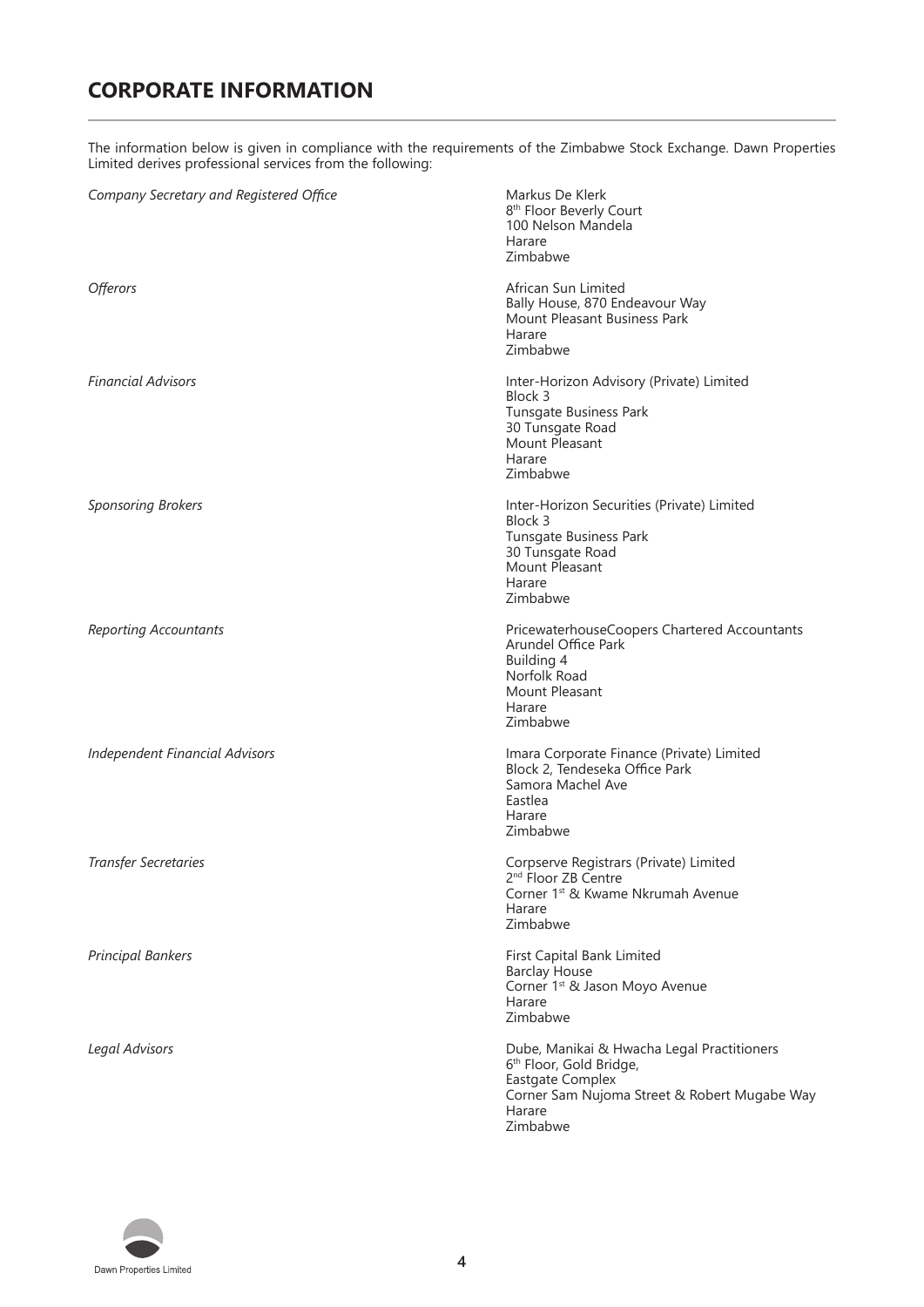# CORPORATE INFORMATION

The information below is given in compliance with the requirements of the Zimbabwe Stock Exchange. Dawn Properties Limited derives professional services from the following:

| | |
|---|---|
| *Company Secretary and Registered Office* | Markus De Klerk<br>8th Floor Beverly Court<br>100 Nelson Mandela<br>Harare<br>Zimbabwe |
| *Offerors* | African Sun Limited<br>Bally House, 870 Endeavour Way<br>Mount Pleasant Business Park<br>Harare<br>Zimbabwe |
| *Financial Advisors* | Inter-Horizon Advisory (Private) Limited<br>Block 3<br>Tunsgate Business Park<br>30 Tunsgate Road<br>Mount Pleasant<br>Harare<br>Zimbabwe |
| *Sponsoring Brokers* | Inter-Horizon Securities (Private) Limited<br>Block 3<br>Tunsgate Business Park<br>30 Tunsgate Road<br>Mount Pleasant<br>Harare<br>Zimbabwe |
| *Reporting Accountants* | PricewaterhouseCoopers Chartered Accountants<br>Arundel Office Park<br>Building 4<br>Norfolk Road<br>Mount Pleasant<br>Harare<br>Zimbabwe |
| *Independent Financial Advisors* | Imara Corporate Finance (Private) Limited<br>Block 2, Tendeseka Office Park<br>Samora Machel Ave<br>Eastlea<br>Harare<br>Zimbabwe |
| *Transfer Secretaries* | Corpserve Registrars (Private) Limited<br>2nd Floor ZB Centre<br>Corner 1st & Kwame Nkrumah Avenue<br>Harare<br>Zimbabwe |
| *Principal Bankers* | First Capital Bank Limited<br>Barclay House<br>Corner 1st & Jason Moyo Avenue<br>Harare<br>Zimbabwe |
| *Legal Advisors* | Dube, Manikai & Hwacha Legal Practitioners<br>6th Floor, Gold Bridge,<br>Eastgate Complex<br>Corner Sam Nujoma Street & Robert Mugabe Way<br>Harare<br>Zimbabwe |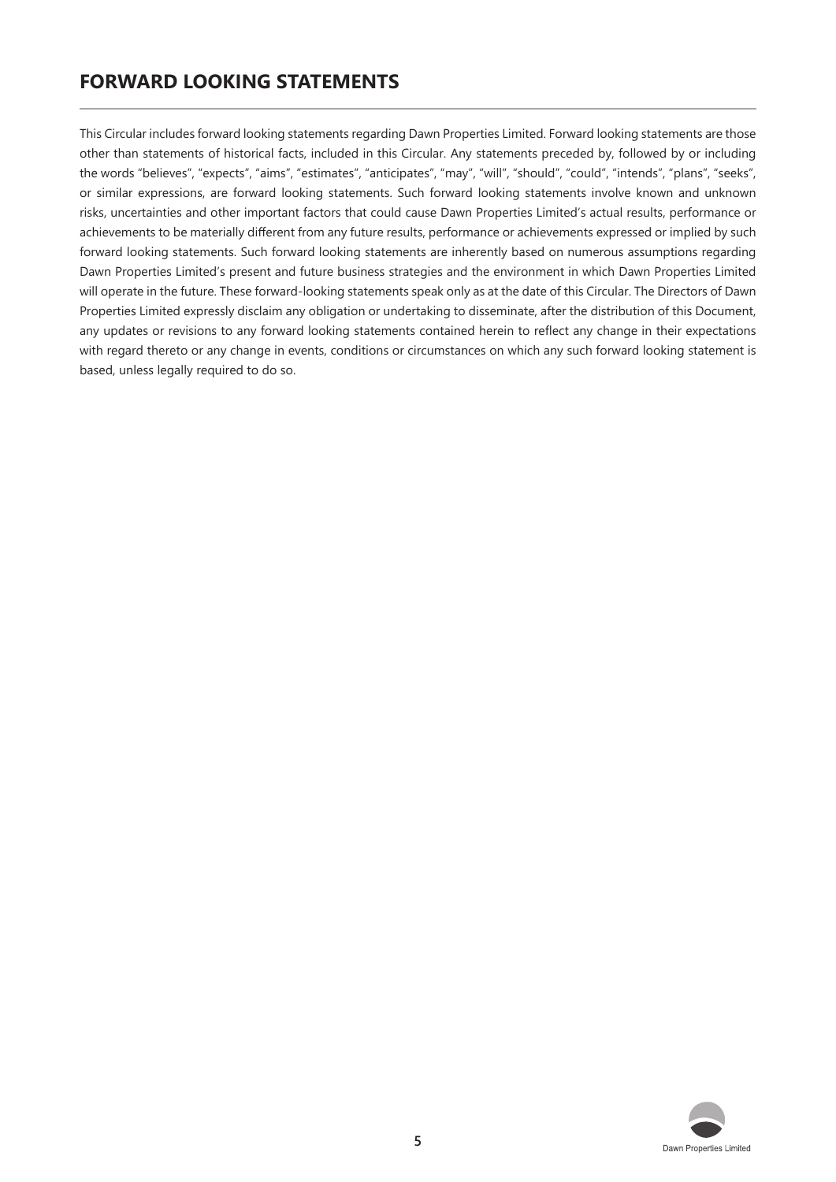## FORWARD LOOKING STATEMENTS

This Circular includes forward looking statements regarding Dawn Properties Limited. Forward looking statements are those other than statements of historical facts, included in this Circular. Any statements preceded by, followed by or including the words "believes", "expects", "aims", "estimates", "anticipates", "may", "will", "should", "could", "intends", "plans", "seeks", or similar expressions, are forward looking statements. Such forward looking statements involve known and unknown risks, uncertainties and other important factors that could cause Dawn Properties Limited's actual results, performance or achievements to be materially different from any future results, performance or achievements expressed or implied by such forward looking statements. Such forward looking statements are inherently based on numerous assumptions regarding Dawn Properties Limited's present and future business strategies and the environment in which Dawn Properties Limited will operate in the future. These forward-looking statements speak only as at the date of this Circular. The Directors of Dawn Properties Limited expressly disclaim any obligation or undertaking to disseminate, after the distribution of this Document, any updates or revisions to any forward looking statements contained herein to reflect any change in their expectations with regard thereto or any change in events, conditions or circumstances on which any such forward looking statement is based, unless legally required to do so.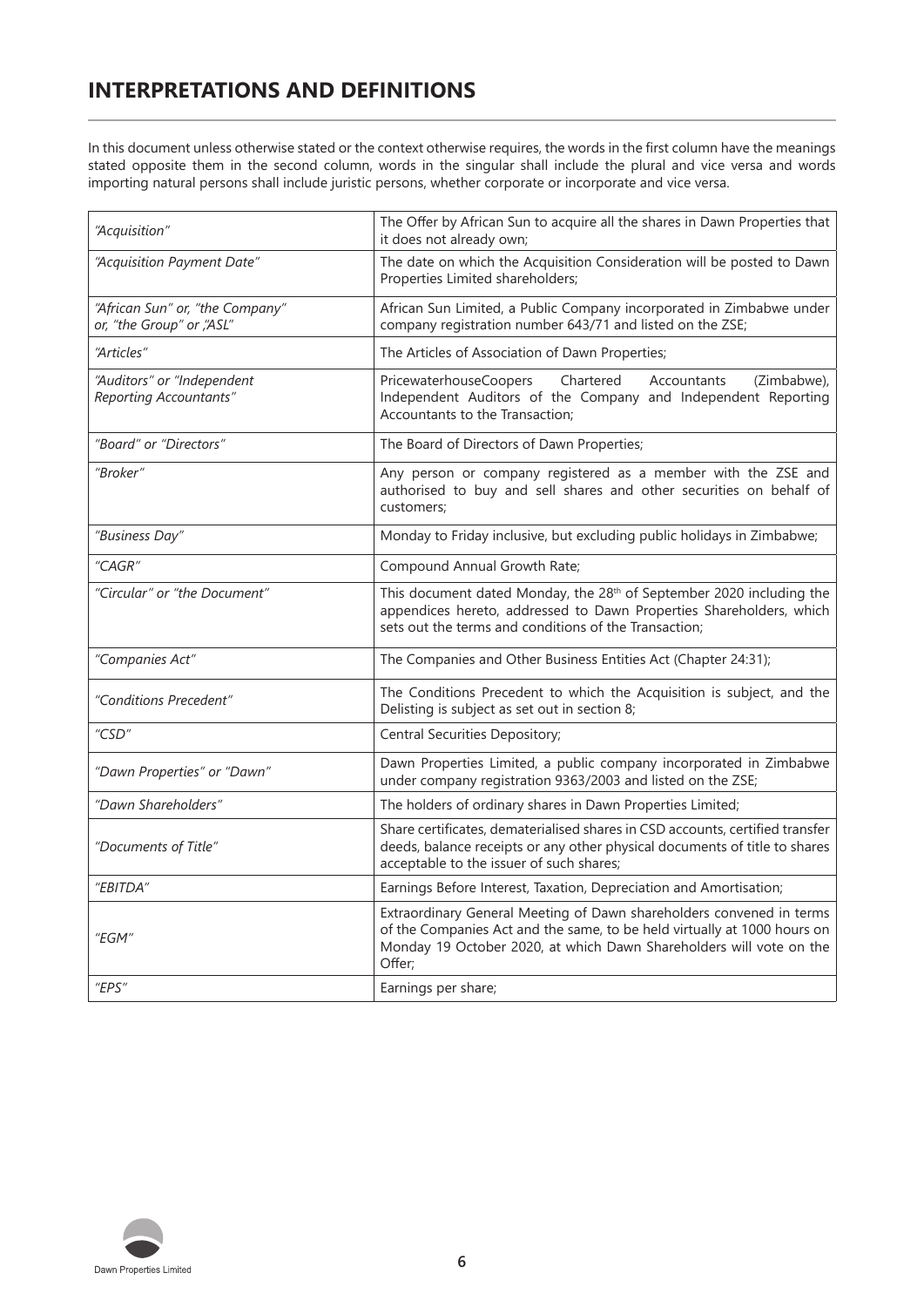# INTERPRETATIONS AND DEFINITIONS

In this document unless otherwise stated or the context otherwise requires, the words in the first column have the meanings stated opposite them in the second column, words in the singular shall include the plural and vice versa and words importing natural persons shall include juristic persons, whether corporate or incorporate and vice versa.

| | |
|---|---|
| *"Acquisition"* | The Offer by African Sun to acquire all the shares in Dawn Properties that it does not already own; |
| *"Acquisition Payment Date"* | The date on which the Acquisition Consideration will be posted to Dawn Properties Limited shareholders; |
| *"African Sun" or, "the Company" or, "the Group" or ,"ASL"* | African Sun Limited, a Public Company incorporated in Zimbabwe under company registration number 643/71 and listed on the ZSE; |
| *"Articles"* | The Articles of Association of Dawn Properties; |
| *"Auditors" or "Independent Reporting Accountants"* | PricewaterhouseCoopers Chartered Accountants (Zimbabwe), Independent Auditors of the Company and Independent Reporting Accountants to the Transaction; |
| *"Board" or "Directors"* | The Board of Directors of Dawn Properties; |
| *"Broker"* | Any person or company registered as a member with the ZSE and authorised to buy and sell shares and other securities on behalf of customers; |
| *"Business Day"* | Monday to Friday inclusive, but excluding public holidays in Zimbabwe; |
| *"CAGR"* | Compound Annual Growth Rate; |
| *"Circular" or "the Document"* | This document dated Monday, the 28th of September 2020 including the appendices hereto, addressed to Dawn Properties Shareholders, which sets out the terms and conditions of the Transaction; |
| *"Companies Act"* | The Companies and Other Business Entities Act (Chapter 24:31); |
| *"Conditions Precedent"* | The Conditions Precedent to which the Acquisition is subject, and the Delisting is subject as set out in section 8; |
| *"CSD"* | Central Securities Depository; |
| *"Dawn Properties" or "Dawn"* | Dawn Properties Limited, a public company incorporated in Zimbabwe under company registration 9363/2003 and listed on the ZSE; |
| *"Dawn Shareholders"* | The holders of ordinary shares in Dawn Properties Limited; |
| *"Documents of Title"* | Share certificates, dematerialised shares in CSD accounts, certified transfer deeds, balance receipts or any other physical documents of title to shares acceptable to the issuer of such shares; |
| *"EBITDA"* | Earnings Before Interest, Taxation, Depreciation and Amortisation; |
| *"EGM"* | Extraordinary General Meeting of Dawn shareholders convened in terms of the Companies Act and the same, to be held virtually at 1000 hours on Monday 19 October 2020, at which Dawn Shareholders will vote on the Offer; |
| *"EPS"* | Earnings per share; |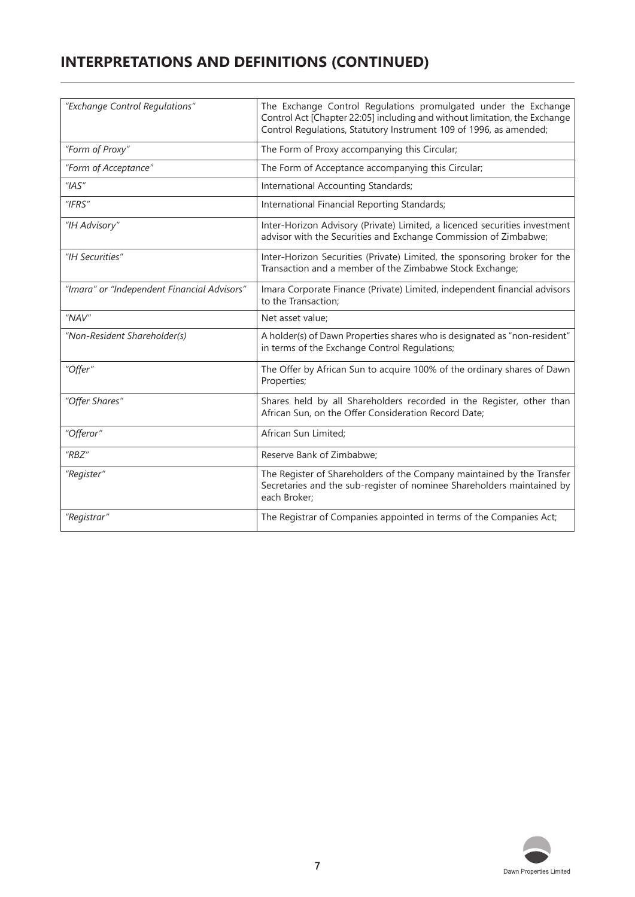## INTERPRETATIONS AND DEFINITIONS (CONTINUED)

| | |
|---|---|
| *"Exchange Control Regulations"* | The Exchange Control Regulations promulgated under the Exchange Control Act [Chapter 22:05] including and without limitation, the Exchange Control Regulations, Statutory Instrument 109 of 1996, as amended; |
| *"Form of Proxy"* | The Form of Proxy accompanying this Circular; |
| *"Form of Acceptance"* | The Form of Acceptance accompanying this Circular; |
| *"IAS"* | International Accounting Standards; |
| *"IFRS"* | International Financial Reporting Standards; |
| *"IH Advisory"* | Inter-Horizon Advisory (Private) Limited, a licenced securities investment advisor with the Securities and Exchange Commission of Zimbabwe; |
| *"IH Securities"* | Inter-Horizon Securities (Private) Limited, the sponsoring broker for the Transaction and a member of the Zimbabwe Stock Exchange; |
| *"Imara" or "Independent Financial Advisors"* | Imara Corporate Finance (Private) Limited, independent financial advisors to the Transaction; |
| *"NAV"* | Net asset value; |
| *"Non-Resident Shareholder(s)* | A holder(s) of Dawn Properties shares who is designated as "non-resident" in terms of the Exchange Control Regulations; |
| *"Offer"* | The Offer by African Sun to acquire 100% of the ordinary shares of Dawn Properties; |
| *"Offer Shares"* | Shares held by all Shareholders recorded in the Register, other than African Sun, on the Offer Consideration Record Date; |
| *"Offeror"* | African Sun Limited; |
| *"RBZ"* | Reserve Bank of Zimbabwe; |
| *"Register"* | The Register of Shareholders of the Company maintained by the Transfer Secretaries and the sub-register of nominee Shareholders maintained by each Broker; |
| *"Registrar"* | The Registrar of Companies appointed in terms of the Companies Act; |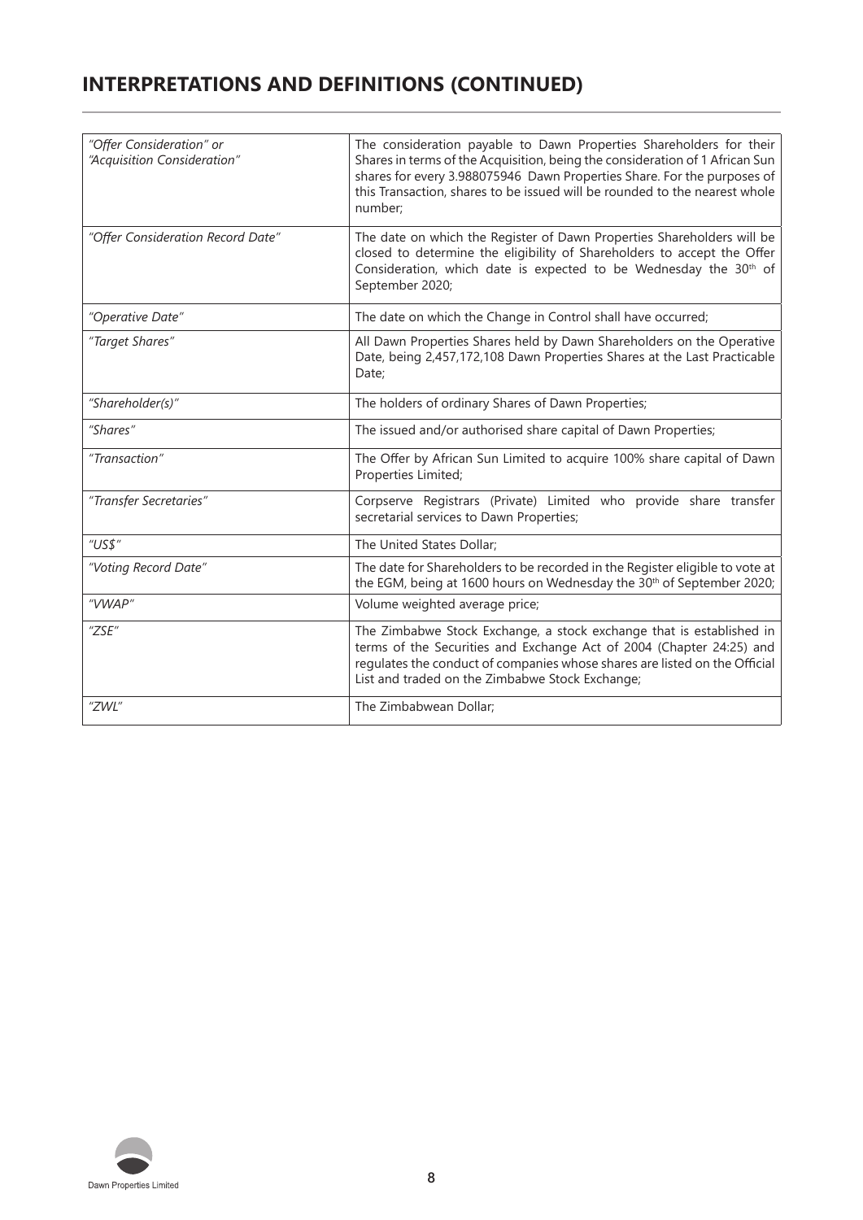## INTERPRETATIONS AND DEFINITIONS (CONTINUED)

| | |
|---|---|
| *"Offer Consideration" or "Acquisition Consideration"* | The consideration payable to Dawn Properties Shareholders for their Shares in terms of the Acquisition, being the consideration of 1 African Sun shares for every 3.988075946 Dawn Properties Share. For the purposes of this Transaction, shares to be issued will be rounded to the nearest whole number; |
| *"Offer Consideration Record Date"* | The date on which the Register of Dawn Properties Shareholders will be closed to determine the eligibility of Shareholders to accept the Offer Consideration, which date is expected to be Wednesday the 30th of September 2020; |
| *"Operative Date"* | The date on which the Change in Control shall have occurred; |
| *"Target Shares"* | All Dawn Properties Shares held by Dawn Shareholders on the Operative Date, being 2,457,172,108 Dawn Properties Shares at the Last Practicable Date; |
| *"Shareholder(s)"* | The holders of ordinary Shares of Dawn Properties; |
| *"Shares"* | The issued and/or authorised share capital of Dawn Properties; |
| *"Transaction"* | The Offer by African Sun Limited to acquire 100% share capital of Dawn Properties Limited; |
| *"Transfer Secretaries"* | Corpserve Registrars (Private) Limited who provide share transfer secretarial services to Dawn Properties; |
| *"US$"* | The United States Dollar; |
| *"Voting Record Date"* | The date for Shareholders to be recorded in the Register eligible to vote at the EGM, being at 1600 hours on Wednesday the 30th of September 2020; |
| *"VWAP"* | Volume weighted average price; |
| *"ZSE"* | The Zimbabwe Stock Exchange, a stock exchange that is established in terms of the Securities and Exchange Act of 2004 (Chapter 24:25) and regulates the conduct of companies whose shares are listed on the Official List and traded on the Zimbabwe Stock Exchange; |
| *"ZWL"* | The Zimbabwean Dollar; |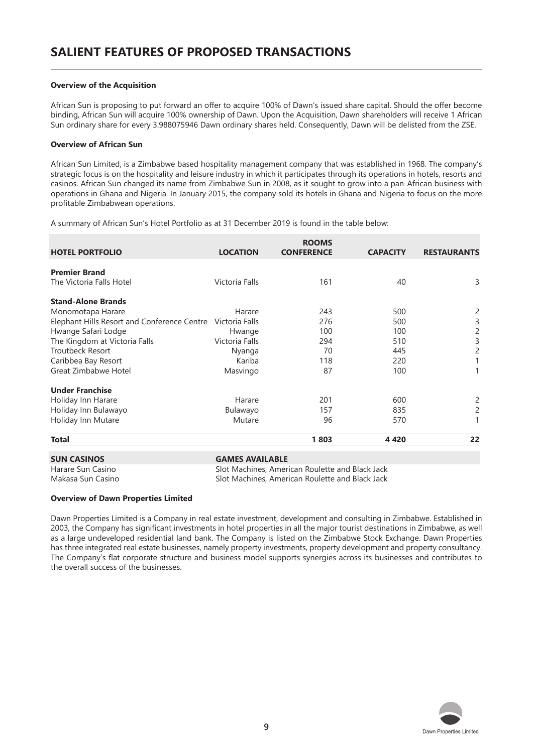# SALIENT FEATURES OF PROPOSED TRANSACTIONS

**Overview of the Acquisition**

African Sun is proposing to put forward an offer to acquire 100% of Dawn's issued share capital. Should the offer become binding, African Sun will acquire 100% ownership of Dawn. Upon the Acquisition, Dawn shareholders will receive 1 African Sun ordinary share for every 3.988075946 Dawn ordinary shares held. Consequently, Dawn will be delisted from the ZSE.

**Overview of African Sun**

African Sun Limited, is a Zimbabwe based hospitality management company that was established in 1968. The company's strategic focus is on the hospitality and leisure industry in which it participates through its operations in hotels, resorts and casinos. African Sun changed its name from Zimbabwe Sun in 2008, as it sought to grow into a pan-African business with operations in Ghana and Nigeria. In January 2015, the company sold its hotels in Ghana and Nigeria to focus on the more profitable Zimbabwean operations.

A summary of African Sun's Hotel Portfolio as at 31 December 2019 is found in the table below:

| HOTEL PORTFOLIO | LOCATION | ROOMS CONFERENCE | CAPACITY | RESTAURANTS |
|---|---|---|---|---|
| **Premier Brand** | | | | |
| The Victoria Falls Hotel | Victoria Falls | 161 | 40 | 3 |
| **Stand-Alone Brands** | | | | |
| Monomotapa Harare | Harare | 243 | 500 | 2 |
| Elephant Hills Resort and Conference Centre | Victoria Falls | 276 | 500 | 3 |
| Hwange Safari Lodge | Hwange | 100 | 100 | 2 |
| The Kingdom at Victoria Falls | Victoria Falls | 294 | 510 | 3 |
| Troutbeck Resort | Nyanga | 70 | 445 | 2 |
| Caribbea Bay Resort | Kariba | 118 | 220 | 1 |
| Great Zimbabwe Hotel | Masvingo | 87 | 100 | 1 |
| **Under Franchise** | | | | |
| Holiday Inn Harare | Harare | 201 | 600 | 2 |
| Holiday Inn Bulawayo | Bulawayo | 157 | 835 | 2 |
| Holiday Inn Mutare | Mutare | 96 | 570 | 1 |
| **Total** | | **1 803** | **4 420** | **22** |

| SUN CASINOS | GAMES AVAILABLE |
|---|---|
| Harare Sun Casino | Slot Machines, American Roulette and Black Jack |
| Makasa Sun Casino | Slot Machines, American Roulette and Black Jack |

**Overview of Dawn Properties Limited**

Dawn Properties Limited is a Company in real estate investment, development and consulting in Zimbabwe. Established in 2003, the Company has significant investments in hotel properties in all the major tourist destinations in Zimbabwe, as well as a large undeveloped residential land bank. The Company is listed on the Zimbabwe Stock Exchange. Dawn Properties has three integrated real estate businesses, namely property investments, property development and property consultancy. The Company's flat corporate structure and business model supports synergies across its businesses and contributes to the overall success of the businesses.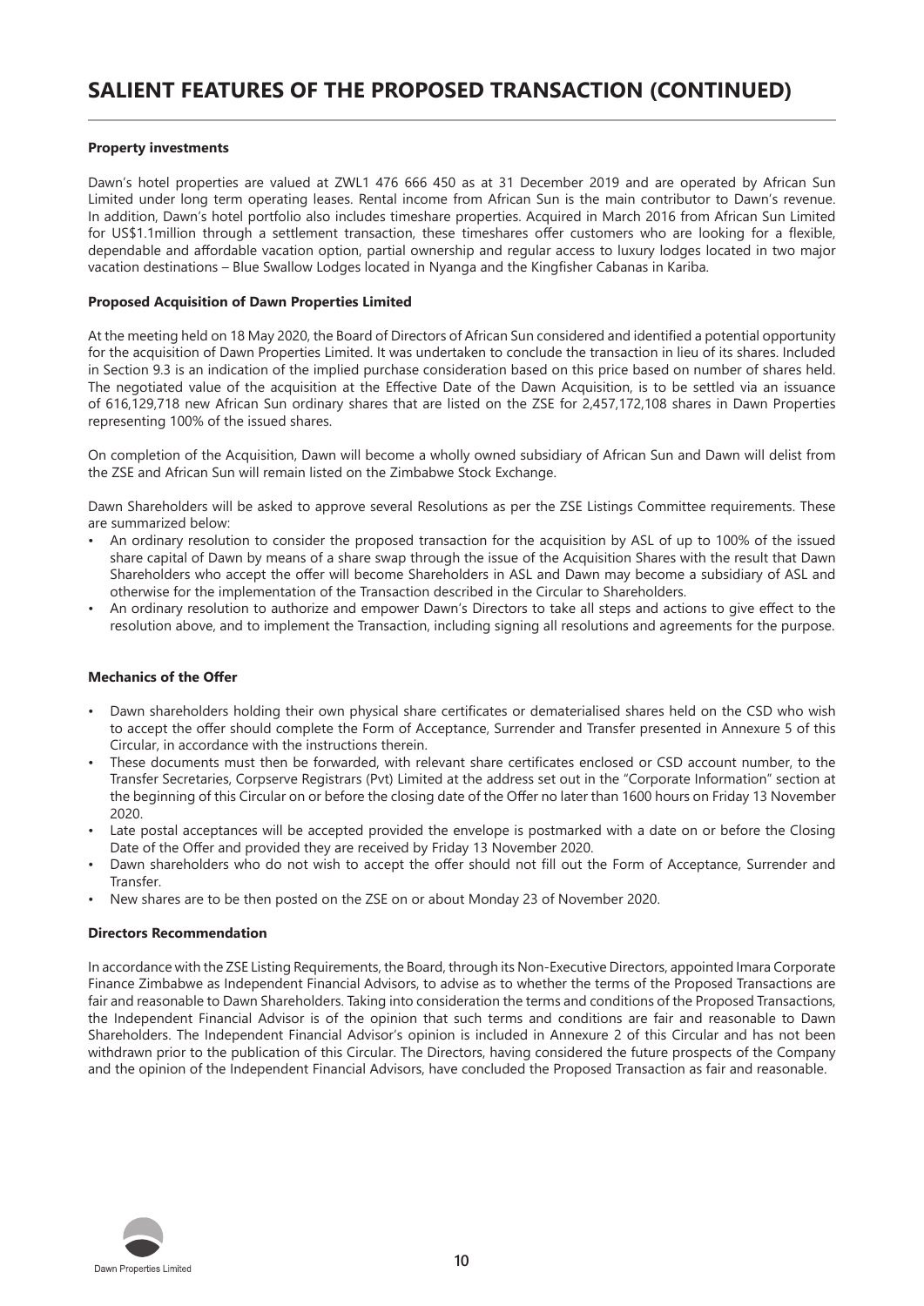# SALIENT FEATURES OF THE PROPOSED TRANSACTION (CONTINUED)

**Property investments**

Dawn's hotel properties are valued at ZWL1 476 666 450 as at 31 December 2019 and are operated by African Sun Limited under long term operating leases. Rental income from African Sun is the main contributor to Dawn's revenue. In addition, Dawn's hotel portfolio also includes timeshare properties. Acquired in March 2016 from African Sun Limited for US$1.1million through a settlement transaction, these timeshares offer customers who are looking for a flexible, dependable and affordable vacation option, partial ownership and regular access to luxury lodges located in two major vacation destinations – Blue Swallow Lodges located in Nyanga and the Kingfisher Cabanas in Kariba.

**Proposed Acquisition of Dawn Properties Limited**

At the meeting held on 18 May 2020, the Board of Directors of African Sun considered and identified a potential opportunity for the acquisition of Dawn Properties Limited. It was undertaken to conclude the transaction in lieu of its shares. Included in Section 9.3 is an indication of the implied purchase consideration based on this price based on number of shares held. The negotiated value of the acquisition at the Effective Date of the Dawn Acquisition, is to be settled via an issuance of 616,129,718 new African Sun ordinary shares that are listed on the ZSE for 2,457,172,108 shares in Dawn Properties representing 100% of the issued shares.

On completion of the Acquisition, Dawn will become a wholly owned subsidiary of African Sun and Dawn will delist from the ZSE and African Sun will remain listed on the Zimbabwe Stock Exchange.

Dawn Shareholders will be asked to approve several Resolutions as per the ZSE Listings Committee requirements. These are summarized below:

- An ordinary resolution to consider the proposed transaction for the acquisition by ASL of up to 100% of the issued share capital of Dawn by means of a share swap through the issue of the Acquisition Shares with the result that Dawn Shareholders who accept the offer will become Shareholders in ASL and Dawn may become a subsidiary of ASL and otherwise for the implementation of the Transaction described in the Circular to Shareholders.
- An ordinary resolution to authorize and empower Dawn's Directors to take all steps and actions to give effect to the resolution above, and to implement the Transaction, including signing all resolutions and agreements for the purpose.

**Mechanics of the Offer**

- Dawn shareholders holding their own physical share certificates or dematerialised shares held on the CSD who wish to accept the offer should complete the Form of Acceptance, Surrender and Transfer presented in Annexure 5 of this Circular, in accordance with the instructions therein.
- These documents must then be forwarded, with relevant share certificates enclosed or CSD account number, to the Transfer Secretaries, Corpserve Registrars (Pvt) Limited at the address set out in the "Corporate Information" section at the beginning of this Circular on or before the closing date of the Offer no later than 1600 hours on Friday 13 November 2020.
- Late postal acceptances will be accepted provided the envelope is postmarked with a date on or before the Closing Date of the Offer and provided they are received by Friday 13 November 2020.
- Dawn shareholders who do not wish to accept the offer should not fill out the Form of Acceptance, Surrender and Transfer.
- New shares are to be then posted on the ZSE on or about Monday 23 of November 2020.

**Directors Recommendation**

In accordance with the ZSE Listing Requirements, the Board, through its Non-Executive Directors, appointed Imara Corporate Finance Zimbabwe as Independent Financial Advisors, to advise as to whether the terms of the Proposed Transactions are fair and reasonable to Dawn Shareholders. Taking into consideration the terms and conditions of the Proposed Transactions, the Independent Financial Advisor is of the opinion that such terms and conditions are fair and reasonable to Dawn Shareholders. The Independent Financial Advisor's opinion is included in Annexure 2 of this Circular and has not been withdrawn prior to the publication of this Circular. The Directors, having considered the future prospects of the Company and the opinion of the Independent Financial Advisors, have concluded the Proposed Transaction as fair and reasonable.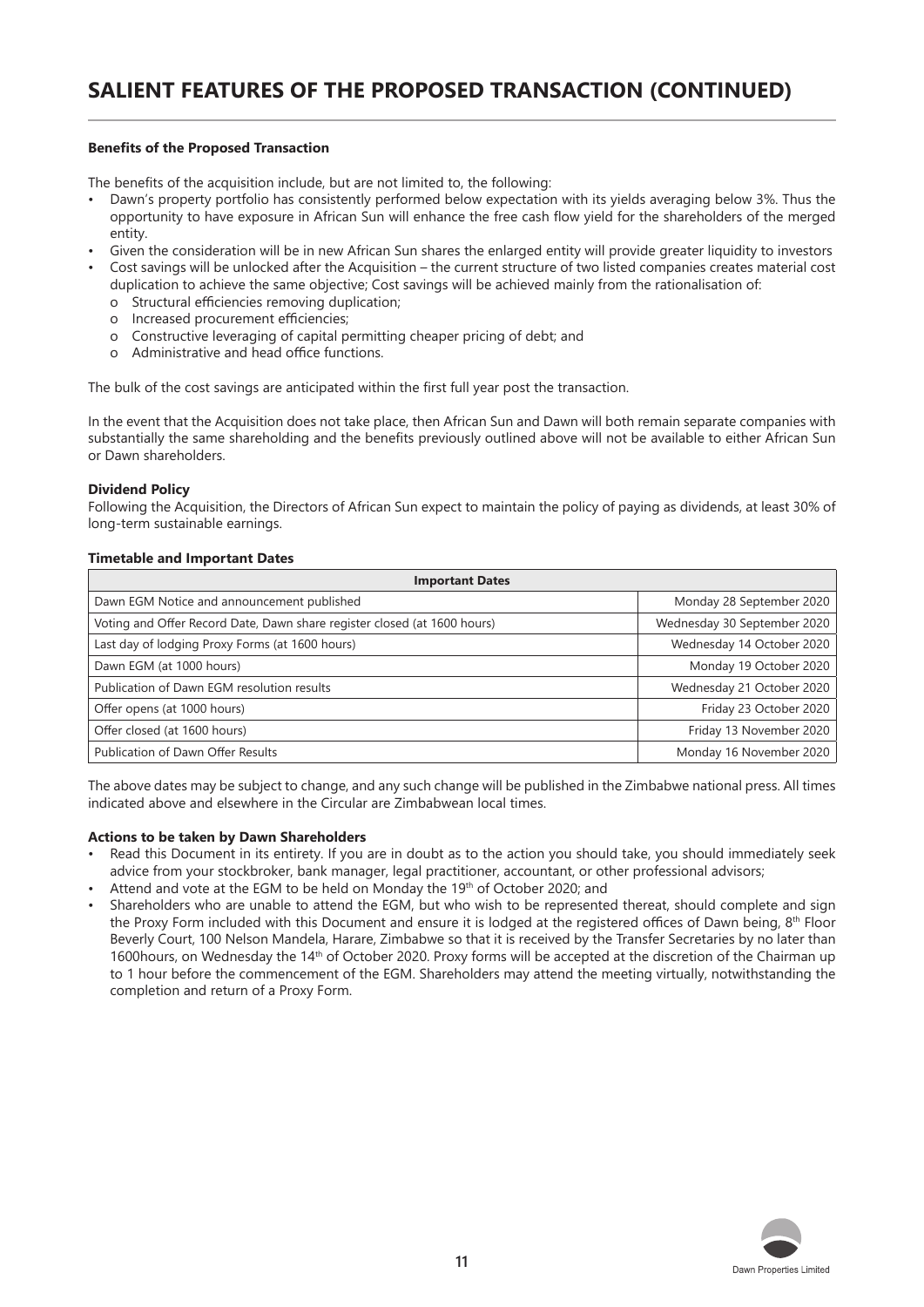# SALIENT FEATURES OF THE PROPOSED TRANSACTION (CONTINUED)

**Benefits of the Proposed Transaction**

The benefits of the acquisition include, but are not limited to, the following:

- Dawn's property portfolio has consistently performed below expectation with its yields averaging below 3%. Thus the opportunity to have exposure in African Sun will enhance the free cash flow yield for the shareholders of the merged entity.
- Given the consideration will be in new African Sun shares the enlarged entity will provide greater liquidity to investors
- Cost savings will be unlocked after the Acquisition – the current structure of two listed companies creates material cost duplication to achieve the same objective; Cost savings will be achieved mainly from the rationalisation of:
  - o Structural efficiencies removing duplication;
  - o Increased procurement efficiencies;
  - o Constructive leveraging of capital permitting cheaper pricing of debt; and
  - o Administrative and head office functions.

The bulk of the cost savings are anticipated within the first full year post the transaction.

In the event that the Acquisition does not take place, then African Sun and Dawn will both remain separate companies with substantially the same shareholding and the benefits previously outlined above will not be available to either African Sun or Dawn shareholders.

**Dividend Policy**

Following the Acquisition, the Directors of African Sun expect to maintain the policy of paying as dividends, at least 30% of long-term sustainable earnings.

**Timetable and Important Dates**

| Important Dates | |
|---|---|
| Dawn EGM Notice and announcement published | Monday 28 September 2020 |
| Voting and Offer Record Date, Dawn share register closed (at 1600 hours) | Wednesday 30 September 2020 |
| Last day of lodging Proxy Forms (at 1600 hours) | Wednesday 14 October 2020 |
| Dawn EGM (at 1000 hours) | Monday 19 October 2020 |
| Publication of Dawn EGM resolution results | Wednesday 21 October 2020 |
| Offer opens (at 1000 hours) | Friday 23 October 2020 |
| Offer closed (at 1600 hours) | Friday 13 November 2020 |
| Publication of Dawn Offer Results | Monday 16 November 2020 |

The above dates may be subject to change, and any such change will be published in the Zimbabwe national press. All times indicated above and elsewhere in the Circular are Zimbabwean local times.

**Actions to be taken by Dawn Shareholders**

- Read this Document in its entirety. If you are in doubt as to the action you should take, you should immediately seek advice from your stockbroker, bank manager, legal practitioner, accountant, or other professional advisors;
- Attend and vote at the EGM to be held on Monday the 19th of October 2020; and
- Shareholders who are unable to attend the EGM, but who wish to be represented thereat, should complete and sign the Proxy Form included with this Document and ensure it is lodged at the registered offices of Dawn being, 8th Floor Beverly Court, 100 Nelson Mandela, Harare, Zimbabwe so that it is received by the Transfer Secretaries by no later than 1600hours, on Wednesday the 14th of October 2020. Proxy forms will be accepted at the discretion of the Chairman up to 1 hour before the commencement of the EGM. Shareholders may attend the meeting virtually, notwithstanding the completion and return of a Proxy Form.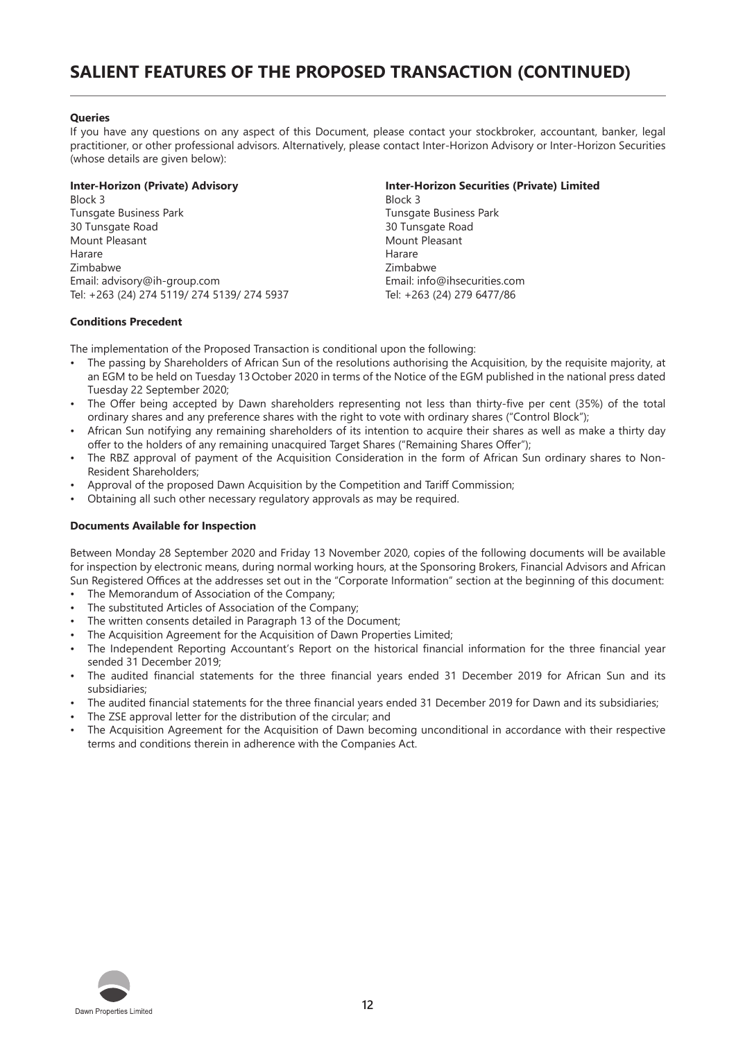# SALIENT FEATURES OF THE PROPOSED TRANSACTION (CONTINUED)

**Queries**

If you have any questions on any aspect of this Document, please contact your stockbroker, accountant, banker, legal practitioner, or other professional advisors. Alternatively, please contact Inter-Horizon Advisory or Inter-Horizon Securities (whose details are given below):

**Inter-Horizon (Private) Advisory**
Block 3
Tunsgate Business Park
30 Tunsgate Road
Mount Pleasant
Harare
Zimbabwe
Email: advisory@ih-group.com
Tel: +263 (24) 274 5119/ 274 5139/ 274 5937

**Inter-Horizon Securities (Private) Limited**
Block 3
Tunsgate Business Park
30 Tunsgate Road
Mount Pleasant
Harare
Zimbabwe
Email: info@ihsecurities.com
Tel: +263 (24) 279 6477/86

**Conditions Precedent**

The implementation of the Proposed Transaction is conditional upon the following:

- The passing by Shareholders of African Sun of the resolutions authorising the Acquisition, by the requisite majority, at an EGM to be held on Tuesday 13 October 2020 in terms of the Notice of the EGM published in the national press dated Tuesday 22 September 2020;
- The Offer being accepted by Dawn shareholders representing not less than thirty-five per cent (35%) of the total ordinary shares and any preference shares with the right to vote with ordinary shares ("Control Block");
- African Sun notifying any remaining shareholders of its intention to acquire their shares as well as make a thirty day offer to the holders of any remaining unacquired Target Shares ("Remaining Shares Offer");
- The RBZ approval of payment of the Acquisition Consideration in the form of African Sun ordinary shares to Non-Resident Shareholders;
- Approval of the proposed Dawn Acquisition by the Competition and Tariff Commission;
- Obtaining all such other necessary regulatory approvals as may be required.

**Documents Available for Inspection**

Between Monday 28 September 2020 and Friday 13 November 2020, copies of the following documents will be available for inspection by electronic means, during normal working hours, at the Sponsoring Brokers, Financial Advisors and African Sun Registered Offices at the addresses set out in the "Corporate Information" section at the beginning of this document:

- The Memorandum of Association of the Company;
- The substituted Articles of Association of the Company;
- The written consents detailed in Paragraph 13 of the Document;
- The Acquisition Agreement for the Acquisition of Dawn Properties Limited;
- The Independent Reporting Accountant's Report on the historical financial information for the three financial year sended 31 December 2019;
- The audited financial statements for the three financial years ended 31 December 2019 for African Sun and its subsidiaries;
- The audited financial statements for the three financial years ended 31 December 2019 for Dawn and its subsidiaries;
- The ZSE approval letter for the distribution of the circular; and
- The Acquisition Agreement for the Acquisition of Dawn becoming unconditional in accordance with their respective terms and conditions therein in adherence with the Companies Act.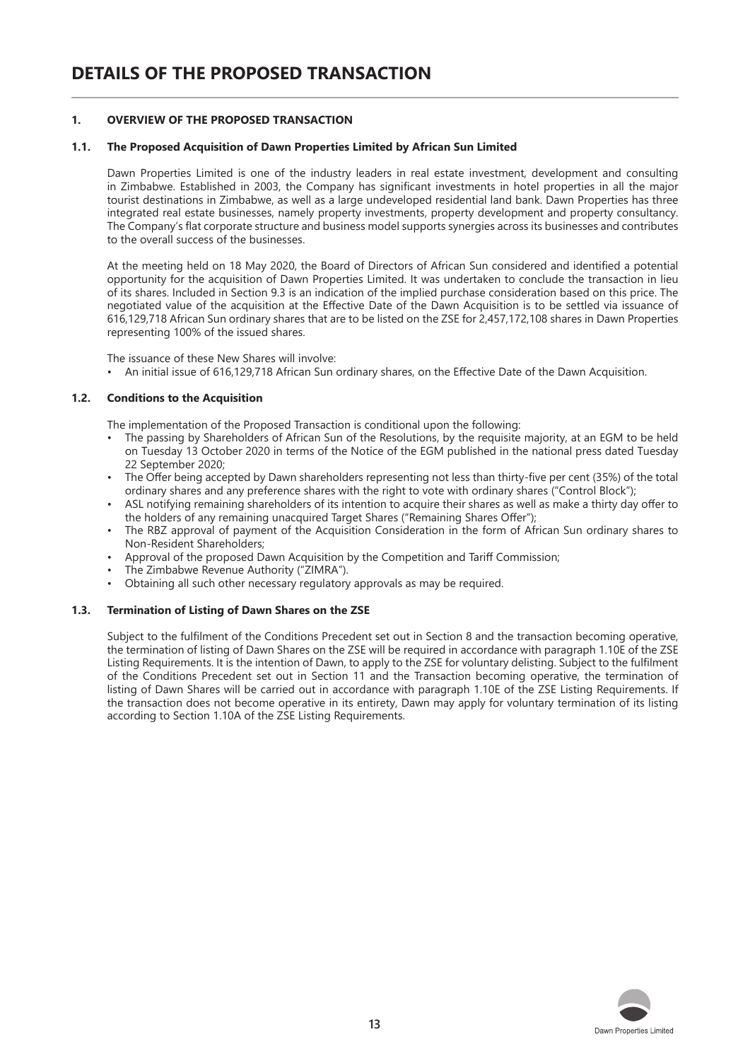# DETAILS OF THE PROPOSED TRANSACTION

## 1. OVERVIEW OF THE PROPOSED TRANSACTION

### 1.1. The Proposed Acquisition of Dawn Properties Limited by African Sun Limited

Dawn Properties Limited is one of the industry leaders in real estate investment, development and consulting in Zimbabwe. Established in 2003, the Company has significant investments in hotel properties in all the major tourist destinations in Zimbabwe, as well as a large undeveloped residential land bank. Dawn Properties has three integrated real estate businesses, namely property investments, property development and property consultancy. The Company's flat corporate structure and business model supports synergies across its businesses and contributes to the overall success of the businesses.

At the meeting held on 18 May 2020, the Board of Directors of African Sun considered and identified a potential opportunity for the acquisition of Dawn Properties Limited. It was undertaken to conclude the transaction in lieu of its shares. Included in Section 9.3 is an indication of the implied purchase consideration based on this price. The negotiated value of the acquisition at the Effective Date of the Dawn Acquisition is to be settled via issuance of 616,129,718 African Sun ordinary shares that are to be listed on the ZSE for 2,457,172,108 shares in Dawn Properties representing 100% of the issued shares.

The issuance of these New Shares will involve:

- An initial issue of 616,129,718 African Sun ordinary shares, on the Effective Date of the Dawn Acquisition.

### 1.2. Conditions to the Acquisition

The implementation of the Proposed Transaction is conditional upon the following:

- The passing by Shareholders of African Sun of the Resolutions, by the requisite majority, at an EGM to be held on Tuesday 13 October 2020 in terms of the Notice of the EGM published in the national press dated Tuesday 22 September 2020;
- The Offer being accepted by Dawn shareholders representing not less than thirty-five per cent (35%) of the total ordinary shares and any preference shares with the right to vote with ordinary shares ("Control Block");
- ASL notifying remaining shareholders of its intention to acquire their shares as well as make a thirty day offer to the holders of any remaining unacquired Target Shares ("Remaining Shares Offer");
- The RBZ approval of payment of the Acquisition Consideration in the form of African Sun ordinary shares to Non-Resident Shareholders;
- Approval of the proposed Dawn Acquisition by the Competition and Tariff Commission;
- The Zimbabwe Revenue Authority ("ZIMRA").
- Obtaining all such other necessary regulatory approvals as may be required.

### 1.3. Termination of Listing of Dawn Shares on the ZSE

Subject to the fulfilment of the Conditions Precedent set out in Section 8 and the transaction becoming operative, the termination of listing of Dawn Shares on the ZSE will be required in accordance with paragraph 1.10E of the ZSE Listing Requirements. It is the intention of Dawn, to apply to the ZSE for voluntary delisting. Subject to the fulfilment of the Conditions Precedent set out in Section 11 and the Transaction becoming operative, the termination of listing of Dawn Shares will be carried out in accordance with paragraph 1.10E of the ZSE Listing Requirements. If the transaction does not become operative in its entirety, Dawn may apply for voluntary termination of its listing according to Section 1.10A of the ZSE Listing Requirements.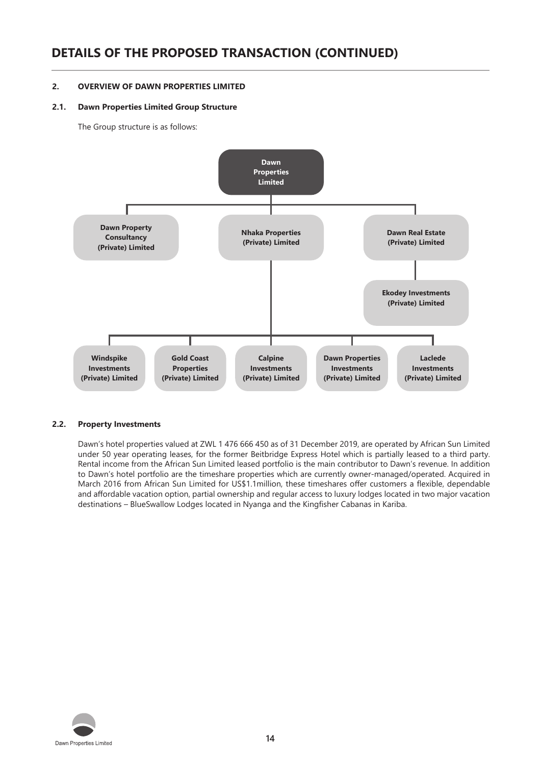# DETAILS OF THE PROPOSED TRANSACTION (CONTINUED)

## 2. OVERVIEW OF DAWN PROPERTIES LIMITED

### 2.1. Dawn Properties Limited Group Structure

The Group structure is as follows:

- **Dawn Properties Limited**
  - **Dawn Property Consultancy (Private) Limited**
  - **Nhaka Properties (Private) Limited**
    - **Windspike Investments (Private) Limited**
    - **Gold Coast Properties (Private) Limited**
    - **Calpine Investments (Private) Limited**
    - **Dawn Properties Investments (Private) Limited**
    - **Laclede Investments (Private) Limited**
  - **Dawn Real Estate (Private) Limited**
    - **Ekodey Investments (Private) Limited**

### 2.2. Property Investments

Dawn's hotel properties valued at ZWL 1 476 666 450 as of 31 December 2019, are operated by African Sun Limited under 50 year operating leases, for the former Beitbridge Express Hotel which is partially leased to a third party. Rental income from the African Sun Limited leased portfolio is the main contributor to Dawn's revenue. In addition to Dawn's hotel portfolio are the timeshare properties which are currently owner-managed/operated. Acquired in March 2016 from African Sun Limited for US$1.1million, these timeshares offer customers a flexible, dependable and affordable vacation option, partial ownership and regular access to luxury lodges located in two major vacation destinations – BlueSwallow Lodges located in Nyanga and the Kingfisher Cabanas in Kariba.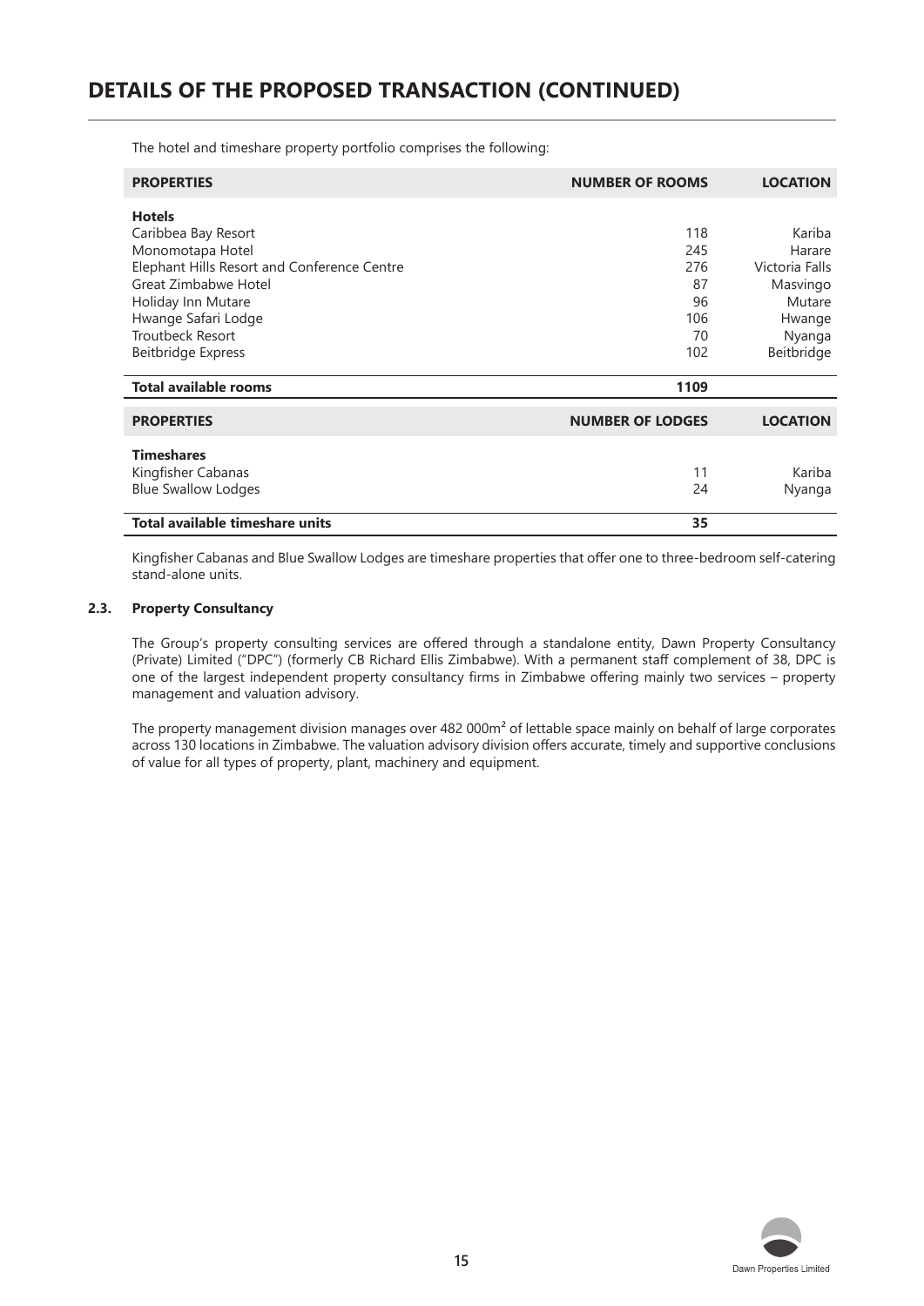# DETAILS OF THE PROPOSED TRANSACTION (CONTINUED)

The hotel and timeshare property portfolio comprises the following:

| PROPERTIES | NUMBER OF ROOMS | LOCATION |
|---|---|---|
| **Hotels** | | |
| Caribbea Bay Resort | 118 | Kariba |
| Monomotapa Hotel | 245 | Harare |
| Elephant Hills Resort and Conference Centre | 276 | Victoria Falls |
| Great Zimbabwe Hotel | 87 | Masvingo |
| Holiday Inn Mutare | 96 | Mutare |
| Hwange Safari Lodge | 106 | Hwange |
| Troutbeck Resort | 70 | Nyanga |
| Beitbridge Express | 102 | Beitbridge |
| **Total available rooms** | **1109** | |

| PROPERTIES | NUMBER OF LODGES | LOCATION |
|---|---|---|
| **Timeshares** | | |
| Kingfisher Cabanas | 11 | Kariba |
| Blue Swallow Lodges | 24 | Nyanga |
| **Total available timeshare units** | **35** | |

Kingfisher Cabanas and Blue Swallow Lodges are timeshare properties that offer one to three-bedroom self-catering stand-alone units.

### 2.3. Property Consultancy

The Group's property consulting services are offered through a standalone entity, Dawn Property Consultancy (Private) Limited ("DPC") (formerly CB Richard Ellis Zimbabwe). With a permanent staff complement of 38, DPC is one of the largest independent property consultancy firms in Zimbabwe offering mainly two services – property management and valuation advisory.

The property management division manages over 482 000m² of lettable space mainly on behalf of large corporates across 130 locations in Zimbabwe. The valuation advisory division offers accurate, timely and supportive conclusions of value for all types of property, plant, machinery and equipment.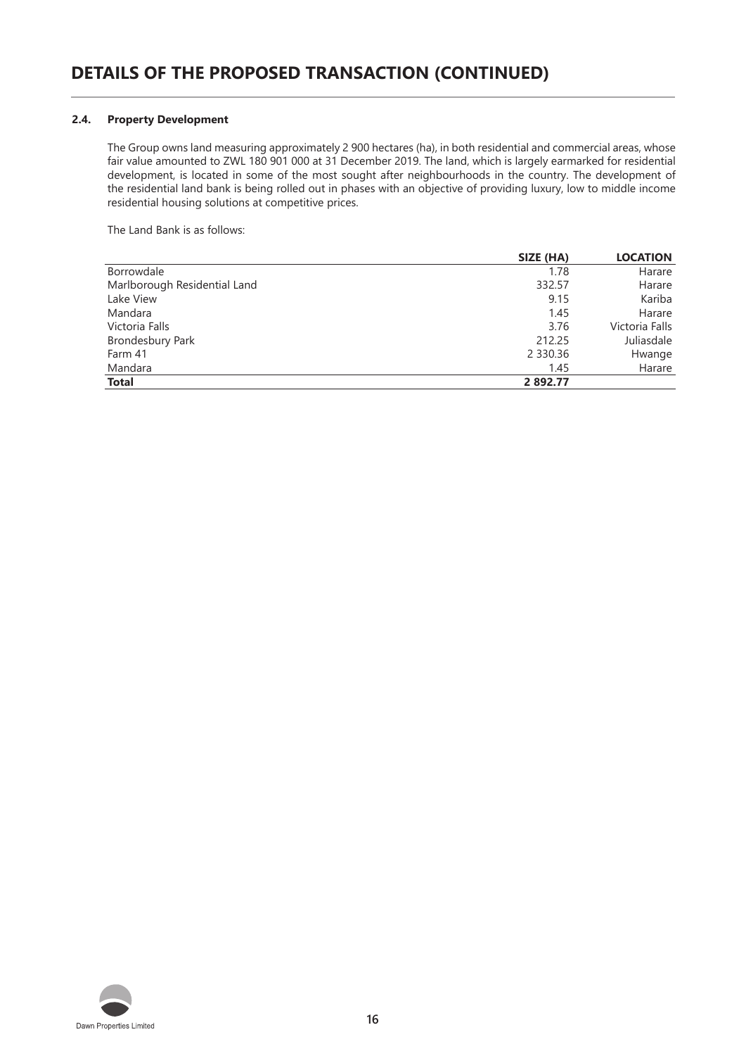# DETAILS OF THE PROPOSED TRANSACTION (CONTINUED)

### 2.4. Property Development

The Group owns land measuring approximately 2 900 hectares (ha), in both residential and commercial areas, whose fair value amounted to ZWL 180 901 000 at 31 December 2019. The land, which is largely earmarked for residential development, is located in some of the most sought after neighbourhoods in the country. The development of the residential land bank is being rolled out in phases with an objective of providing luxury, low to middle income residential housing solutions at competitive prices.

The Land Bank is as follows:

| | SIZE (HA) | LOCATION |
|---|---|---|
| Borrowdale | 1.78 | Harare |
| Marlborough Residential Land | 332.57 | Harare |
| Lake View | 9.15 | Kariba |
| Mandara | 1.45 | Harare |
| Victoria Falls | 3.76 | Victoria Falls |
| Brondesbury Park | 212.25 | Juliasdale |
| Farm 41 | 2 330.36 | Hwange |
| Mandara | 1.45 | Harare |
| **Total** | **2 892.77** | |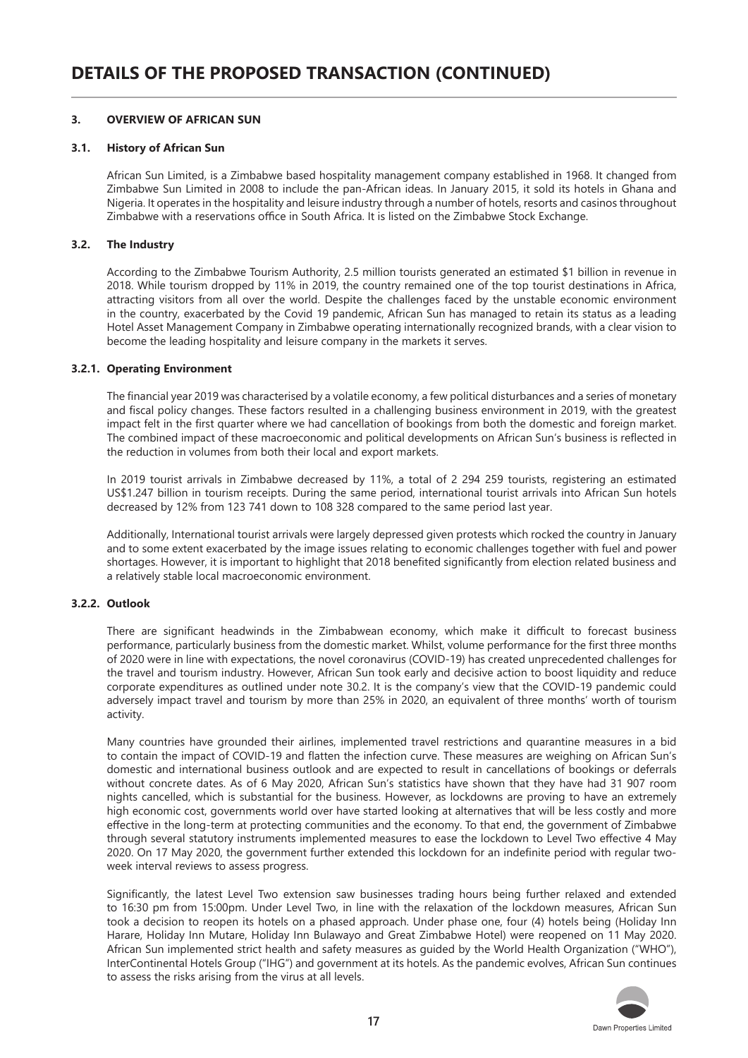# DETAILS OF THE PROPOSED TRANSACTION (CONTINUED)

## 3. OVERVIEW OF AFRICAN SUN

### 3.1. History of African Sun

African Sun Limited, is a Zimbabwe based hospitality management company established in 1968. It changed from Zimbabwe Sun Limited in 2008 to include the pan-African ideas. In January 2015, it sold its hotels in Ghana and Nigeria. It operates in the hospitality and leisure industry through a number of hotels, resorts and casinos throughout Zimbabwe with a reservations office in South Africa. It is listed on the Zimbabwe Stock Exchange.

### 3.2. The Industry

According to the Zimbabwe Tourism Authority, 2.5 million tourists generated an estimated $1 billion in revenue in 2018. While tourism dropped by 11% in 2019, the country remained one of the top tourist destinations in Africa, attracting visitors from all over the world. Despite the challenges faced by the unstable economic environment in the country, exacerbated by the Covid 19 pandemic, African Sun has managed to retain its status as a leading Hotel Asset Management Company in Zimbabwe operating internationally recognized brands, with a clear vision to become the leading hospitality and leisure company in the markets it serves.

#### 3.2.1. Operating Environment

The financial year 2019 was characterised by a volatile economy, a few political disturbances and a series of monetary and fiscal policy changes. These factors resulted in a challenging business environment in 2019, with the greatest impact felt in the first quarter where we had cancellation of bookings from both the domestic and foreign market. The combined impact of these macroeconomic and political developments on African Sun's business is reflected in the reduction in volumes from both their local and export markets.

In 2019 tourist arrivals in Zimbabwe decreased by 11%, a total of 2 294 259 tourists, registering an estimated US$1.247 billion in tourism receipts. During the same period, international tourist arrivals into African Sun hotels decreased by 12% from 123 741 down to 108 328 compared to the same period last year.

Additionally, International tourist arrivals were largely depressed given protests which rocked the country in January and to some extent exacerbated by the image issues relating to economic challenges together with fuel and power shortages. However, it is important to highlight that 2018 benefited significantly from election related business and a relatively stable local macroeconomic environment.

#### 3.2.2. Outlook

There are significant headwinds in the Zimbabwean economy, which make it difficult to forecast business performance, particularly business from the domestic market. Whilst, volume performance for the first three months of 2020 were in line with expectations, the novel coronavirus (COVID-19) has created unprecedented challenges for the travel and tourism industry. However, African Sun took early and decisive action to boost liquidity and reduce corporate expenditures as outlined under note 30.2. It is the company's view that the COVID-19 pandemic could adversely impact travel and tourism by more than 25% in 2020, an equivalent of three months' worth of tourism activity.

Many countries have grounded their airlines, implemented travel restrictions and quarantine measures in a bid to contain the impact of COVID-19 and flatten the infection curve. These measures are weighing on African Sun's domestic and international business outlook and are expected to result in cancellations of bookings or deferrals without concrete dates. As of 6 May 2020, African Sun's statistics have shown that they have had 31 907 room nights cancelled, which is substantial for the business. However, as lockdowns are proving to have an extremely high economic cost, governments world over have started looking at alternatives that will be less costly and more effective in the long-term at protecting communities and the economy. To that end, the government of Zimbabwe through several statutory instruments implemented measures to ease the lockdown to Level Two effective 4 May 2020. On 17 May 2020, the government further extended this lockdown for an indefinite period with regular two-week interval reviews to assess progress.

Significantly, the latest Level Two extension saw businesses trading hours being further relaxed and extended to 16:30 pm from 15:00pm. Under Level Two, in line with the relaxation of the lockdown measures, African Sun took a decision to reopen its hotels on a phased approach. Under phase one, four (4) hotels being (Holiday Inn Harare, Holiday Inn Mutare, Holiday Inn Bulawayo and Great Zimbabwe Hotel) were reopened on 11 May 2020. African Sun implemented strict health and safety measures as guided by the World Health Organization ("WHO"), InterContinental Hotels Group ("IHG") and government at its hotels. As the pandemic evolves, African Sun continues to assess the risks arising from the virus at all levels.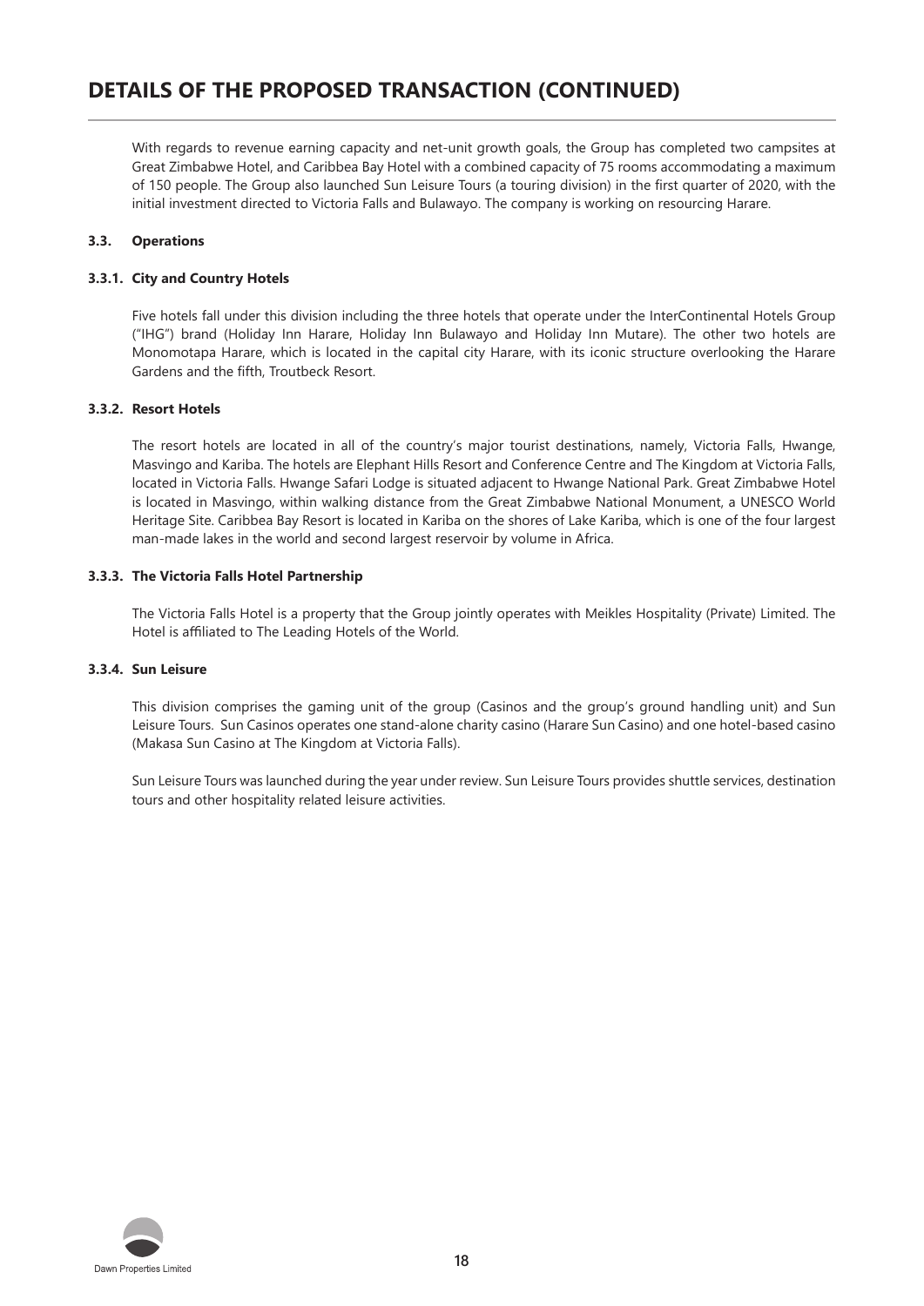# DETAILS OF THE PROPOSED TRANSACTION (CONTINUED)

With regards to revenue earning capacity and net-unit growth goals, the Group has completed two campsites at Great Zimbabwe Hotel, and Caribbea Bay Hotel with a combined capacity of 75 rooms accommodating a maximum of 150 people. The Group also launched Sun Leisure Tours (a touring division) in the first quarter of 2020, with the initial investment directed to Victoria Falls and Bulawayo. The company is working on resourcing Harare.

### 3.3. Operations

#### 3.3.1. City and Country Hotels

Five hotels fall under this division including the three hotels that operate under the InterContinental Hotels Group ("IHG") brand (Holiday Inn Harare, Holiday Inn Bulawayo and Holiday Inn Mutare). The other two hotels are Monomotapa Harare, which is located in the capital city Harare, with its iconic structure overlooking the Harare Gardens and the fifth, Troutbeck Resort.

#### 3.3.2. Resort Hotels

The resort hotels are located in all of the country's major tourist destinations, namely, Victoria Falls, Hwange, Masvingo and Kariba. The hotels are Elephant Hills Resort and Conference Centre and The Kingdom at Victoria Falls, located in Victoria Falls. Hwange Safari Lodge is situated adjacent to Hwange National Park. Great Zimbabwe Hotel is located in Masvingo, within walking distance from the Great Zimbabwe National Monument, a UNESCO World Heritage Site. Caribbea Bay Resort is located in Kariba on the shores of Lake Kariba, which is one of the four largest man-made lakes in the world and second largest reservoir by volume in Africa.

#### 3.3.3. The Victoria Falls Hotel Partnership

The Victoria Falls Hotel is a property that the Group jointly operates with Meikles Hospitality (Private) Limited. The Hotel is affiliated to The Leading Hotels of the World.

#### 3.3.4. Sun Leisure

This division comprises the gaming unit of the group (Casinos and the group's ground handling unit) and Sun Leisure Tours. Sun Casinos operates one stand-alone charity casino (Harare Sun Casino) and one hotel-based casino (Makasa Sun Casino at The Kingdom at Victoria Falls).

Sun Leisure Tours was launched during the year under review. Sun Leisure Tours provides shuttle services, destination tours and other hospitality related leisure activities.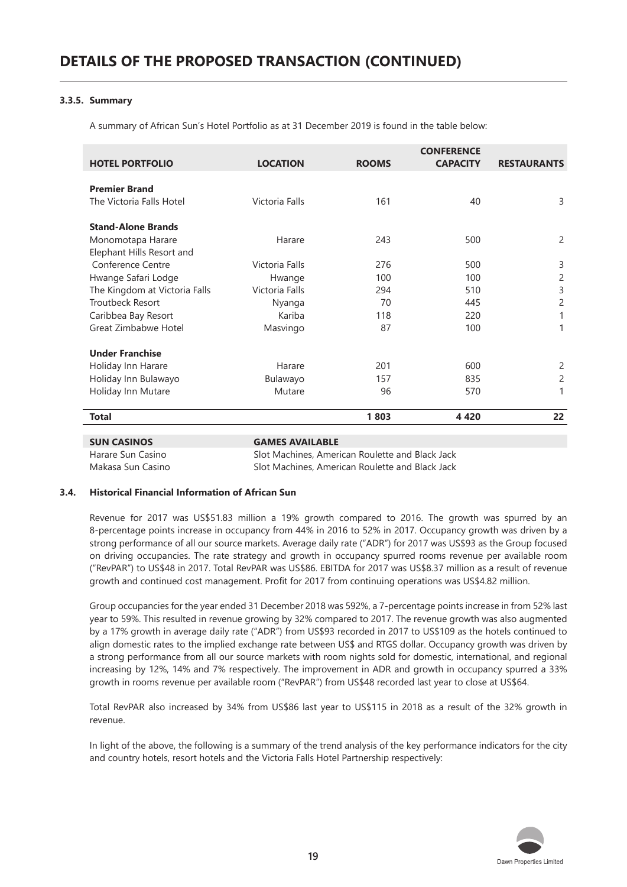# DETAILS OF THE PROPOSED TRANSACTION (CONTINUED)

### 3.3.5. Summary

A summary of African Sun's Hotel Portfolio as at 31 December 2019 is found in the table below:

| HOTEL PORTFOLIO | LOCATION | ROOMS | CONFERENCE CAPACITY | RESTAURANTS |
|---|---|---|---|---|
| **Premier Brand** | | | | |
| The Victoria Falls Hotel | Victoria Falls | 161 | 40 | 3 |
| **Stand-Alone Brands** | | | | |
| Monomotapa Harare | Harare | 243 | 500 | 2 |
| Elephant Hills Resort and Conference Centre | Victoria Falls | 276 | 500 | 3 |
| Hwange Safari Lodge | Hwange | 100 | 100 | 2 |
| The Kingdom at Victoria Falls | Victoria Falls | 294 | 510 | 3 |
| Troutbeck Resort | Nyanga | 70 | 445 | 2 |
| Caribbea Bay Resort | Kariba | 118 | 220 | 1 |
| Great Zimbabwe Hotel | Masvingo | 87 | 100 | 1 |
| **Under Franchise** | | | | |
| Holiday Inn Harare | Harare | 201 | 600 | 2 |
| Holiday Inn Bulawayo | Bulawayo | 157 | 835 | 2 |
| Holiday Inn Mutare | Mutare | 96 | 570 | 1 |
| **Total** | | **1 803** | **4 420** | **22** |

| SUN CASINOS | GAMES AVAILABLE |
|---|---|
| Harare Sun Casino | Slot Machines, American Roulette and Black Jack |
| Makasa Sun Casino | Slot Machines, American Roulette and Black Jack |

### 3.4. Historical Financial Information of African Sun

Revenue for 2017 was US$51.83 million a 19% growth compared to 2016. The growth was spurred by an 8-percentage points increase in occupancy from 44% in 2016 to 52% in 2017. Occupancy growth was driven by a strong performance of all our source markets. Average daily rate ("ADR") for 2017 was US$93 as the Group focused on driving occupancies. The rate strategy and growth in occupancy spurred rooms revenue per available room ("RevPAR") to US$48 in 2017. Total RevPAR was US$86. EBITDA for 2017 was US$8.37 million as a result of revenue growth and continued cost management. Profit for 2017 from continuing operations was US$4.82 million.

Group occupancies for the year ended 31 December 2018 was 592%, a 7-percentage points increase in from 52% last year to 59%. This resulted in revenue growing by 32% compared to 2017. The revenue growth was also augmented by a 17% growth in average daily rate ("ADR") from US$93 recorded in 2017 to US$109 as the hotels continued to align domestic rates to the implied exchange rate between US$ and RTGS dollar. Occupancy growth was driven by a strong performance from all our source markets with room nights sold for domestic, international, and regional increasing by 12%, 14% and 7% respectively. The improvement in ADR and growth in occupancy spurred a 33% growth in rooms revenue per available room ("RevPAR") from US$48 recorded last year to close at US$64.

Total RevPAR also increased by 34% from US$86 last year to US$115 in 2018 as a result of the 32% growth in revenue.

In light of the above, the following is a summary of the trend analysis of the key performance indicators for the city and country hotels, resort hotels and the Victoria Falls Hotel Partnership respectively: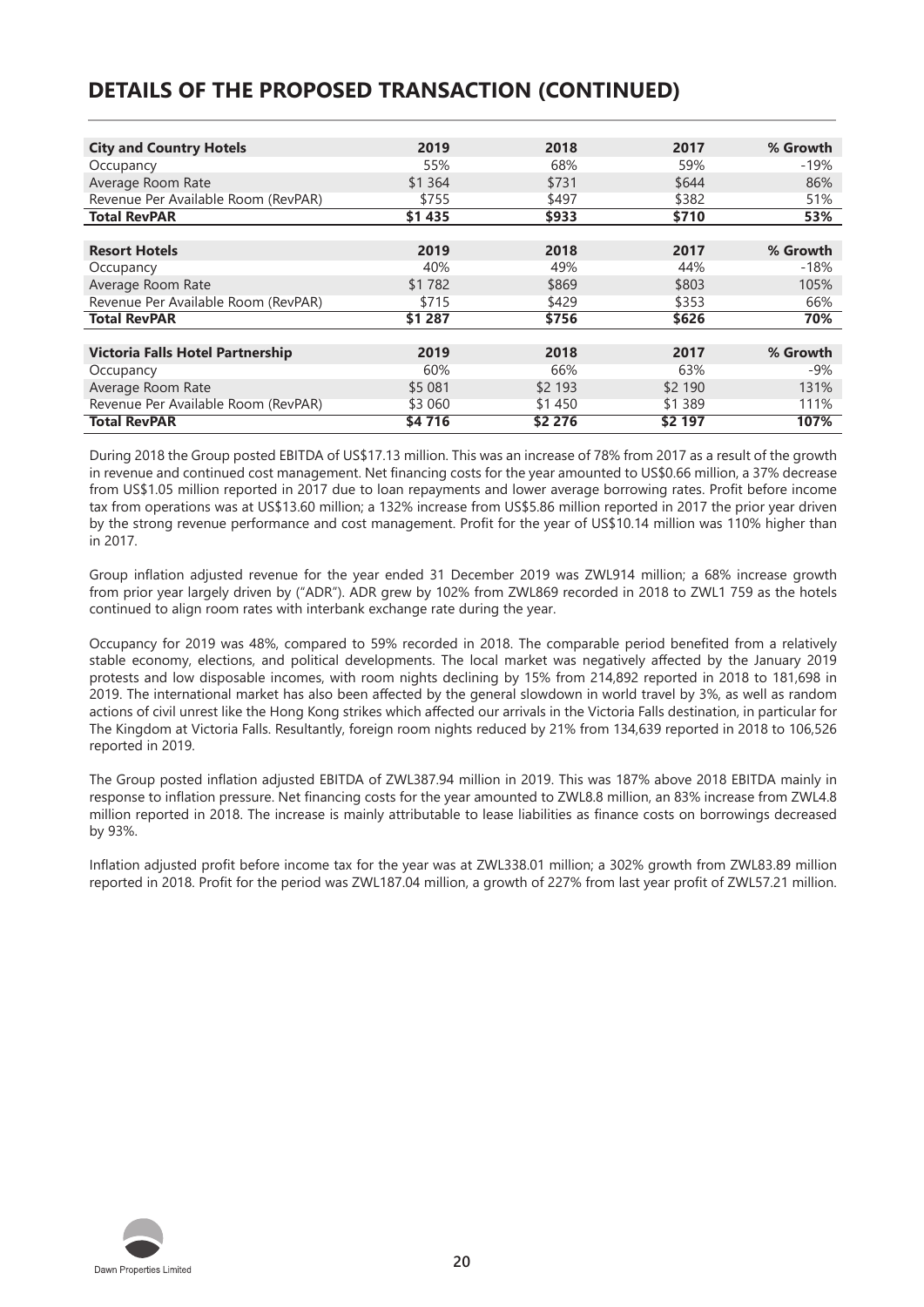## DETAILS OF THE PROPOSED TRANSACTION (CONTINUED)

| City and Country Hotels | 2019 | 2018 | 2017 | % Growth |
|---|---|---|---|---|
| Occupancy | 55% | 68% | 59% | -19% |
| Average Room Rate | $1 364 | $731 | $644 | 86% |
| Revenue Per Available Room (RevPAR) | $755 | $497 | $382 | 51% |
| **Total RevPAR** | **$1 435** | **$933** | **$710** | **53%** |

| Resort Hotels | 2019 | 2018 | 2017 | % Growth |
|---|---|---|---|---|
| Occupancy | 40% | 49% | 44% | -18% |
| Average Room Rate | $1 782 | $869 | $803 | 105% |
| Revenue Per Available Room (RevPAR) | $715 | $429 | $353 | 66% |
| **Total RevPAR** | **$1 287** | **$756** | **$626** | **70%** |

| Victoria Falls Hotel Partnership | 2019 | 2018 | 2017 | % Growth |
|---|---|---|---|---|
| Occupancy | 60% | 66% | 63% | -9% |
| Average Room Rate | $5 081 | $2 193 | $2 190 | 131% |
| Revenue Per Available Room (RevPAR) | $3 060 | $1 450 | $1 389 | 111% |
| **Total RevPAR** | **$4 716** | **$2 276** | **$2 197** | **107%** |

During 2018 the Group posted EBITDA of US$17.13 million. This was an increase of 78% from 2017 as a result of the growth in revenue and continued cost management. Net financing costs for the year amounted to US$0.66 million, a 37% decrease from US$1.05 million reported in 2017 due to loan repayments and lower average borrowing rates. Profit before income tax from operations was at US$13.60 million; a 132% increase from US$5.86 million reported in 2017 the prior year driven by the strong revenue performance and cost management. Profit for the year of US$10.14 million was 110% higher than in 2017.

Group inflation adjusted revenue for the year ended 31 December 2019 was ZWL914 million; a 68% increase growth from prior year largely driven by ("ADR"). ADR grew by 102% from ZWL869 recorded in 2018 to ZWL1 759 as the hotels continued to align room rates with interbank exchange rate during the year.

Occupancy for 2019 was 48%, compared to 59% recorded in 2018. The comparable period benefited from a relatively stable economy, elections, and political developments. The local market was negatively affected by the January 2019 protests and low disposable incomes, with room nights declining by 15% from 214,892 reported in 2018 to 181,698 in 2019. The international market has also been affected by the general slowdown in world travel by 3%, as well as random actions of civil unrest like the Hong Kong strikes which affected our arrivals in the Victoria Falls destination, in particular for The Kingdom at Victoria Falls. Resultantly, foreign room nights reduced by 21% from 134,639 reported in 2018 to 106,526 reported in 2019.

The Group posted inflation adjusted EBITDA of ZWL387.94 million in 2019. This was 187% above 2018 EBITDA mainly in response to inflation pressure. Net financing costs for the year amounted to ZWL8.8 million, an 83% increase from ZWL4.8 million reported in 2018. The increase is mainly attributable to lease liabilities as finance costs on borrowings decreased by 93%.

Inflation adjusted profit before income tax for the year was at ZWL338.01 million; a 302% growth from ZWL83.89 million reported in 2018. Profit for the period was ZWL187.04 million, a growth of 227% from last year profit of ZWL57.21 million.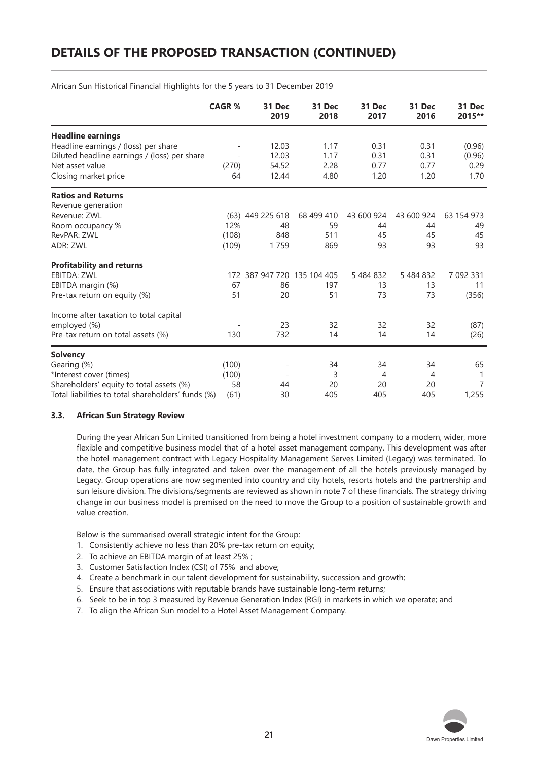# DETAILS OF THE PROPOSED TRANSACTION (CONTINUED)

African Sun Historical Financial Highlights for the 5 years to 31 December 2019

| | CAGR % | 31 Dec 2019 | 31 Dec 2018 | 31 Dec 2017 | 31 Dec 2016 | 31 Dec 2015** |
|---|---|---|---|---|---|---|
| **Headline earnings** | | | | | | |
| Headline earnings / (loss) per share | - | 12.03 | 1.17 | 0.31 | 0.31 | (0.96) |
| Diluted headline earnings / (loss) per share | - | 12.03 | 1.17 | 0.31 | 0.31 | (0.96) |
| Net asset value | (270) | 54.52 | 2.28 | 0.77 | 0.77 | 0.29 |
| Closing market price | 64 | 12.44 | 4.80 | 1.20 | 1.20 | 1.70 |
| **Ratios and Returns** | | | | | | |
| Revenue generation | | | | | | |
| Revenue: ZWL | (63) | 449 225 618 | 68 499 410 | 43 600 924 | 43 600 924 | 63 154 973 |
| Room occupancy % | 12% | 48 | 59 | 44 | 44 | 49 |
| RevPAR: ZWL | (108) | 848 | 511 | 45 | 45 | 45 |
| ADR: ZWL | (109) | 1 759 | 869 | 93 | 93 | 93 |
| **Profitability and returns** | | | | | | |
| EBITDA: ZWL | 172 | 387 947 720 | 135 104 405 | 5 484 832 | 5 484 832 | 7 092 331 |
| EBITDA margin (%) | 67 | 86 | 197 | 13 | 13 | 11 |
| Pre-tax return on equity (%) | 51 | 20 | 51 | 73 | 73 | (356) |
| Income after taxation to total capital employed (%) | - | 23 | 32 | 32 | 32 | (87) |
| Pre-tax return on total assets (%) | 130 | 732 | 14 | 14 | 14 | (26) |
| **Solvency** | | | | | | |
| Gearing (%) | (100) | - | 34 | 34 | 34 | 65 |
| *Interest cover (times) | (100) | - | 3 | 4 | 4 | 1 |
| Shareholders' equity to total assets (%) | 58 | 44 | 20 | 20 | 20 | 7 |
| Total liabilities to total shareholders' funds (%) | (61) | 30 | 405 | 405 | 405 | 1,255 |

### 3.3. African Sun Strategy Review

During the year African Sun Limited transitioned from being a hotel investment company to a modern, wider, more flexible and competitive business model that of a hotel asset management company. This development was after the hotel management contract with Legacy Hospitality Management Serves Limited (Legacy) was terminated. To date, the Group has fully integrated and taken over the management of all the hotels previously managed by Legacy. Group operations are now segmented into country and city hotels, resorts hotels and the partnership and sun leisure division. The divisions/segments are reviewed as shown in note 7 of these financials. The strategy driving change in our business model is premised on the need to move the Group to a position of sustainable growth and value creation.

Below is the summarised overall strategic intent for the Group:

1. Consistently achieve no less than 20% pre-tax return on equity;
2. To achieve an EBITDA margin of at least 25% ;
3. Customer Satisfaction Index (CSI) of 75% and above;
4. Create a benchmark in our talent development for sustainability, succession and growth;
5. Ensure that associations with reputable brands have sustainable long-term returns;
6. Seek to be in top 3 measured by Revenue Generation Index (RGI) in markets in which we operate; and
7. To align the African Sun model to a Hotel Asset Management Company.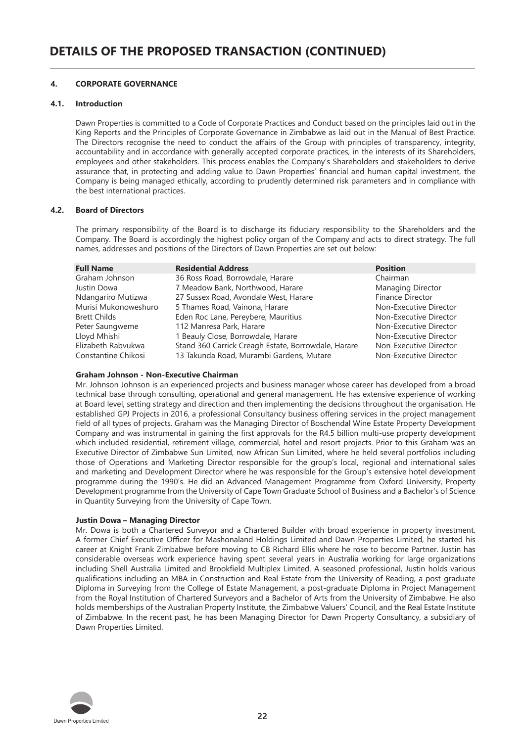# DETAILS OF THE PROPOSED TRANSACTION (CONTINUED)

## 4. CORPORATE GOVERNANCE

### 4.1. Introduction

Dawn Properties is committed to a Code of Corporate Practices and Conduct based on the principles laid out in the King Reports and the Principles of Corporate Governance in Zimbabwe as laid out in the Manual of Best Practice. The Directors recognise the need to conduct the affairs of the Group with principles of transparency, integrity, accountability and in accordance with generally accepted corporate practices, in the interests of its Shareholders, employees and other stakeholders. This process enables the Company's Shareholders and stakeholders to derive assurance that, in protecting and adding value to Dawn Properties' financial and human capital investment, the Company is being managed ethically, according to prudently determined risk parameters and in compliance with the best international practices.

### 4.2. Board of Directors

The primary responsibility of the Board is to discharge its fiduciary responsibility to the Shareholders and the Company. The Board is accordingly the highest policy organ of the Company and acts to direct strategy. The full names, addresses and positions of the Directors of Dawn Properties are set out below:

| Full Name | Residential Address | Position |
|---|---|---|
| Graham Johnson | 36 Ross Road, Borrowdale, Harare | Chairman |
| Justin Dowa | 7 Meadow Bank, Northwood, Harare | Managing Director |
| Ndangariro Mutizwa | 27 Sussex Road, Avondale West, Harare | Finance Director |
| Murisi Mukonoweshuro | 5 Thames Road, Vainona, Harare | Non-Executive Director |
| Brett Childs | Eden Roc Lane, Pereybere, Mauritius | Non-Executive Director |
| Peter Saungweme | 112 Manresa Park, Harare | Non-Executive Director |
| Lloyd Mhishi | 1 Beauly Close, Borrowdale, Harare | Non-Executive Director |
| Elizabeth Rabvukwa | Stand 360 Carrick Creagh Estate, Borrowdale, Harare | Non-Executive Director |
| Constantine Chikosi | 13 Takunda Road, Murambi Gardens, Mutare | Non-Executive Director |

**Graham Johnson - Non-Executive Chairman**

Mr. Johnson Johnson is an experienced projects and business manager whose career has developed from a broad technical base through consulting, operational and general management. He has extensive experience of working at Board level, setting strategy and direction and then implementing the decisions throughout the organisation. He established GPJ Projects in 2016, a professional Consultancy business offering services in the project management field of all types of projects. Graham was the Managing Director of Boschendal Wine Estate Property Development Company and was instrumental in gaining the first approvals for the R4.5 billion multi-use property development which included residential, retirement village, commercial, hotel and resort projects. Prior to this Graham was an Executive Director of Zimbabwe Sun Limited, now African Sun Limited, where he held several portfolios including those of Operations and Marketing Director responsible for the group's local, regional and international sales and marketing and Development Director where he was responsible for the Group's extensive hotel development programme during the 1990's. He did an Advanced Management Programme from Oxford University, Property Development programme from the University of Cape Town Graduate School of Business and a Bachelor's of Science in Quantity Surveying from the University of Cape Town.

**Justin Dowa – Managing Director**

Mr. Dowa is both a Chartered Surveyor and a Chartered Builder with broad experience in property investment. A former Chief Executive Officer for Mashonaland Holdings Limited and Dawn Properties Limited, he started his career at Knight Frank Zimbabwe before moving to CB Richard Ellis where he rose to become Partner. Justin has considerable overseas work experience having spent several years in Australia working for large organizations including Shell Australia Limited and Brookfield Multiplex Limited. A seasoned professional, Justin holds various qualifications including an MBA in Construction and Real Estate from the University of Reading, a post-graduate Diploma in Surveying from the College of Estate Management, a post-graduate Diploma in Project Management from the Royal Institution of Chartered Surveyors and a Bachelor of Arts from the University of Zimbabwe. He also holds memberships of the Australian Property Institute, the Zimbabwe Valuers' Council, and the Real Estate Institute of Zimbabwe. In the recent past, he has been Managing Director for Dawn Property Consultancy, a subsidiary of Dawn Properties Limited.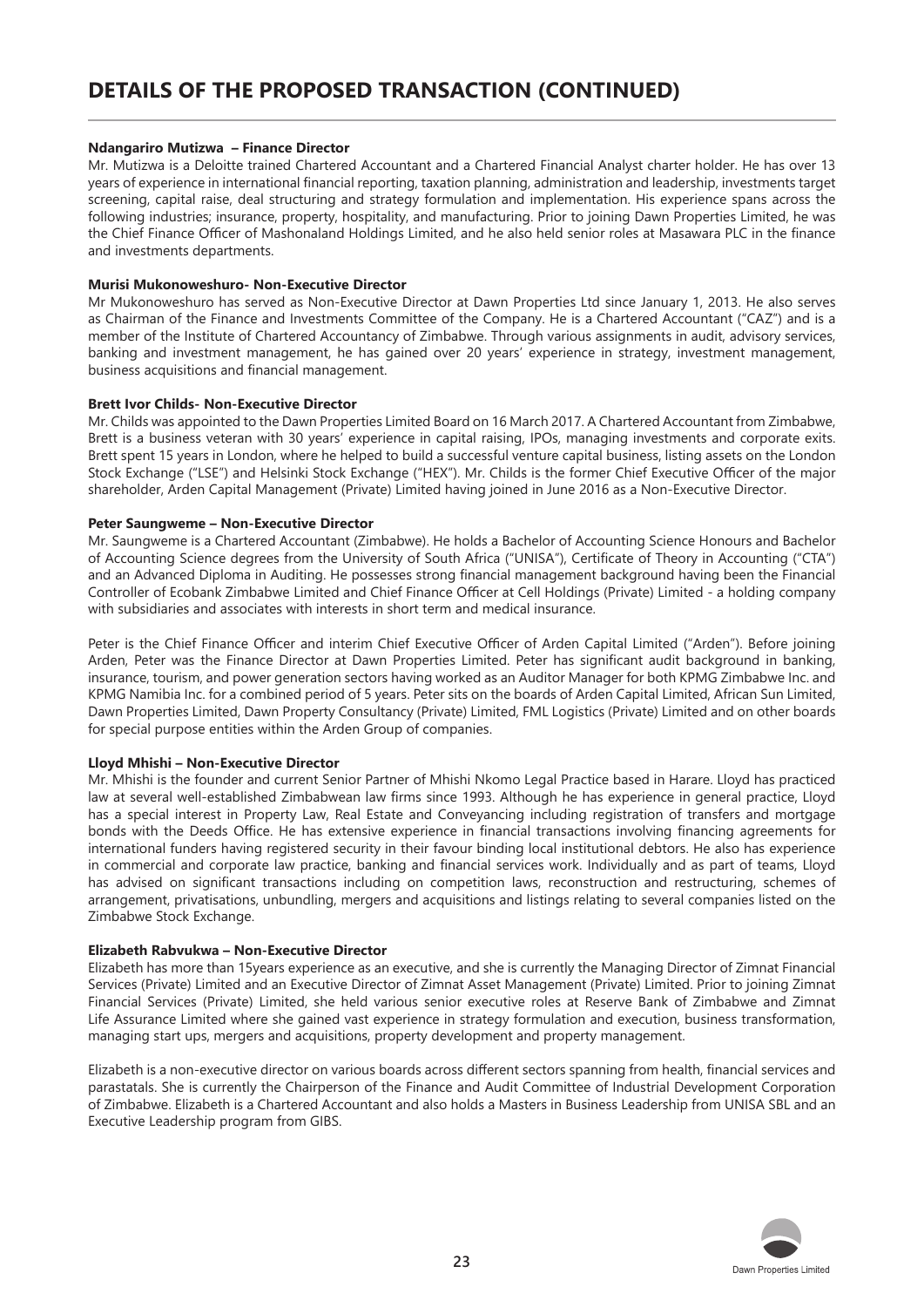# DETAILS OF THE PROPOSED TRANSACTION (CONTINUED)

**Ndangariro Mutizwa – Finance Director**

Mr. Mutizwa is a Deloitte trained Chartered Accountant and a Chartered Financial Analyst charter holder. He has over 13 years of experience in international financial reporting, taxation planning, administration and leadership, investments target screening, capital raise, deal structuring and strategy formulation and implementation. His experience spans across the following industries; insurance, property, hospitality, and manufacturing. Prior to joining Dawn Properties Limited, he was the Chief Finance Officer of Mashonaland Holdings Limited, and he also held senior roles at Masawara PLC in the finance and investments departments.

**Murisi Mukonoweshuro- Non-Executive Director**

Mr Mukonoweshuro has served as Non-Executive Director at Dawn Properties Ltd since January 1, 2013. He also serves as Chairman of the Finance and Investments Committee of the Company. He is a Chartered Accountant ("CAZ") and is a member of the Institute of Chartered Accountancy of Zimbabwe. Through various assignments in audit, advisory services, banking and investment management, he has gained over 20 years' experience in strategy, investment management, business acquisitions and financial management.

**Brett Ivor Childs- Non-Executive Director**

Mr. Childs was appointed to the Dawn Properties Limited Board on 16 March 2017. A Chartered Accountant from Zimbabwe, Brett is a business veteran with 30 years' experience in capital raising, IPOs, managing investments and corporate exits. Brett spent 15 years in London, where he helped to build a successful venture capital business, listing assets on the London Stock Exchange ("LSE") and Helsinki Stock Exchange ("HEX"). Mr. Childs is the former Chief Executive Officer of the major shareholder, Arden Capital Management (Private) Limited having joined in June 2016 as a Non-Executive Director.

**Peter Saungweme – Non-Executive Director**

Mr. Saungweme is a Chartered Accountant (Zimbabwe). He holds a Bachelor of Accounting Science Honours and Bachelor of Accounting Science degrees from the University of South Africa ("UNISA"), Certificate of Theory in Accounting ("CTA") and an Advanced Diploma in Auditing. He possesses strong financial management background having been the Financial Controller of Ecobank Zimbabwe Limited and Chief Finance Officer at Cell Holdings (Private) Limited - a holding company with subsidiaries and associates with interests in short term and medical insurance.

Peter is the Chief Finance Officer and interim Chief Executive Officer of Arden Capital Limited ("Arden"). Before joining Arden, Peter was the Finance Director at Dawn Properties Limited. Peter has significant audit background in banking, insurance, tourism, and power generation sectors having worked as an Auditor Manager for both KPMG Zimbabwe Inc. and KPMG Namibia Inc. for a combined period of 5 years. Peter sits on the boards of Arden Capital Limited, African Sun Limited, Dawn Properties Limited, Dawn Property Consultancy (Private) Limited, FML Logistics (Private) Limited and on other boards for special purpose entities within the Arden Group of companies.

**Lloyd Mhishi – Non-Executive Director**

Mr. Mhishi is the founder and current Senior Partner of Mhishi Nkomo Legal Practice based in Harare. Lloyd has practiced law at several well-established Zimbabwean law firms since 1993. Although he has experience in general practice, Lloyd has a special interest in Property Law, Real Estate and Conveyancing including registration of transfers and mortgage bonds with the Deeds Office. He has extensive experience in financial transactions involving financing agreements for international funders having registered security in their favour binding local institutional debtors. He also has experience in commercial and corporate law practice, banking and financial services work. Individually and as part of teams, Lloyd has advised on significant transactions including on competition laws, reconstruction and restructuring, schemes of arrangement, privatisations, unbundling, mergers and acquisitions and listings relating to several companies listed on the Zimbabwe Stock Exchange.

**Elizabeth Rabvukwa – Non-Executive Director**

Elizabeth has more than 15years experience as an executive, and she is currently the Managing Director of Zimnat Financial Services (Private) Limited and an Executive Director of Zimnat Asset Management (Private) Limited. Prior to joining Zimnat Financial Services (Private) Limited, she held various senior executive roles at Reserve Bank of Zimbabwe and Zimnat Life Assurance Limited where she gained vast experience in strategy formulation and execution, business transformation, managing start ups, mergers and acquisitions, property development and property management.

Elizabeth is a non-executive director on various boards across different sectors spanning from health, financial services and parastatals. She is currently the Chairperson of the Finance and Audit Committee of Industrial Development Corporation of Zimbabwe. Elizabeth is a Chartered Accountant and also holds a Masters in Business Leadership from UNISA SBL and an Executive Leadership program from GIBS.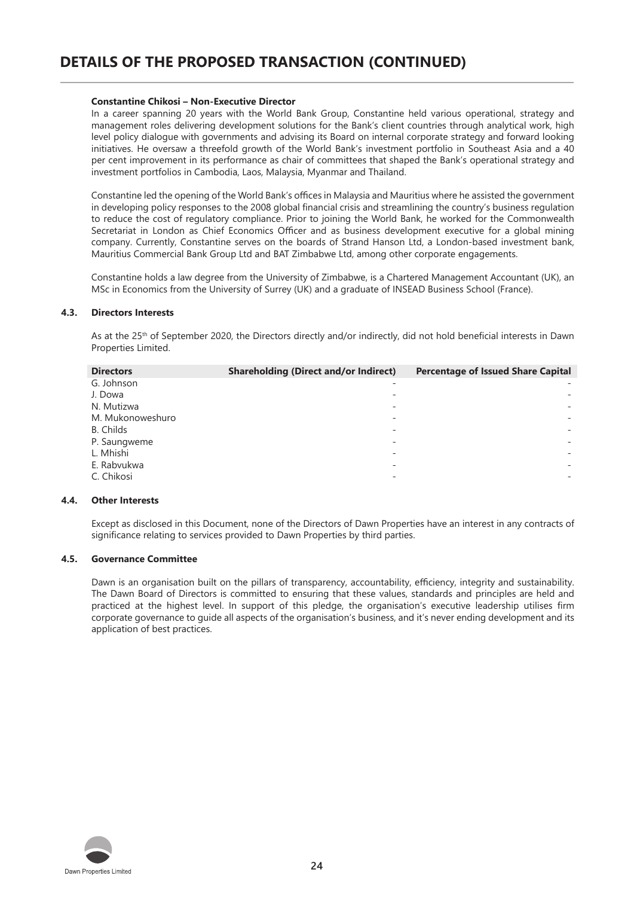# DETAILS OF THE PROPOSED TRANSACTION (CONTINUED)

**Constantine Chikosi – Non-Executive Director**

In a career spanning 20 years with the World Bank Group, Constantine held various operational, strategy and management roles delivering development solutions for the Bank's client countries through analytical work, high level policy dialogue with governments and advising its Board on internal corporate strategy and forward looking initiatives. He oversaw a threefold growth of the World Bank's investment portfolio in Southeast Asia and a 40 per cent improvement in its performance as chair of committees that shaped the Bank's operational strategy and investment portfolios in Cambodia, Laos, Malaysia, Myanmar and Thailand.

Constantine led the opening of the World Bank's offices in Malaysia and Mauritius where he assisted the government in developing policy responses to the 2008 global financial crisis and streamlining the country's business regulation to reduce the cost of regulatory compliance. Prior to joining the World Bank, he worked for the Commonwealth Secretariat in London as Chief Economics Officer and as business development executive for a global mining company. Currently, Constantine serves on the boards of Strand Hanson Ltd, a London-based investment bank, Mauritius Commercial Bank Group Ltd and BAT Zimbabwe Ltd, among other corporate engagements.

Constantine holds a law degree from the University of Zimbabwe, is a Chartered Management Accountant (UK), an MSc in Economics from the University of Surrey (UK) and a graduate of INSEAD Business School (France).

### 4.3. Directors Interests

As at the 25th of September 2020, the Directors directly and/or indirectly, did not hold beneficial interests in Dawn Properties Limited.

| Directors | Shareholding (Direct and/or Indirect) | Percentage of Issued Share Capital |
|---|---|---|
| G. Johnson | - | - |
| J. Dowa | - | - |
| N. Mutizwa | - | - |
| M. Mukonoweshuro | - | - |
| B. Childs | - | - |
| P. Saungweme | - | - |
| L. Mhishi | - | - |
| E. Rabvukwa | - | - |
| C. Chikosi | - | - |

### 4.4. Other Interests

Except as disclosed in this Document, none of the Directors of Dawn Properties have an interest in any contracts of significance relating to services provided to Dawn Properties by third parties.

### 4.5. Governance Committee

Dawn is an organisation built on the pillars of transparency, accountability, efficiency, integrity and sustainability. The Dawn Board of Directors is committed to ensuring that these values, standards and principles are held and practiced at the highest level. In support of this pledge, the organisation's executive leadership utilises firm corporate governance to guide all aspects of the organisation's business, and it's never ending development and its application of best practices.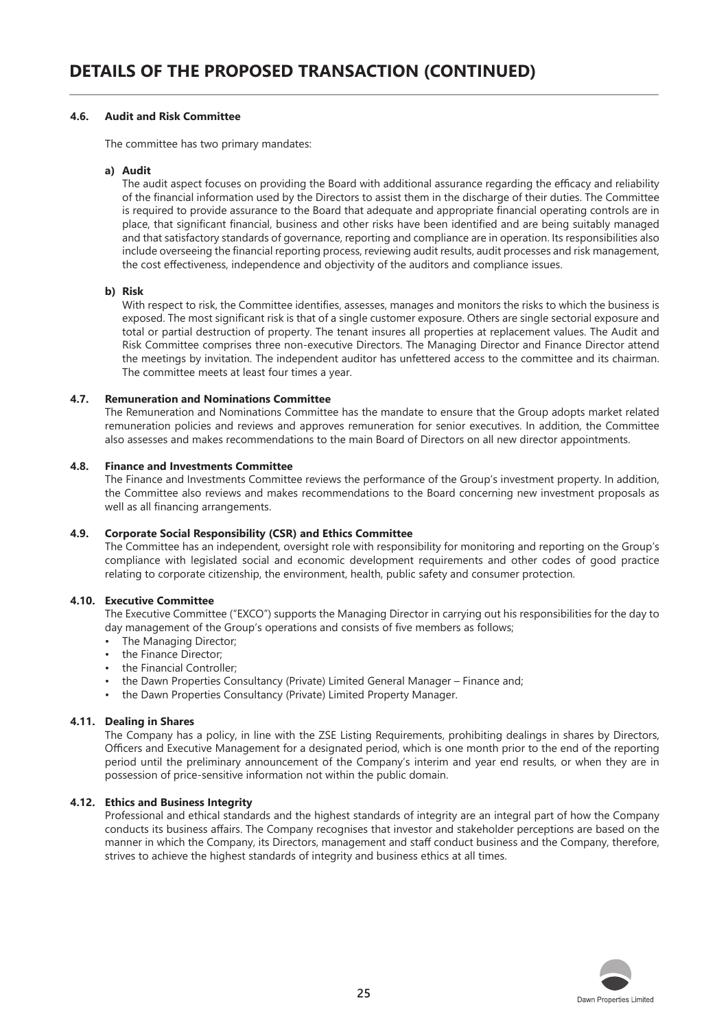# DETAILS OF THE PROPOSED TRANSACTION (CONTINUED)

### 4.6. Audit and Risk Committee

The committee has two primary mandates:

**a) Audit**

The audit aspect focuses on providing the Board with additional assurance regarding the efficacy and reliability of the financial information used by the Directors to assist them in the discharge of their duties. The Committee is required to provide assurance to the Board that adequate and appropriate financial operating controls are in place, that significant financial, business and other risks have been identified and are being suitably managed and that satisfactory standards of governance, reporting and compliance are in operation. Its responsibilities also include overseeing the financial reporting process, reviewing audit results, audit processes and risk management, the cost effectiveness, independence and objectivity of the auditors and compliance issues.

**b) Risk**

With respect to risk, the Committee identifies, assesses, manages and monitors the risks to which the business is exposed. The most significant risk is that of a single customer exposure. Others are single sectorial exposure and total or partial destruction of property. The tenant insures all properties at replacement values. The Audit and Risk Committee comprises three non-executive Directors. The Managing Director and Finance Director attend the meetings by invitation. The independent auditor has unfettered access to the committee and its chairman. The committee meets at least four times a year.

### 4.7. Remuneration and Nominations Committee

The Remuneration and Nominations Committee has the mandate to ensure that the Group adopts market related remuneration policies and reviews and approves remuneration for senior executives. In addition, the Committee also assesses and makes recommendations to the main Board of Directors on all new director appointments.

### 4.8. Finance and Investments Committee

The Finance and Investments Committee reviews the performance of the Group's investment property. In addition, the Committee also reviews and makes recommendations to the Board concerning new investment proposals as well as all financing arrangements.

### 4.9. Corporate Social Responsibility (CSR) and Ethics Committee

The Committee has an independent, oversight role with responsibility for monitoring and reporting on the Group's compliance with legislated social and economic development requirements and other codes of good practice relating to corporate citizenship, the environment, health, public safety and consumer protection.

### 4.10. Executive Committee

The Executive Committee ("EXCO") supports the Managing Director in carrying out his responsibilities for the day to day management of the Group's operations and consists of five members as follows;

- The Managing Director;
- the Finance Director;
- the Financial Controller;
- the Dawn Properties Consultancy (Private) Limited General Manager – Finance and;
- the Dawn Properties Consultancy (Private) Limited Property Manager.

### 4.11. Dealing in Shares

The Company has a policy, in line with the ZSE Listing Requirements, prohibiting dealings in shares by Directors, Officers and Executive Management for a designated period, which is one month prior to the end of the reporting period until the preliminary announcement of the Company's interim and year end results, or when they are in possession of price-sensitive information not within the public domain.

### 4.12. Ethics and Business Integrity

Professional and ethical standards and the highest standards of integrity are an integral part of how the Company conducts its business affairs. The Company recognises that investor and stakeholder perceptions are based on the manner in which the Company, its Directors, management and staff conduct business and the Company, therefore, strives to achieve the highest standards of integrity and business ethics at all times.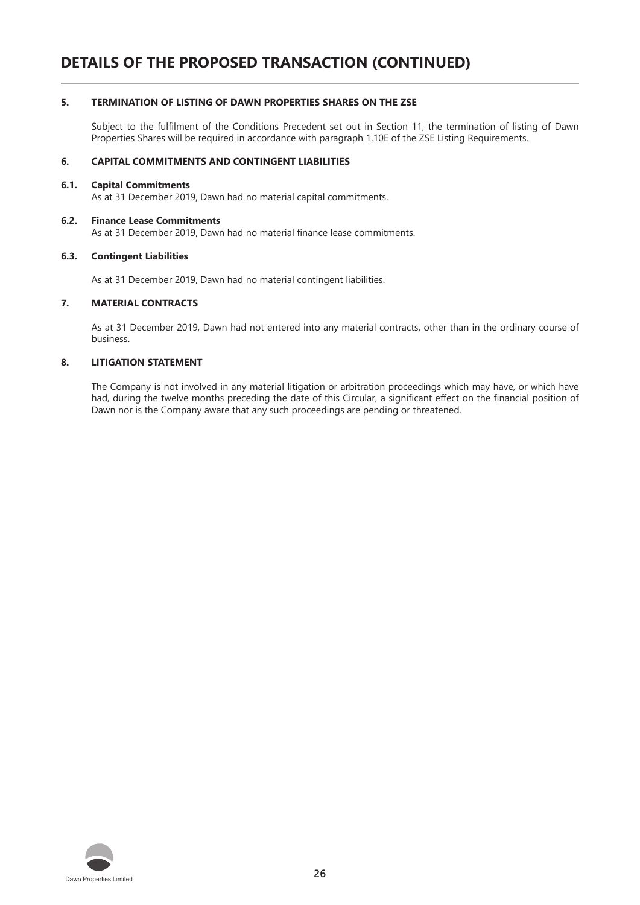# DETAILS OF THE PROPOSED TRANSACTION (CONTINUED)

### 5. TERMINATION OF LISTING OF DAWN PROPERTIES SHARES ON THE ZSE

Subject to the fulfilment of the Conditions Precedent set out in Section 11, the termination of listing of Dawn Properties Shares will be required in accordance with paragraph 1.10E of the ZSE Listing Requirements.

### 6. CAPITAL COMMITMENTS AND CONTINGENT LIABILITIES

#### 6.1. Capital Commitments

As at 31 December 2019, Dawn had no material capital commitments.

#### 6.2. Finance Lease Commitments

As at 31 December 2019, Dawn had no material finance lease commitments.

#### 6.3. Contingent Liabilities

As at 31 December 2019, Dawn had no material contingent liabilities.

### 7. MATERIAL CONTRACTS

As at 31 December 2019, Dawn had not entered into any material contracts, other than in the ordinary course of business.

### 8. LITIGATION STATEMENT

The Company is not involved in any material litigation or arbitration proceedings which may have, or which have had, during the twelve months preceding the date of this Circular, a significant effect on the financial position of Dawn nor is the Company aware that any such proceedings are pending or threatened.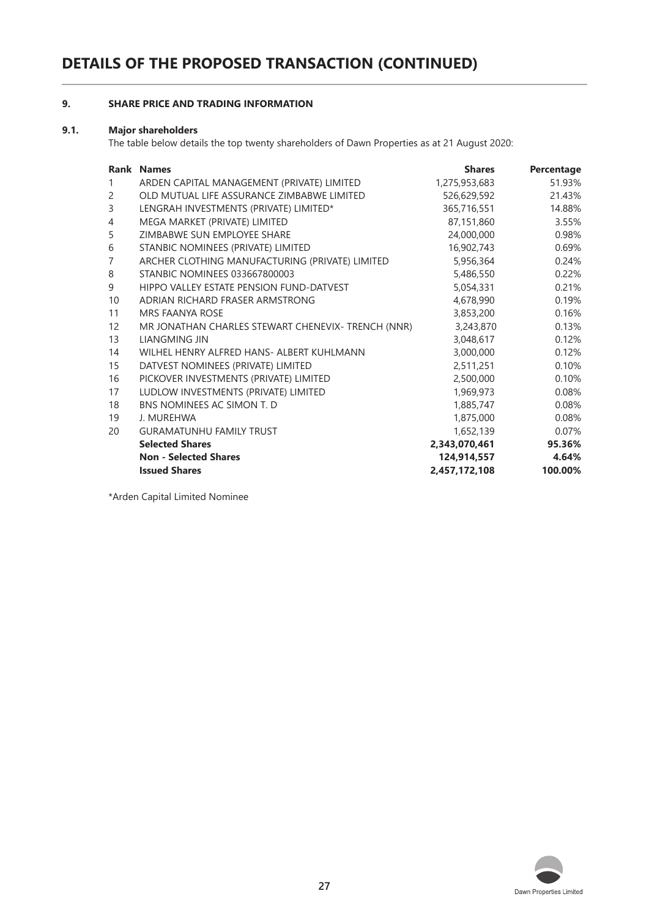# DETAILS OF THE PROPOSED TRANSACTION (CONTINUED)

## 9. SHARE PRICE AND TRADING INFORMATION

### 9.1. Major shareholders

The table below details the top twenty shareholders of Dawn Properties as at 21 August 2020:

| Rank | Names | Shares | Percentage |
|---|---|---|---|
| 1 | ARDEN CAPITAL MANAGEMENT (PRIVATE) LIMITED | 1,275,953,683 | 51.93% |
| 2 | OLD MUTUAL LIFE ASSURANCE ZIMBABWE LIMITED | 526,629,592 | 21.43% |
| 3 | LENGRAH INVESTMENTS (PRIVATE) LIMITED* | 365,716,551 | 14.88% |
| 4 | MEGA MARKET (PRIVATE) LIMITED | 87,151,860 | 3.55% |
| 5 | ZIMBABWE SUN EMPLOYEE SHARE | 24,000,000 | 0.98% |
| 6 | STANBIC NOMINEES (PRIVATE) LIMITED | 16,902,743 | 0.69% |
| 7 | ARCHER CLOTHING MANUFACTURING (PRIVATE) LIMITED | 5,956,364 | 0.24% |
| 8 | STANBIC NOMINEES 033667800003 | 5,486,550 | 0.22% |
| 9 | HIPPO VALLEY ESTATE PENSION FUND-DATVEST | 5,054,331 | 0.21% |
| 10 | ADRIAN RICHARD FRASER ARMSTRONG | 4,678,990 | 0.19% |
| 11 | MRS FAANYA ROSE | 3,853,200 | 0.16% |
| 12 | MR JONATHAN CHARLES STEWART CHENEVIX- TRENCH (NNR) | 3,243,870 | 0.13% |
| 13 | LIANGMING JIN | 3,048,617 | 0.12% |
| 14 | WILHEL HENRY ALFRED HANS- ALBERT KUHLMANN | 3,000,000 | 0.12% |
| 15 | DATVEST NOMINEES (PRIVATE) LIMITED | 2,511,251 | 0.10% |
| 16 | PICKOVER INVESTMENTS (PRIVATE) LIMITED | 2,500,000 | 0.10% |
| 17 | LUDLOW INVESTMENTS (PRIVATE) LIMITED | 1,969,973 | 0.08% |
| 18 | BNS NOMINEES AC SIMON T. D | 1,885,747 | 0.08% |
| 19 | J. MUREHWA | 1,875,000 | 0.08% |
| 20 | GURAMATUNHU FAMILY TRUST | 1,652,139 | 0.07% |
| | **Selected Shares** | **2,343,070,461** | **95.36%** |
| | **Non - Selected Shares** | **124,914,557** | **4.64%** |
| | **Issued Shares** | **2,457,172,108** | **100.00%** |

*Arden Capital Limited Nominee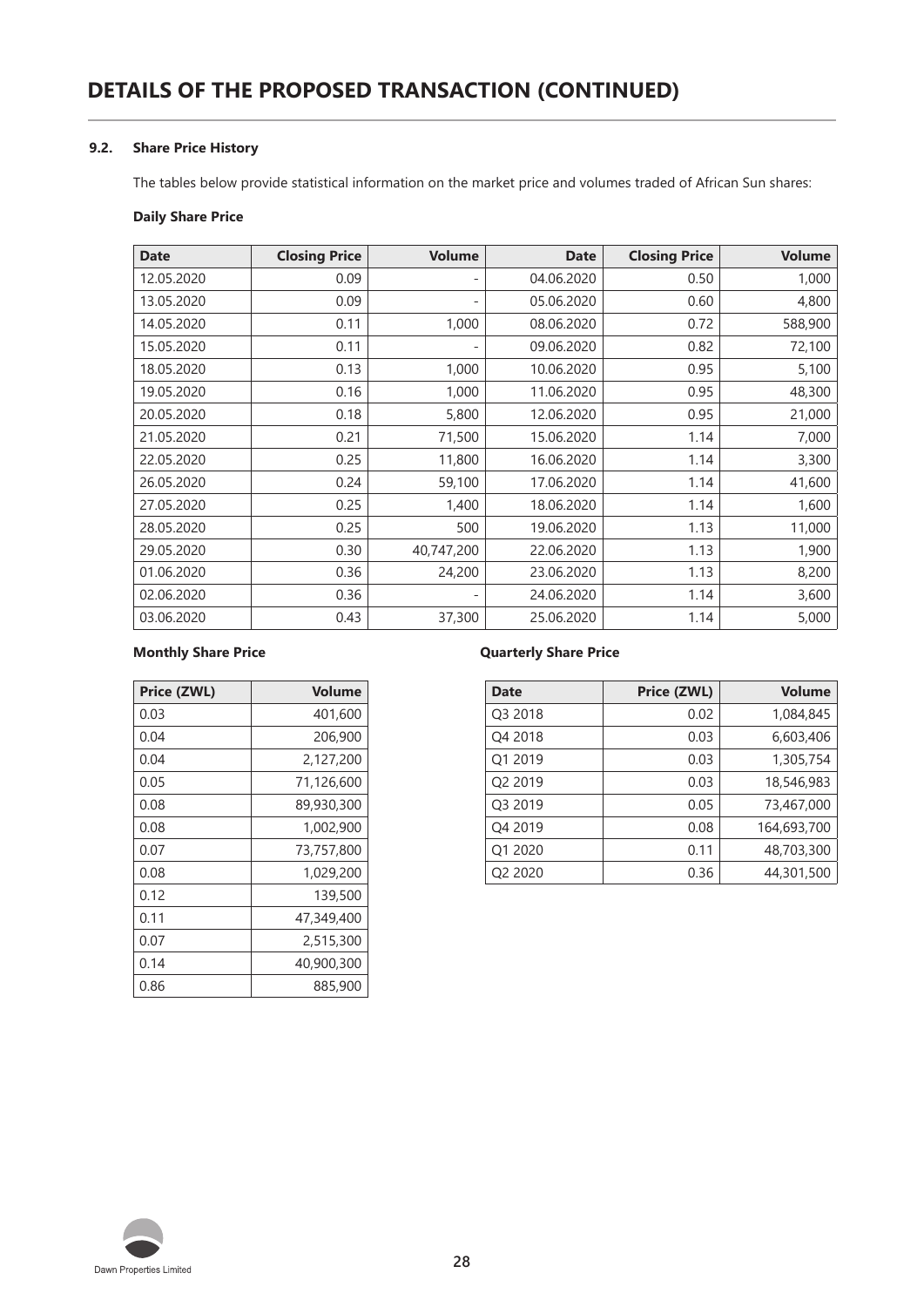# DETAILS OF THE PROPOSED TRANSACTION (CONTINUED)

### 9.2. Share Price History

The tables below provide statistical information on the market price and volumes traded of African Sun shares:

**Daily Share Price**

| Date | Closing Price | Volume | Date | Closing Price | Volume |
|---|---|---|---|---|---|
| 12.05.2020 | 0.09 | - | 04.06.2020 | 0.50 | 1,000 |
| 13.05.2020 | 0.09 | - | 05.06.2020 | 0.60 | 4,800 |
| 14.05.2020 | 0.11 | 1,000 | 08.06.2020 | 0.72 | 588,900 |
| 15.05.2020 | 0.11 | - | 09.06.2020 | 0.82 | 72,100 |
| 18.05.2020 | 0.13 | 1,000 | 10.06.2020 | 0.95 | 5,100 |
| 19.05.2020 | 0.16 | 1,000 | 11.06.2020 | 0.95 | 48,300 |
| 20.05.2020 | 0.18 | 5,800 | 12.06.2020 | 0.95 | 21,000 |
| 21.05.2020 | 0.21 | 71,500 | 15.06.2020 | 1.14 | 7,000 |
| 22.05.2020 | 0.25 | 11,800 | 16.06.2020 | 1.14 | 3,300 |
| 26.05.2020 | 0.24 | 59,100 | 17.06.2020 | 1.14 | 41,600 |
| 27.05.2020 | 0.25 | 1,400 | 18.06.2020 | 1.14 | 1,600 |
| 28.05.2020 | 0.25 | 500 | 19.06.2020 | 1.13 | 11,000 |
| 29.05.2020 | 0.30 | 40,747,200 | 22.06.2020 | 1.13 | 1,900 |
| 01.06.2020 | 0.36 | 24,200 | 23.06.2020 | 1.13 | 8,200 |
| 02.06.2020 | 0.36 | - | 24.06.2020 | 1.14 | 3,600 |
| 03.06.2020 | 0.43 | 37,300 | 25.06.2020 | 1.14 | 5,000 |

**Monthly Share Price**

| Price (ZWL) | Volume |
|---|---|
| 0.03 | 401,600 |
| 0.04 | 206,900 |
| 0.04 | 2,127,200 |
| 0.05 | 71,126,600 |
| 0.08 | 89,930,300 |
| 0.08 | 1,002,900 |
| 0.07 | 73,757,800 |
| 0.08 | 1,029,200 |
| 0.12 | 139,500 |
| 0.11 | 47,349,400 |
| 0.07 | 2,515,300 |
| 0.14 | 40,900,300 |
| 0.86 | 885,900 |

**Quarterly Share Price**

| Date | Price (ZWL) | Volume |
|---|---|---|
| Q3 2018 | 0.02 | 1,084,845 |
| Q4 2018 | 0.03 | 6,603,406 |
| Q1 2019 | 0.03 | 1,305,754 |
| Q2 2019 | 0.03 | 18,546,983 |
| Q3 2019 | 0.05 | 73,467,000 |
| Q4 2019 | 0.08 | 164,693,700 |
| Q1 2020 | 0.11 | 48,703,300 |
| Q2 2020 | 0.36 | 44,301,500 |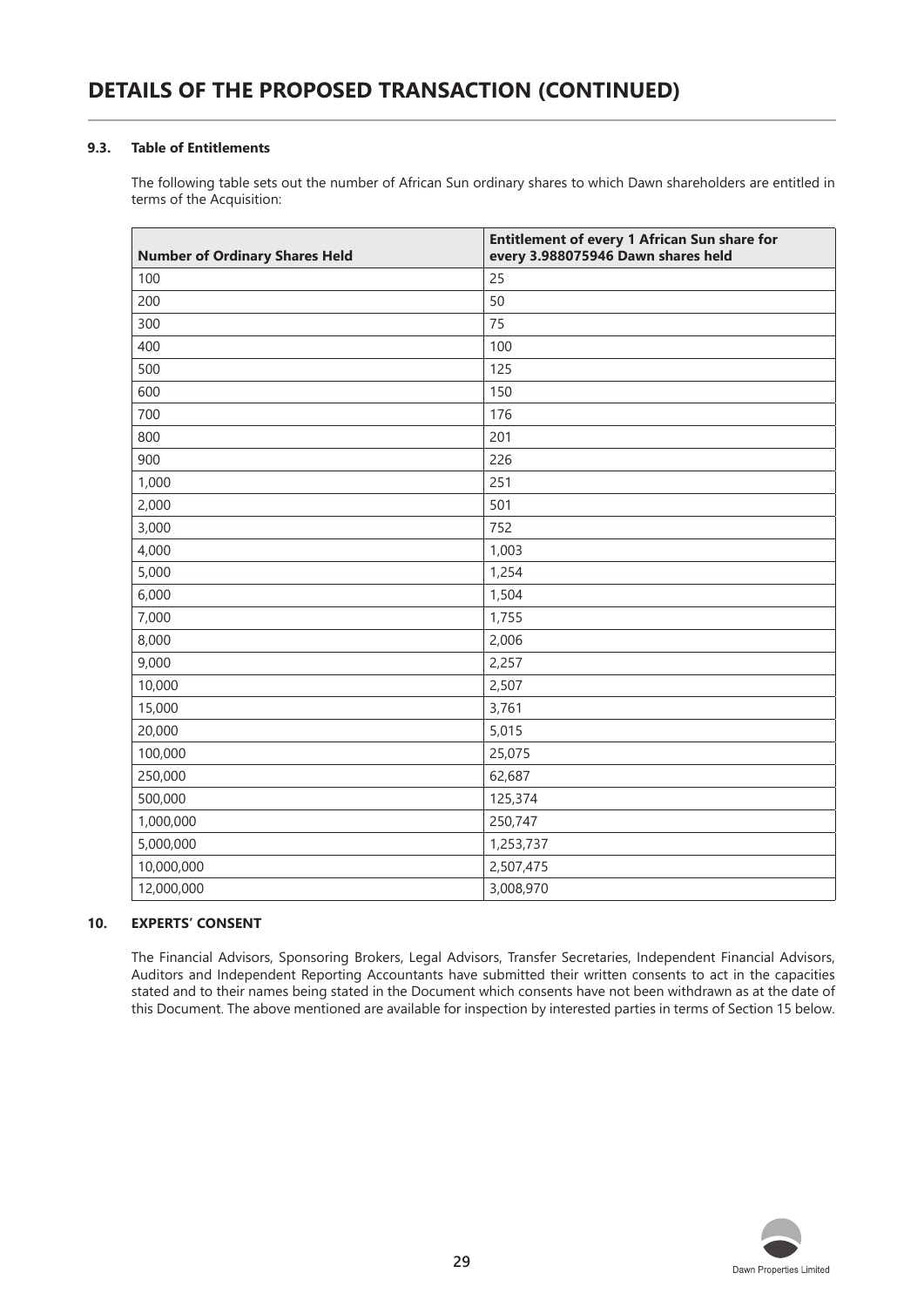# DETAILS OF THE PROPOSED TRANSACTION (CONTINUED)

### 9.3. Table of Entitlements

The following table sets out the number of African Sun ordinary shares to which Dawn shareholders are entitled in terms of the Acquisition:

| Number of Ordinary Shares Held | Entitlement of every 1 African Sun share for every 3.988075946 Dawn shares held |
|---|---|
| 100 | 25 |
| 200 | 50 |
| 300 | 75 |
| 400 | 100 |
| 500 | 125 |
| 600 | 150 |
| 700 | 176 |
| 800 | 201 |
| 900 | 226 |
| 1,000 | 251 |
| 2,000 | 501 |
| 3,000 | 752 |
| 4,000 | 1,003 |
| 5,000 | 1,254 |
| 6,000 | 1,504 |
| 7,000 | 1,755 |
| 8,000 | 2,006 |
| 9,000 | 2,257 |
| 10,000 | 2,507 |
| 15,000 | 3,761 |
| 20,000 | 5,015 |
| 100,000 | 25,075 |
| 250,000 | 62,687 |
| 500,000 | 125,374 |
| 1,000,000 | 250,747 |
| 5,000,000 | 1,253,737 |
| 10,000,000 | 2,507,475 |
| 12,000,000 | 3,008,970 |

## 10. EXPERTS' CONSENT

The Financial Advisors, Sponsoring Brokers, Legal Advisors, Transfer Secretaries, Independent Financial Advisors, Auditors and Independent Reporting Accountants have submitted their written consents to act in the capacities stated and to their names being stated in the Document which consents have not been withdrawn as at the date of this Document. The above mentioned are available for inspection by interested parties in terms of Section 15 below.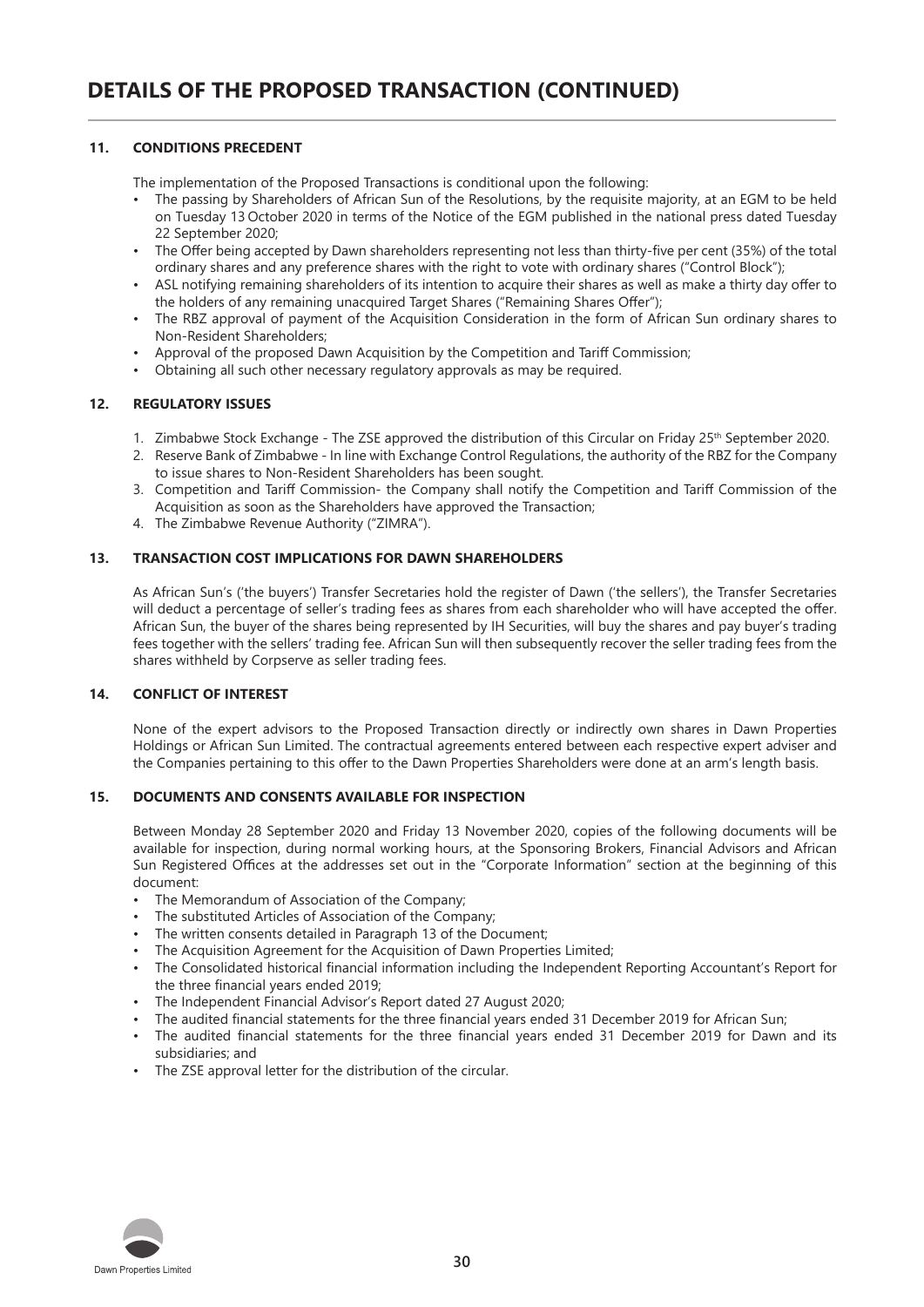# DETAILS OF THE PROPOSED TRANSACTION (CONTINUED)

## 11. CONDITIONS PRECEDENT

The implementation of the Proposed Transactions is conditional upon the following:

- The passing by Shareholders of African Sun of the Resolutions, by the requisite majority, at an EGM to be held on Tuesday 13 October 2020 in terms of the Notice of the EGM published in the national press dated Tuesday 22 September 2020;
- The Offer being accepted by Dawn shareholders representing not less than thirty-five per cent (35%) of the total ordinary shares and any preference shares with the right to vote with ordinary shares ("Control Block");
- ASL notifying remaining shareholders of its intention to acquire their shares as well as make a thirty day offer to the holders of any remaining unacquired Target Shares ("Remaining Shares Offer");
- The RBZ approval of payment of the Acquisition Consideration in the form of African Sun ordinary shares to Non-Resident Shareholders;
- Approval of the proposed Dawn Acquisition by the Competition and Tariff Commission;
- Obtaining all such other necessary regulatory approvals as may be required.

## 12. REGULATORY ISSUES

1. Zimbabwe Stock Exchange - The ZSE approved the distribution of this Circular on Friday 25th September 2020.
2. Reserve Bank of Zimbabwe - In line with Exchange Control Regulations, the authority of the RBZ for the Company to issue shares to Non-Resident Shareholders has been sought.
3. Competition and Tariff Commission- the Company shall notify the Competition and Tariff Commission of the Acquisition as soon as the Shareholders have approved the Transaction;
4. The Zimbabwe Revenue Authority ("ZIMRA").

## 13. TRANSACTION COST IMPLICATIONS FOR DAWN SHAREHOLDERS

As African Sun's ('the buyers') Transfer Secretaries hold the register of Dawn ('the sellers'), the Transfer Secretaries will deduct a percentage of seller's trading fees as shares from each shareholder who will have accepted the offer. African Sun, the buyer of the shares being represented by IH Securities, will buy the shares and pay buyer's trading fees together with the sellers' trading fee. African Sun will then subsequently recover the seller trading fees from the shares withheld by Corpserve as seller trading fees.

## 14. CONFLICT OF INTEREST

None of the expert advisors to the Proposed Transaction directly or indirectly own shares in Dawn Properties Holdings or African Sun Limited. The contractual agreements entered between each respective expert adviser and the Companies pertaining to this offer to the Dawn Properties Shareholders were done at an arm's length basis.

## 15. DOCUMENTS AND CONSENTS AVAILABLE FOR INSPECTION

Between Monday 28 September 2020 and Friday 13 November 2020, copies of the following documents will be available for inspection, during normal working hours, at the Sponsoring Brokers, Financial Advisors and African Sun Registered Offices at the addresses set out in the "Corporate Information" section at the beginning of this document:

- The Memorandum of Association of the Company;
- The substituted Articles of Association of the Company;
- The written consents detailed in Paragraph 13 of the Document;
- The Acquisition Agreement for the Acquisition of Dawn Properties Limited;
- The Consolidated historical financial information including the Independent Reporting Accountant's Report for the three financial years ended 2019;
- The Independent Financial Advisor's Report dated 27 August 2020;
- The audited financial statements for the three financial years ended 31 December 2019 for African Sun;
- The audited financial statements for the three financial years ended 31 December 2019 for Dawn and its subsidiaries; and
- The ZSE approval letter for the distribution of the circular.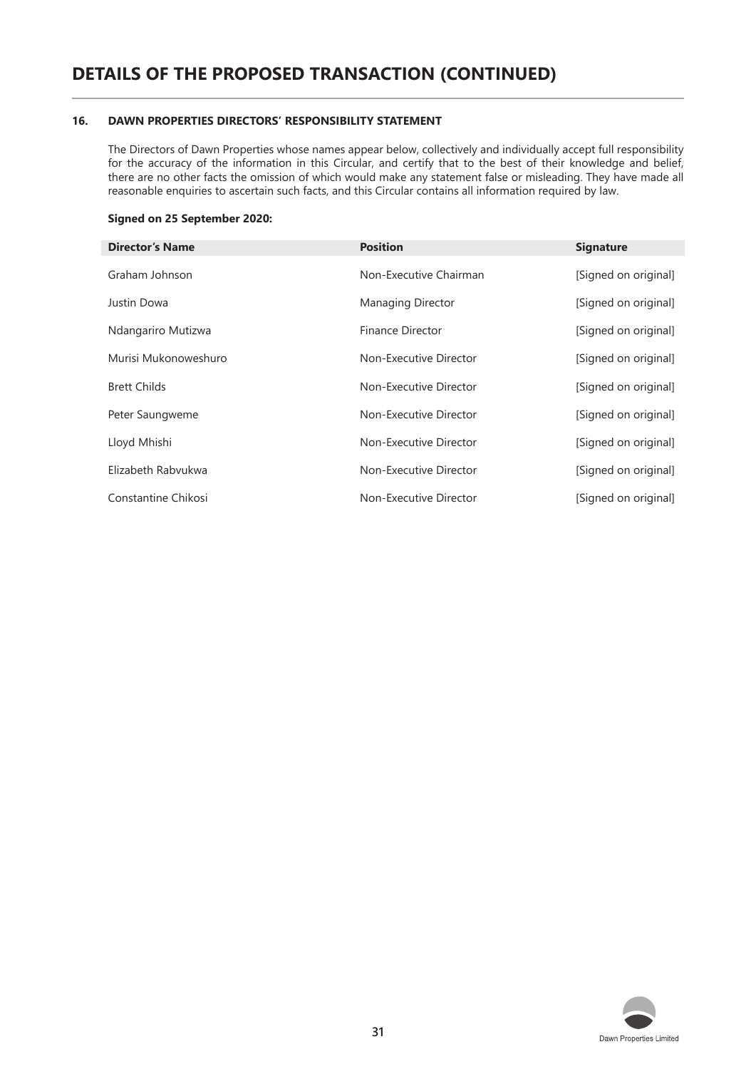# DETAILS OF THE PROPOSED TRANSACTION (CONTINUED)

## 16. DAWN PROPERTIES DIRECTORS' RESPONSIBILITY STATEMENT

The Directors of Dawn Properties whose names appear below, collectively and individually accept full responsibility for the accuracy of the information in this Circular, and certify that to the best of their knowledge and belief, there are no other facts the omission of which would make any statement false or misleading. They have made all reasonable enquiries to ascertain such facts, and this Circular contains all information required by law.

**Signed on 25 September 2020:**

| Director's Name | Position | Signature |
| --- | --- | --- |
| Graham Johnson | Non-Executive Chairman | [Signed on original] |
| Justin Dowa | Managing Director | [Signed on original] |
| Ndangariro Mutizwa | Finance Director | [Signed on original] |
| Murisi Mukonoweshuro | Non-Executive Director | [Signed on original] |
| Brett Childs | Non-Executive Director | [Signed on original] |
| Peter Saungweme | Non-Executive Director | [Signed on original] |
| Lloyd Mhishi | Non-Executive Director | [Signed on original] |
| Elizabeth Rabvukwa | Non-Executive Director | [Signed on original] |
| Constantine Chikosi | Non-Executive Director | [Signed on original] |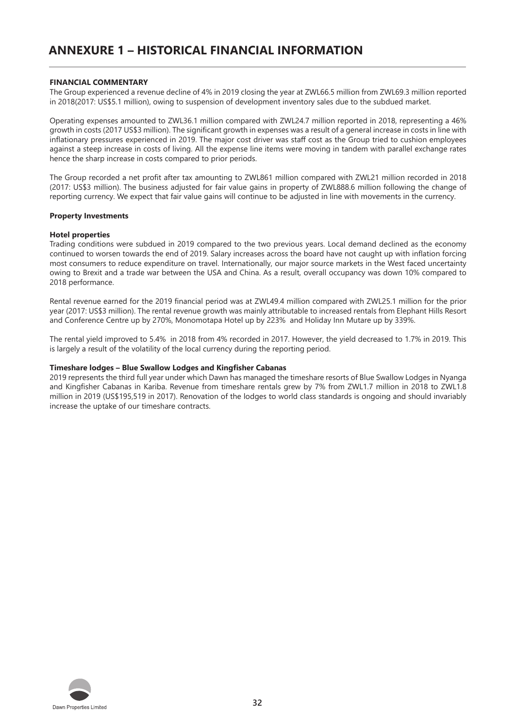# ANNEXURE 1 – HISTORICAL FINANCIAL INFORMATION

**FINANCIAL COMMENTARY**

The Group experienced a revenue decline of 4% in 2019 closing the year at ZWL66.5 million from ZWL69.3 million reported in 2018(2017: US$5.1 million), owing to suspension of development inventory sales due to the subdued market.

Operating expenses amounted to ZWL36.1 million compared with ZWL24.7 million reported in 2018, representing a 46% growth in costs (2017 US$3 million). The significant growth in expenses was a result of a general increase in costs in line with inflationary pressures experienced in 2019. The major cost driver was staff cost as the Group tried to cushion employees against a steep increase in costs of living. All the expense line items were moving in tandem with parallel exchange rates hence the sharp increase in costs compared to prior periods.

The Group recorded a net profit after tax amounting to ZWL861 million compared with ZWL21 million recorded in 2018 (2017: US$3 million). The business adjusted for fair value gains in property of ZWL888.6 million following the change of reporting currency. We expect that fair value gains will continue to be adjusted in line with movements in the currency.

**Property Investments**

**Hotel properties**

Trading conditions were subdued in 2019 compared to the two previous years. Local demand declined as the economy continued to worsen towards the end of 2019. Salary increases across the board have not caught up with inflation forcing most consumers to reduce expenditure on travel. Internationally, our major source markets in the West faced uncertainty owing to Brexit and a trade war between the USA and China. As a result, overall occupancy was down 10% compared to 2018 performance.

Rental revenue earned for the 2019 financial period was at ZWL49.4 million compared with ZWL25.1 million for the prior year (2017: US$3 million). The rental revenue growth was mainly attributable to increased rentals from Elephant Hills Resort and Conference Centre up by 270%, Monomotapa Hotel up by 223% and Holiday Inn Mutare up by 339%.

The rental yield improved to 5.4% in 2018 from 4% recorded in 2017. However, the yield decreased to 1.7% in 2019. This is largely a result of the volatility of the local currency during the reporting period.

**Timeshare lodges – Blue Swallow Lodges and Kingfisher Cabanas**

2019 represents the third full year under which Dawn has managed the timeshare resorts of Blue Swallow Lodges in Nyanga and Kingfisher Cabanas in Kariba. Revenue from timeshare rentals grew by 7% from ZWL1.7 million in 2018 to ZWL1.8 million in 2019 (US$195,519 in 2017). Renovation of the lodges to world class standards is ongoing and should invariably increase the uptake of our timeshare contracts.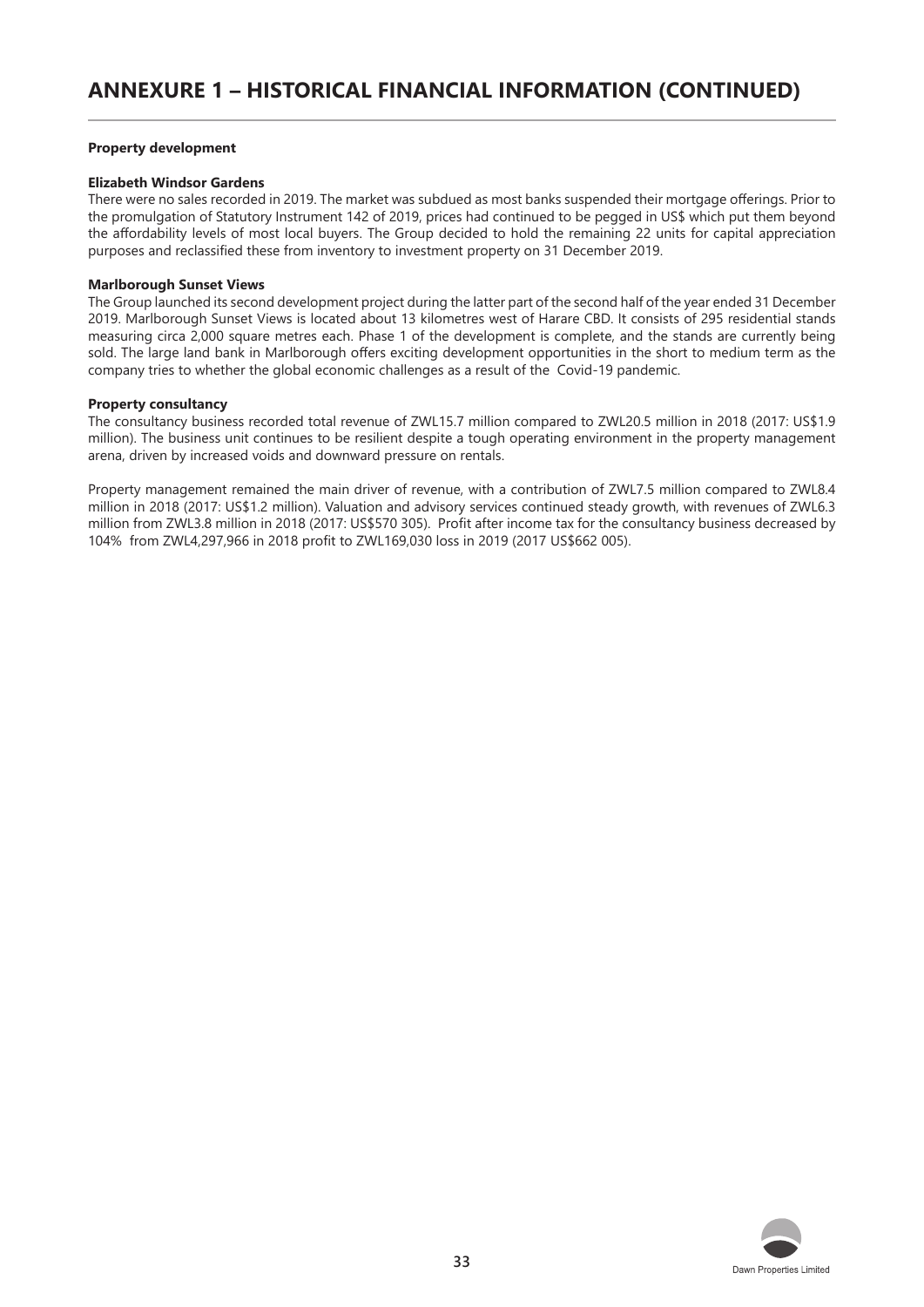# ANNEXURE 1 – HISTORICAL FINANCIAL INFORMATION (CONTINUED)

**Property development**

**Elizabeth Windsor Gardens**

There were no sales recorded in 2019. The market was subdued as most banks suspended their mortgage offerings. Prior to the promulgation of Statutory Instrument 142 of 2019, prices had continued to be pegged in US$ which put them beyond the affordability levels of most local buyers. The Group decided to hold the remaining 22 units for capital appreciation purposes and reclassified these from inventory to investment property on 31 December 2019.

**Marlborough Sunset Views**

The Group launched its second development project during the latter part of the second half of the year ended 31 December 2019. Marlborough Sunset Views is located about 13 kilometres west of Harare CBD. It consists of 295 residential stands measuring circa 2,000 square metres each. Phase 1 of the development is complete, and the stands are currently being sold. The large land bank in Marlborough offers exciting development opportunities in the short to medium term as the company tries to whether the global economic challenges as a result of the Covid-19 pandemic.

**Property consultancy**

The consultancy business recorded total revenue of ZWL15.7 million compared to ZWL20.5 million in 2018 (2017: US$1.9 million). The business unit continues to be resilient despite a tough operating environment in the property management arena, driven by increased voids and downward pressure on rentals.

Property management remained the main driver of revenue, with a contribution of ZWL7.5 million compared to ZWL8.4 million in 2018 (2017: US$1.2 million). Valuation and advisory services continued steady growth, with revenues of ZWL6.3 million from ZWL3.8 million in 2018 (2017: US$570 305). Profit after income tax for the consultancy business decreased by 104% from ZWL4,297,966 in 2018 profit to ZWL169,030 loss in 2019 (2017 US$662 005).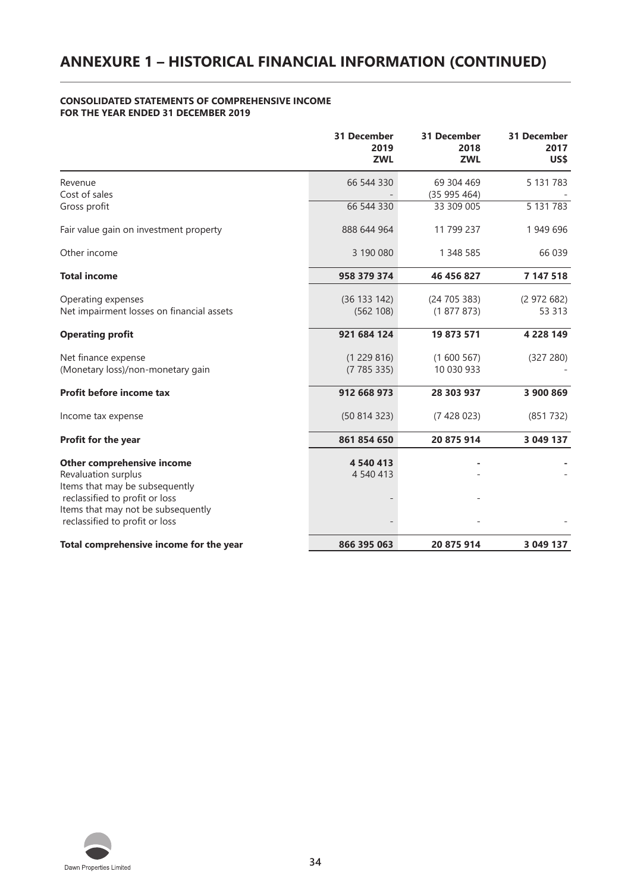# ANNEXURE 1 – HISTORICAL FINANCIAL INFORMATION (CONTINUED)

**CONSOLIDATED STATEMENTS OF COMPREHENSIVE INCOME**
**FOR THE YEAR ENDED 31 DECEMBER 2019**

| | 31 December 2019 ZWL | 31 December 2018 ZWL | 31 December 2017 US$ |
|---|---|---|---|
| Revenue | 66 544 330 | 69 304 469 | 5 131 783 |
| Cost of sales | - | (35 995 464) | - |
| Gross profit | 66 544 330 | 33 309 005 | 5 131 783 |
| Fair value gain on investment property | 888 644 964 | 11 799 237 | 1 949 696 |
| Other income | 3 190 080 | 1 348 585 | 66 039 |
| **Total income** | **958 379 374** | **46 456 827** | **7 147 518** |
| Operating expenses | (36 133 142) | (24 705 383) | (2 972 682) |
| Net impairment losses on financial assets | (562 108) | (1 877 873) | 53 313 |
| **Operating profit** | **921 684 124** | **19 873 571** | **4 228 149** |
| Net finance expense | (1 229 816) | (1 600 567) | (327 280) |
| (Monetary loss)/non-monetary gain | (7 785 335) | 10 030 933 | - |
| **Profit before income tax** | **912 668 973** | **28 303 937** | **3 900 869** |
| Income tax expense | (50 814 323) | (7 428 023) | (851 732) |
| **Profit for the year** | **861 854 650** | **20 875 914** | **3 049 137** |
| **Other comprehensive income** | **4 540 413** | **-** | **-** |
| Revaluation surplus | 4 540 413 | - | - |
| Items that may be subsequently reclassified to profit or loss | - | - | |
| Items that may not be subsequently reclassified to profit or loss | - | - | - |
| **Total comprehensive income for the year** | **866 395 063** | **20 875 914** | **3 049 137** |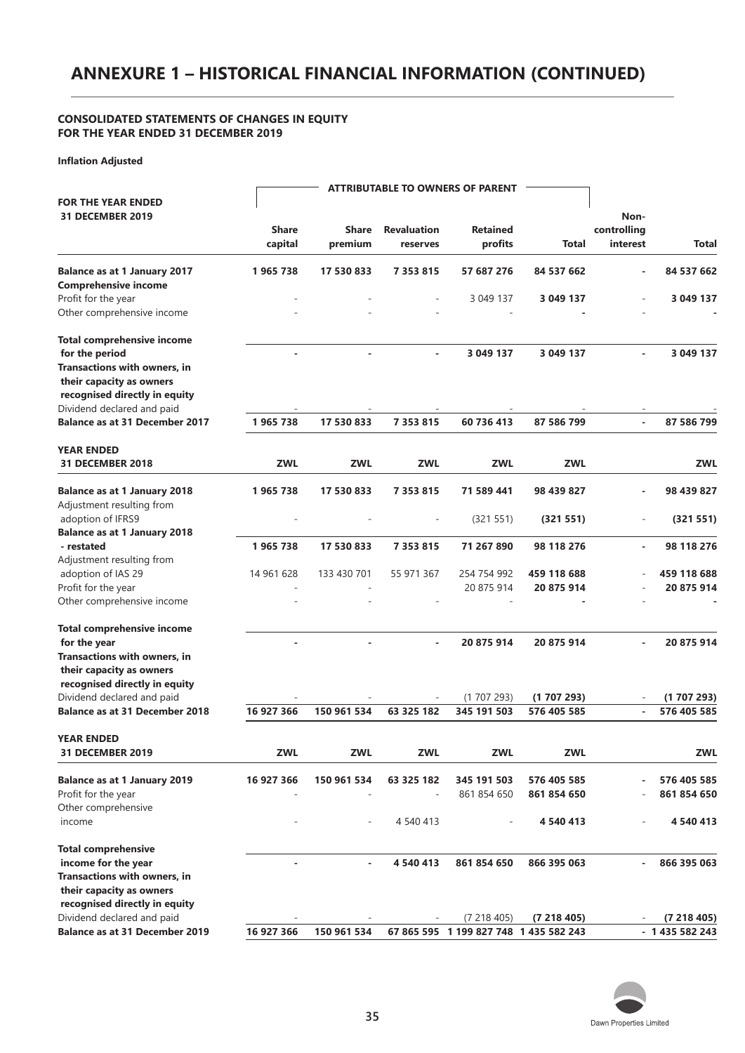# ANNEXURE 1 – HISTORICAL FINANCIAL INFORMATION (CONTINUED)

**CONSOLIDATED STATEMENTS OF CHANGES IN EQUITY**
**FOR THE YEAR ENDED 31 DECEMBER 2019**

**Inflation Adjusted**

| | ATTRIBUTABLE TO OWNERS OF PARENT | | | | | | |
|---|---|---|---|---|---|---|---|
| **FOR THE YEAR ENDED 31 DECEMBER 2019** | **Share capital** | **Share premium** | **Revaluation reserves** | **Retained profits** | **Total** | **Non-controlling interest** | **Total** |
| **Balance as at 1 January 2017** | **1 965 738** | **17 530 833** | **7 353 815** | **57 687 276** | **84 537 662** | **-** | **84 537 662** |
| **Comprehensive income** | | | | | | | |
| Profit for the year | - | - | - | 3 049 137 | **3 049 137** | - | **3 049 137** |
| Other comprehensive income | - | - | - | - | **-** | - | **-** |
| **Total comprehensive income for the period** | **-** | **-** | **-** | **3 049 137** | **3 049 137** | **-** | **3 049 137** |
| **Transactions with owners, in their capacity as owners recognised directly in equity** | | | | | | | |
| Dividend declared and paid | - | - | - | - | - | - | - |
| **Balance as at 31 December 2017** | **1 965 738** | **17 530 833** | **7 353 815** | **60 736 413** | **87 586 799** | **-** | **87 586 799** |
| **YEAR ENDED 31 DECEMBER 2018** | **ZWL** | **ZWL** | **ZWL** | **ZWL** | **ZWL** | | **ZWL** |
| **Balance as at 1 January 2018** | **1 965 738** | **17 530 833** | **7 353 815** | **71 589 441** | **98 439 827** | **-** | **98 439 827** |
| Adjustment resulting from adoption of IFRS9 | - | - | - | (321 551) | **(321 551)** | - | **(321 551)** |
| **Balance as at 1 January 2018 - restated** | **1 965 738** | **17 530 833** | **7 353 815** | **71 267 890** | **98 118 276** | **-** | **98 118 276** |
| Adjustment resulting from adoption of IAS 29 | 14 961 628 | 133 430 701 | 55 971 367 | 254 754 992 | **459 118 688** | - | **459 118 688** |
| Profit for the year | - | - | | 20 875 914 | **20 875 914** | - | **20 875 914** |
| Other comprehensive income | - | - | - | - | **-** | - | **-** |
| **Total comprehensive income for the year** | **-** | **-** | **-** | **20 875 914** | **20 875 914** | **-** | **20 875 914** |
| **Transactions with owners, in their capacity as owners recognised directly in equity** | | | | | | | |
| Dividend declared and paid | - | - | - | (1 707 293) | **(1 707 293)** | - | **(1 707 293)** |
| **Balance as at 31 December 2018** | **16 927 366** | **150 961 534** | **63 325 182** | **345 191 503** | **576 405 585** | **-** | **576 405 585** |
| **YEAR ENDED 31 DECEMBER 2019** | **ZWL** | **ZWL** | **ZWL** | **ZWL** | **ZWL** | | **ZWL** |
| **Balance as at 1 January 2019** | **16 927 366** | **150 961 534** | **63 325 182** | **345 191 503** | **576 405 585** | **-** | **576 405 585** |
| Profit for the year | - | - | - | 861 854 650 | **861 854 650** | - | **861 854 650** |
| Other comprehensive income | - | - | 4 540 413 | - | **4 540 413** | - | **4 540 413** |
| **Total comprehensive income for the year** | **-** | **-** | **4 540 413** | **861 854 650** | **866 395 063** | **-** | **866 395 063** |
| **Transactions with owners, in their capacity as owners recognised directly in equity** | | | | | | | |
| Dividend declared and paid | - | - | - | (7 218 405) | **(7 218 405)** | - | **(7 218 405)** |
| **Balance as at 31 December 2019** | **16 927 366** | **150 961 534** | **67 865 595** | **1 199 827 748** | **1 435 582 243** | **-** | **1 435 582 243** |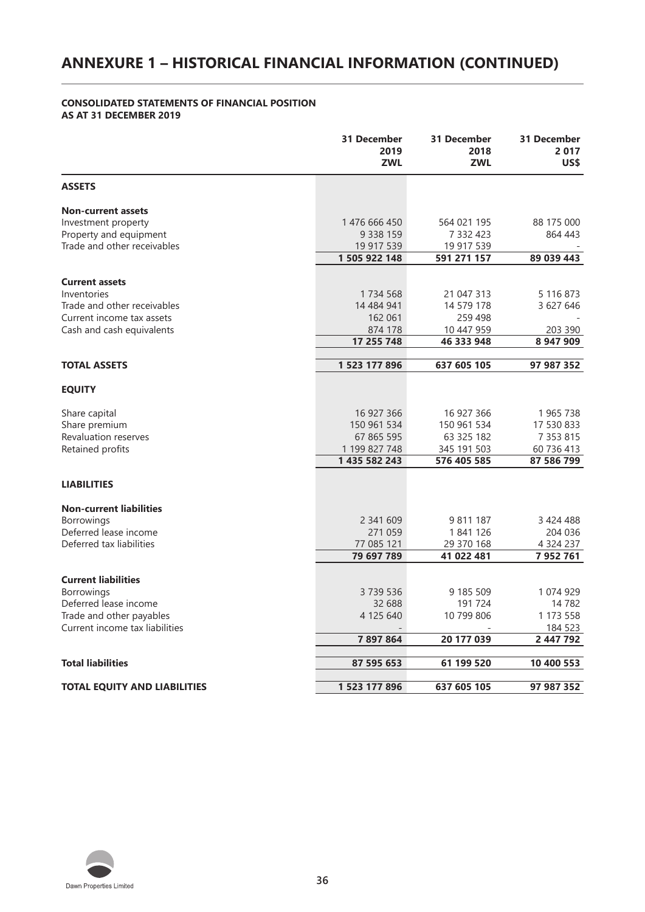# ANNEXURE 1 – HISTORICAL FINANCIAL INFORMATION (CONTINUED)

**CONSOLIDATED STATEMENTS OF FINANCIAL POSITION**
**AS AT 31 DECEMBER 2019**

| | 31 December 2019 ZWL | 31 December 2018 ZWL | 31 December 2 017 US$ |
|---|---|---|---|
| **ASSETS** | | | |
| **Non-current assets** | | | |
| Investment property | 1 476 666 450 | 564 021 195 | 88 175 000 |
| Property and equipment | 9 338 159 | 7 332 423 | 864 443 |
| Trade and other receivables | 19 917 539 | 19 917 539 | - |
| | **1 505 922 148** | **591 271 157** | **89 039 443** |
| **Current assets** | | | |
| Inventories | 1 734 568 | 21 047 313 | 5 116 873 |
| Trade and other receivables | 14 484 941 | 14 579 178 | 3 627 646 |
| Current income tax assets | 162 061 | 259 498 | - |
| Cash and cash equivalents | 874 178 | 10 447 959 | 203 390 |
| | **17 255 748** | **46 333 948** | **8 947 909** |
| **TOTAL ASSETS** | **1 523 177 896** | **637 605 105** | **97 987 352** |
| **EQUITY** | | | |
| Share capital | 16 927 366 | 16 927 366 | 1 965 738 |
| Share premium | 150 961 534 | 150 961 534 | 17 530 833 |
| Revaluation reserves | 67 865 595 | 63 325 182 | 7 353 815 |
| Retained profits | 1 199 827 748 | 345 191 503 | 60 736 413 |
| | **1 435 582 243** | **576 405 585** | **87 586 799** |
| **LIABILITIES** | | | |
| **Non-current liabilities** | | | |
| Borrowings | 2 341 609 | 9 811 187 | 3 424 488 |
| Deferred lease income | 271 059 | 1 841 126 | 204 036 |
| Deferred tax liabilities | 77 085 121 | 29 370 168 | 4 324 237 |
| | **79 697 789** | **41 022 481** | **7 952 761** |
| **Current liabilities** | | | |
| Borrowings | 3 739 536 | 9 185 509 | 1 074 929 |
| Deferred lease income | 32 688 | 191 724 | 14 782 |
| Trade and other payables | 4 125 640 | 10 799 806 | 1 173 558 |
| Current income tax liabilities | - | - | 184 523 |
| | **7 897 864** | **20 177 039** | **2 447 792** |
| **Total liabilities** | **87 595 653** | **61 199 520** | **10 400 553** |
| **TOTAL EQUITY AND LIABILITIES** | **1 523 177 896** | **637 605 105** | **97 987 352** |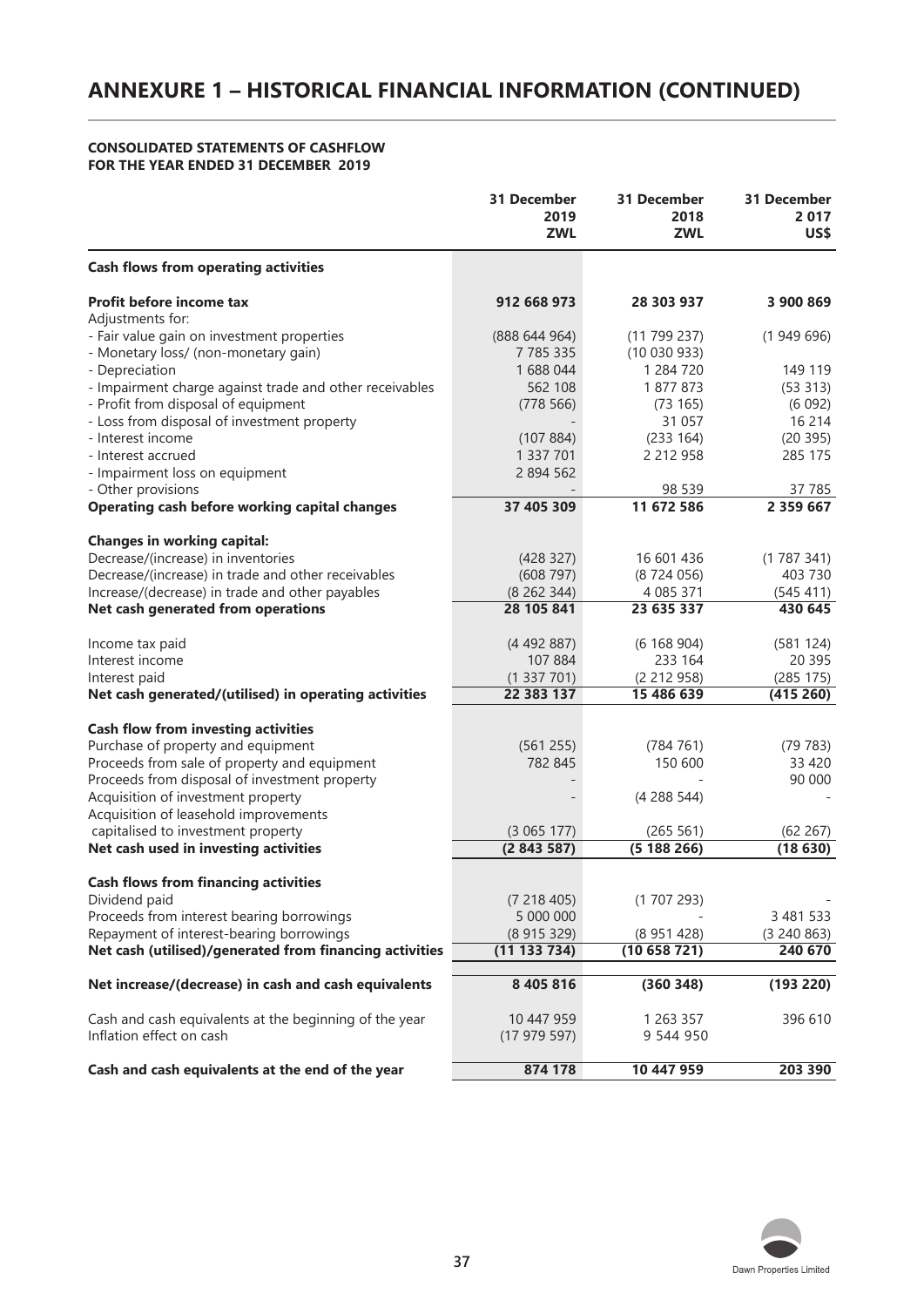# ANNEXURE 1 – HISTORICAL FINANCIAL INFORMATION (CONTINUED)

**CONSOLIDATED STATEMENTS OF CASHFLOW**
**FOR THE YEAR ENDED 31 DECEMBER 2019**

| | 31 December 2019 ZWL | 31 December 2018 ZWL | 31 December 2 017 US$ |
|---|---|---|---|
| **Cash flows from operating activities** | | | |
| **Profit before income tax** | **912 668 973** | **28 303 937** | **3 900 869** |
| Adjustments for: | | | |
| - Fair value gain on investment properties | (888 644 964) | (11 799 237) | (1 949 696) |
| - Monetary loss/ (non-monetary gain) | 7 785 335 | (10 030 933) | |
| - Depreciation | 1 688 044 | 1 284 720 | 149 119 |
| - Impairment charge against trade and other receivables | 562 108 | 1 877 873 | (53 313) |
| - Profit from disposal of equipment | (778 566) | (73 165) | (6 092) |
| - Loss from disposal of investment property | - | 31 057 | 16 214 |
| - Interest income | (107 884) | (233 164) | (20 395) |
| - Interest accrued | 1 337 701 | 2 212 958 | 285 175 |
| - Impairment loss on equipment | 2 894 562 | | |
| - Other provisions | - | 98 539 | 37 785 |
| **Operating cash before working capital changes** | **37 405 309** | **11 672 586** | **2 359 667** |
| **Changes in working capital:** | | | |
| Decrease/(increase) in inventories | (428 327) | 16 601 436 | (1 787 341) |
| Decrease/(increase) in trade and other receivables | (608 797) | (8 724 056) | 403 730 |
| Increase/(decrease) in trade and other payables | (8 262 344) | 4 085 371 | (545 411) |
| **Net cash generated from operations** | **28 105 841** | **23 635 337** | **430 645** |
| Income tax paid | (4 492 887) | (6 168 904) | (581 124) |
| Interest income | 107 884 | 233 164 | 20 395 |
| Interest paid | (1 337 701) | (2 212 958) | (285 175) |
| **Net cash generated/(utilised) in operating activities** | **22 383 137** | **15 486 639** | **(415 260)** |
| **Cash flow from investing activities** | | | |
| Purchase of property and equipment | (561 255) | (784 761) | (79 783) |
| Proceeds from sale of property and equipment | 782 845 | 150 600 | 33 420 |
| Proceeds from disposal of investment property | - | - | 90 000 |
| Acquisition of investment property | - | (4 288 544) | - |
| Acquisition of leasehold improvements capitalised to investment property | (3 065 177) | (265 561) | (62 267) |
| **Net cash used in investing activities** | **(2 843 587)** | **(5 188 266)** | **(18 630)** |
| **Cash flows from financing activities** | | | |
| Dividend paid | (7 218 405) | (1 707 293) | - |
| Proceeds from interest bearing borrowings | 5 000 000 | - | 3 481 533 |
| Repayment of interest-bearing borrowings | (8 915 329) | (8 951 428) | (3 240 863) |
| **Net cash (utilised)/generated from financing activities** | **(11 133 734)** | **(10 658 721)** | **240 670** |
| **Net increase/(decrease) in cash and cash equivalents** | **8 405 816** | **(360 348)** | **(193 220)** |
| Cash and cash equivalents at the beginning of the year | 10 447 959 | 1 263 357 | 396 610 |
| Inflation effect on cash | (17 979 597) | 9 544 950 | |
| **Cash and cash equivalents at the end of the year** | **874 178** | **10 447 959** | **203 390** |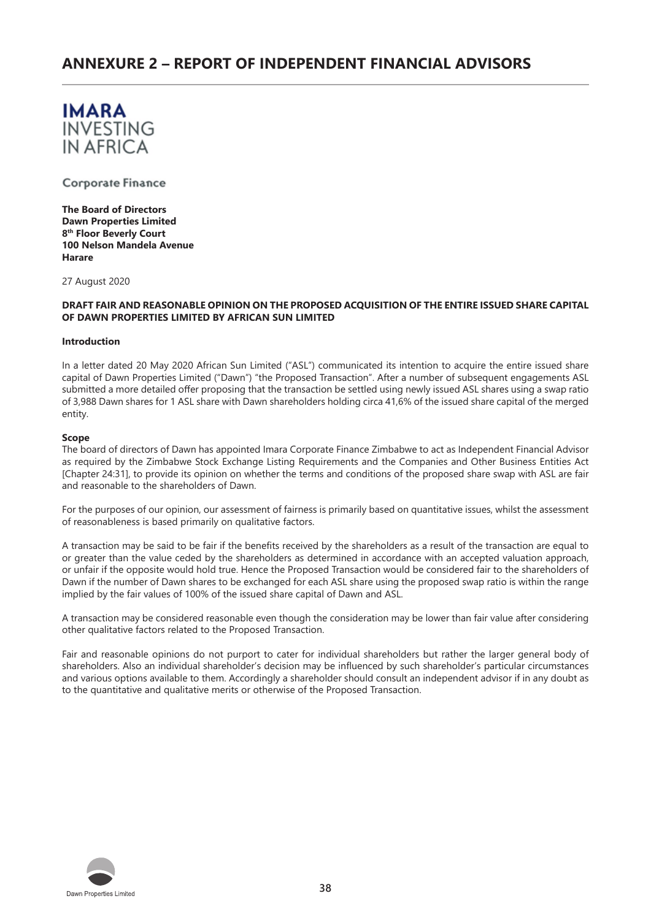# ANNEXURE 2 – REPORT OF INDEPENDENT FINANCIAL ADVISORS

**IMARA**
INVESTING
IN AFRICA

Corporate Finance

**The Board of Directors**
**Dawn Properties Limited**
**8th Floor Beverly Court**
**100 Nelson Mandela Avenue**
**Harare**

27 August 2020

**DRAFT FAIR AND REASONABLE OPINION ON THE PROPOSED ACQUISITION OF THE ENTIRE ISSUED SHARE CAPITAL OF DAWN PROPERTIES LIMITED BY AFRICAN SUN LIMITED**

**Introduction**

In a letter dated 20 May 2020 African Sun Limited ("ASL") communicated its intention to acquire the entire issued share capital of Dawn Properties Limited ("Dawn") "the Proposed Transaction". After a number of subsequent engagements ASL submitted a more detailed offer proposing that the transaction be settled using newly issued ASL shares using a swap ratio of 3,988 Dawn shares for 1 ASL share with Dawn shareholders holding circa 41,6% of the issued share capital of the merged entity.

**Scope**

The board of directors of Dawn has appointed Imara Corporate Finance Zimbabwe to act as Independent Financial Advisor as required by the Zimbabwe Stock Exchange Listing Requirements and the Companies and Other Business Entities Act [Chapter 24:31], to provide its opinion on whether the terms and conditions of the proposed share swap with ASL are fair and reasonable to the shareholders of Dawn.

For the purposes of our opinion, our assessment of fairness is primarily based on quantitative issues, whilst the assessment of reasonableness is based primarily on qualitative factors.

A transaction may be said to be fair if the benefits received by the shareholders as a result of the transaction are equal to or greater than the value ceded by the shareholders as determined in accordance with an accepted valuation approach, or unfair if the opposite would hold true. Hence the Proposed Transaction would be considered fair to the shareholders of Dawn if the number of Dawn shares to be exchanged for each ASL share using the proposed swap ratio is within the range implied by the fair values of 100% of the issued share capital of Dawn and ASL.

A transaction may be considered reasonable even though the consideration may be lower than fair value after considering other qualitative factors related to the Proposed Transaction.

Fair and reasonable opinions do not purport to cater for individual shareholders but rather the larger general body of shareholders. Also an individual shareholder's decision may be influenced by such shareholder's particular circumstances and various options available to them. Accordingly a shareholder should consult an independent advisor if in any doubt as to the quantitative and qualitative merits or otherwise of the Proposed Transaction.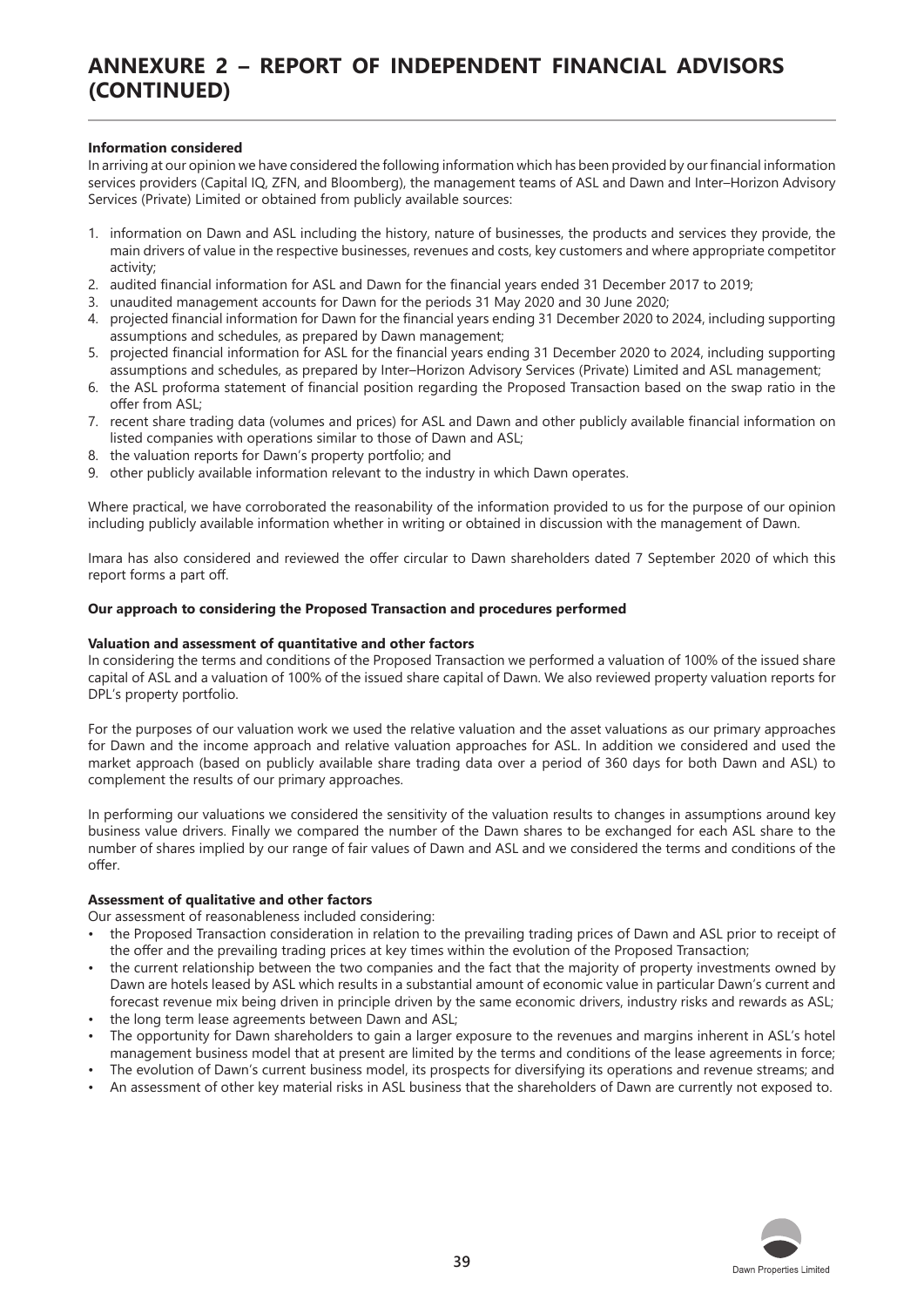# ANNEXURE 2 – REPORT OF INDEPENDENT FINANCIAL ADVISORS (CONTINUED)

**Information considered**

In arriving at our opinion we have considered the following information which has been provided by our financial information services providers (Capital IQ, ZFN, and Bloomberg), the management teams of ASL and Dawn and Inter–Horizon Advisory Services (Private) Limited or obtained from publicly available sources:

1. information on Dawn and ASL including the history, nature of businesses, the products and services they provide, the main drivers of value in the respective businesses, revenues and costs, key customers and where appropriate competitor activity;
2. audited financial information for ASL and Dawn for the financial years ended 31 December 2017 to 2019;
3. unaudited management accounts for Dawn for the periods 31 May 2020 and 30 June 2020;
4. projected financial information for Dawn for the financial years ending 31 December 2020 to 2024, including supporting assumptions and schedules, as prepared by Dawn management;
5. projected financial information for ASL for the financial years ending 31 December 2020 to 2024, including supporting assumptions and schedules, as prepared by Inter–Horizon Advisory Services (Private) Limited and ASL management;
6. the ASL proforma statement of financial position regarding the Proposed Transaction based on the swap ratio in the offer from ASL;
7. recent share trading data (volumes and prices) for ASL and Dawn and other publicly available financial information on listed companies with operations similar to those of Dawn and ASL;
8. the valuation reports for Dawn's property portfolio; and
9. other publicly available information relevant to the industry in which Dawn operates.

Where practical, we have corroborated the reasonability of the information provided to us for the purpose of our opinion including publicly available information whether in writing or obtained in discussion with the management of Dawn.

Imara has also considered and reviewed the offer circular to Dawn shareholders dated 7 September 2020 of which this report forms a part off.

**Our approach to considering the Proposed Transaction and procedures performed**

**Valuation and assessment of quantitative and other factors**

In considering the terms and conditions of the Proposed Transaction we performed a valuation of 100% of the issued share capital of ASL and a valuation of 100% of the issued share capital of Dawn. We also reviewed property valuation reports for DPL's property portfolio.

For the purposes of our valuation work we used the relative valuation and the asset valuations as our primary approaches for Dawn and the income approach and relative valuation approaches for ASL. In addition we considered and used the market approach (based on publicly available share trading data over a period of 360 days for both Dawn and ASL) to complement the results of our primary approaches.

In performing our valuations we considered the sensitivity of the valuation results to changes in assumptions around key business value drivers. Finally we compared the number of the Dawn shares to be exchanged for each ASL share to the number of shares implied by our range of fair values of Dawn and ASL and we considered the terms and conditions of the offer.

**Assessment of qualitative and other factors**

Our assessment of reasonableness included considering:

- the Proposed Transaction consideration in relation to the prevailing trading prices of Dawn and ASL prior to receipt of the offer and the prevailing trading prices at key times within the evolution of the Proposed Transaction;
- the current relationship between the two companies and the fact that the majority of property investments owned by Dawn are hotels leased by ASL which results in a substantial amount of economic value in particular Dawn's current and forecast revenue mix being driven in principle driven by the same economic drivers, industry risks and rewards as ASL;
- the long term lease agreements between Dawn and ASL;
- The opportunity for Dawn shareholders to gain a larger exposure to the revenues and margins inherent in ASL's hotel management business model that at present are limited by the terms and conditions of the lease agreements in force;
- The evolution of Dawn's current business model, its prospects for diversifying its operations and revenue streams; and
- An assessment of other key material risks in ASL business that the shareholders of Dawn are currently not exposed to.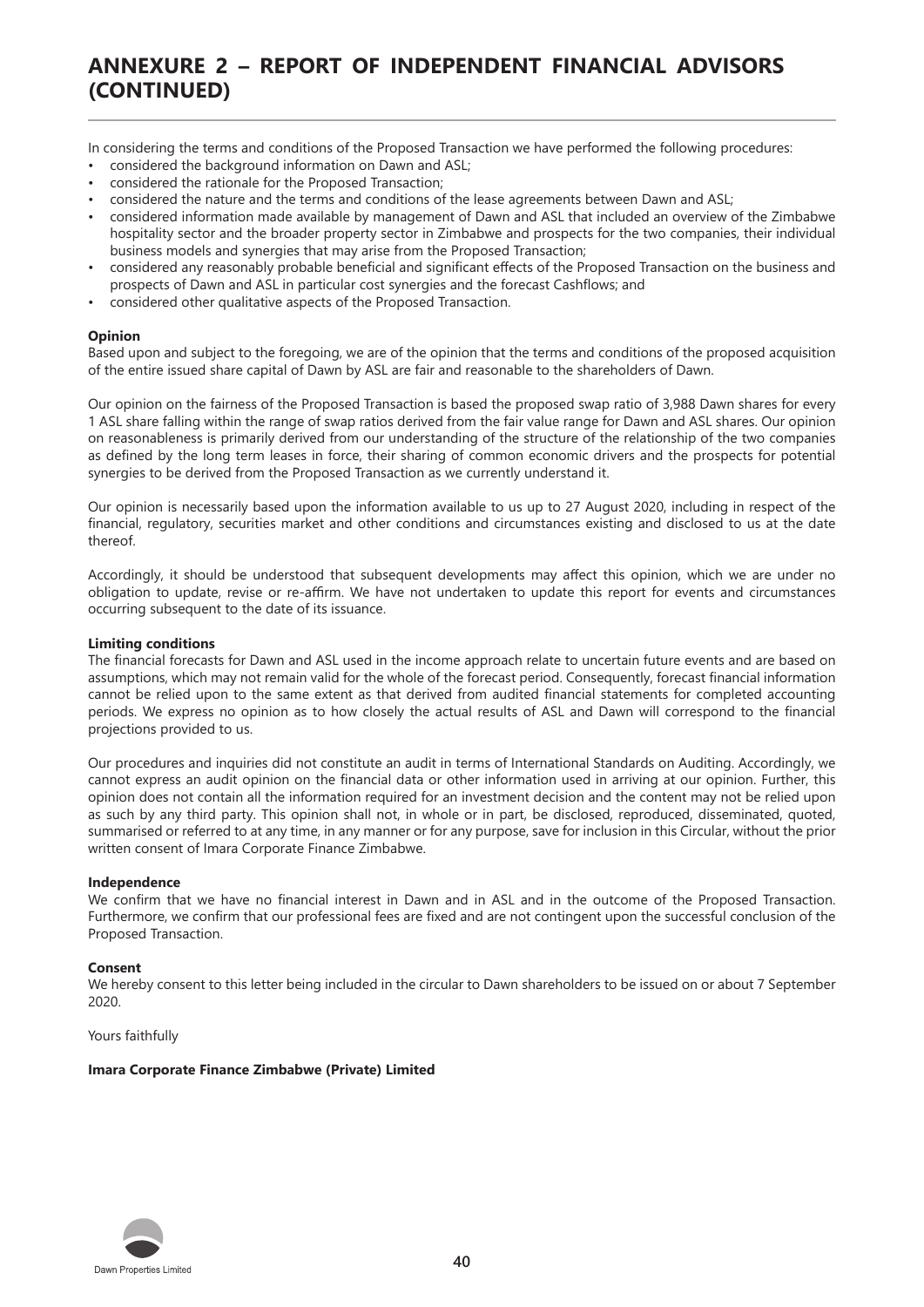# ANNEXURE 2 – REPORT OF INDEPENDENT FINANCIAL ADVISORS (CONTINUED)

In considering the terms and conditions of the Proposed Transaction we have performed the following procedures:

- considered the background information on Dawn and ASL;
- considered the rationale for the Proposed Transaction;
- considered the nature and the terms and conditions of the lease agreements between Dawn and ASL;
- considered information made available by management of Dawn and ASL that included an overview of the Zimbabwe hospitality sector and the broader property sector in Zimbabwe and prospects for the two companies, their individual business models and synergies that may arise from the Proposed Transaction;
- considered any reasonably probable beneficial and significant effects of the Proposed Transaction on the business and prospects of Dawn and ASL in particular cost synergies and the forecast Cashflows; and
- considered other qualitative aspects of the Proposed Transaction.

**Opinion**

Based upon and subject to the foregoing, we are of the opinion that the terms and conditions of the proposed acquisition of the entire issued share capital of Dawn by ASL are fair and reasonable to the shareholders of Dawn.

Our opinion on the fairness of the Proposed Transaction is based the proposed swap ratio of 3,988 Dawn shares for every 1 ASL share falling within the range of swap ratios derived from the fair value range for Dawn and ASL shares. Our opinion on reasonableness is primarily derived from our understanding of the structure of the relationship of the two companies as defined by the long term leases in force, their sharing of common economic drivers and the prospects for potential synergies to be derived from the Proposed Transaction as we currently understand it.

Our opinion is necessarily based upon the information available to us up to 27 August 2020, including in respect of the financial, regulatory, securities market and other conditions and circumstances existing and disclosed to us at the date thereof.

Accordingly, it should be understood that subsequent developments may affect this opinion, which we are under no obligation to update, revise or re-affirm. We have not undertaken to update this report for events and circumstances occurring subsequent to the date of its issuance.

**Limiting conditions**

The financial forecasts for Dawn and ASL used in the income approach relate to uncertain future events and are based on assumptions, which may not remain valid for the whole of the forecast period. Consequently, forecast financial information cannot be relied upon to the same extent as that derived from audited financial statements for completed accounting periods. We express no opinion as to how closely the actual results of ASL and Dawn will correspond to the financial projections provided to us.

Our procedures and inquiries did not constitute an audit in terms of International Standards on Auditing. Accordingly, we cannot express an audit opinion on the financial data or other information used in arriving at our opinion. Further, this opinion does not contain all the information required for an investment decision and the content may not be relied upon as such by any third party. This opinion shall not, in whole or in part, be disclosed, reproduced, disseminated, quoted, summarised or referred to at any time, in any manner or for any purpose, save for inclusion in this Circular, without the prior written consent of Imara Corporate Finance Zimbabwe.

**Independence**

We confirm that we have no financial interest in Dawn and in ASL and in the outcome of the Proposed Transaction. Furthermore, we confirm that our professional fees are fixed and are not contingent upon the successful conclusion of the Proposed Transaction.

**Consent**

We hereby consent to this letter being included in the circular to Dawn shareholders to be issued on or about 7 September 2020.

Yours faithfully

**Imara Corporate Finance Zimbabwe (Private) Limited**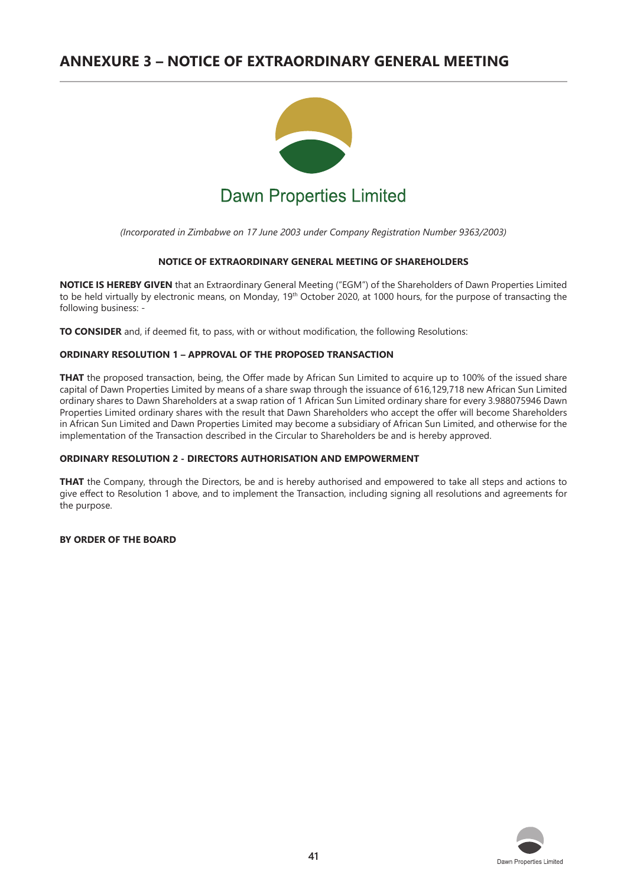# ANNEXURE 3 – NOTICE OF EXTRAORDINARY GENERAL MEETING

## Dawn Properties Limited

*(Incorporated in Zimbabwe on 17 June 2003 under Company Registration Number 9363/2003)*

### NOTICE OF EXTRAORDINARY GENERAL MEETING OF SHAREHOLDERS

**NOTICE IS HEREBY GIVEN** that an Extraordinary General Meeting ("EGM") of the Shareholders of Dawn Properties Limited to be held virtually by electronic means, on Monday, 19th October 2020, at 1000 hours, for the purpose of transacting the following business: -

**TO CONSIDER** and, if deemed fit, to pass, with or without modification, the following Resolutions:

**ORDINARY RESOLUTION 1 – APPROVAL OF THE PROPOSED TRANSACTION**

**THAT** the proposed transaction, being, the Offer made by African Sun Limited to acquire up to 100% of the issued share capital of Dawn Properties Limited by means of a share swap through the issuance of 616,129,718 new African Sun Limited ordinary shares to Dawn Shareholders at a swap ration of 1 African Sun Limited ordinary share for every 3.988075946 Dawn Properties Limited ordinary shares with the result that Dawn Shareholders who accept the offer will become Shareholders in African Sun Limited and Dawn Properties Limited may become a subsidiary of African Sun Limited, and otherwise for the implementation of the Transaction described in the Circular to Shareholders be and is hereby approved.

**ORDINARY RESOLUTION 2 - DIRECTORS AUTHORISATION AND EMPOWERMENT**

**THAT** the Company, through the Directors, be and is hereby authorised and empowered to take all steps and actions to give effect to Resolution 1 above, and to implement the Transaction, including signing all resolutions and agreements for the purpose.

**BY ORDER OF THE BOARD**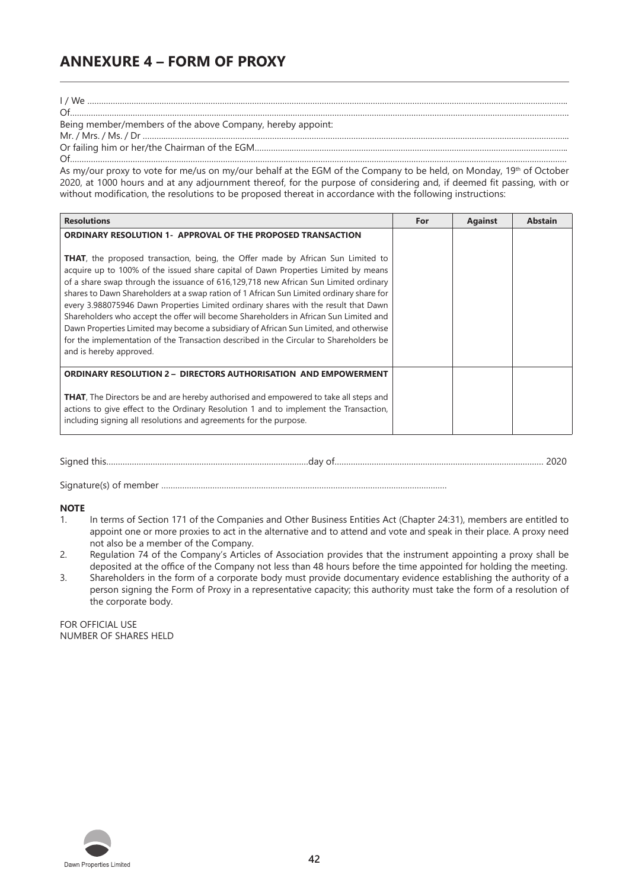# ANNEXURE 4 – FORM OF PROXY

I / We .......................................................................................................................................................................................................

Of............................................................................................................................................................................................................

Being member/members of the above Company, hereby appoint:

Mr. / Mrs. / Ms. / Dr ..........................................................................................................................................................................

Or failing him or her/the Chairman of the EGM......................................................................................................................................

Of............................................................................................................................................................................................................

As my/our proxy to vote for me/us on my/our behalf at the EGM of the Company to be held, on Monday, 19th of October 2020, at 1000 hours and at any adjournment thereof, for the purpose of considering and, if deemed fit passing, with or without modification, the resolutions to be proposed thereat in accordance with the following instructions:

| Resolutions | For | Against | Abstain |
|---|---|---|---|
| **ORDINARY RESOLUTION 1- APPROVAL OF THE PROPOSED TRANSACTION**<br><br>**THAT**, the proposed transaction, being, the Offer made by African Sun Limited to acquire up to 100% of the issued share capital of Dawn Properties Limited by means of a share swap through the issuance of 616,129,718 new African Sun Limited ordinary shares to Dawn Shareholders at a swap ration of 1 African Sun Limited ordinary share for every 3.988075946 Dawn Properties Limited ordinary shares with the result that Dawn Shareholders who accept the offer will become Shareholders in African Sun Limited and Dawn Properties Limited may become a subsidiary of African Sun Limited, and otherwise for the implementation of the Transaction described in the Circular to Shareholders be and is hereby approved. | | | |
| **ORDINARY RESOLUTION 2 – DIRECTORS AUTHORISATION AND EMPOWERMENT**<br><br>**THAT**, The Directors be and are hereby authorised and empowered to take all steps and actions to give effect to the Ordinary Resolution 1 and to implement the Transaction, including signing all resolutions and agreements for the purpose. | | | |

Signed this.......................................................................................day of......................................................................................... 2020

Signature(s) of member ..........................................................................................................................

**NOTE**

1. In terms of Section 171 of the Companies and Other Business Entities Act (Chapter 24:31), members are entitled to appoint one or more proxies to act in the alternative and to attend and vote and speak in their place. A proxy need not also be a member of the Company.
2. Regulation 74 of the Company's Articles of Association provides that the instrument appointing a proxy shall be deposited at the office of the Company not less than 48 hours before the time appointed for holding the meeting.
3. Shareholders in the form of a corporate body must provide documentary evidence establishing the authority of a person signing the Form of Proxy in a representative capacity; this authority must take the form of a resolution of the corporate body.

FOR OFFICIAL USE
NUMBER OF SHARES HELD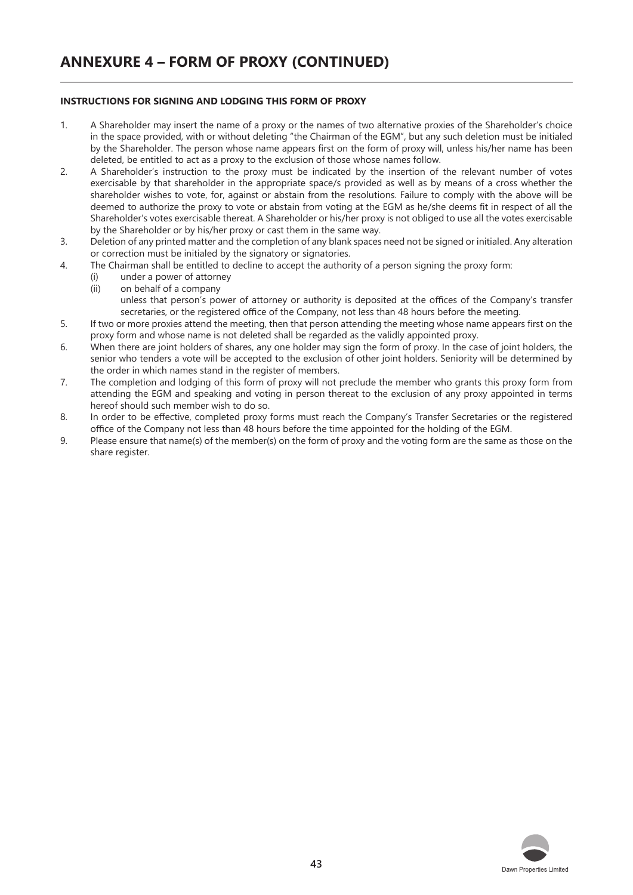# ANNEXURE 4 – FORM OF PROXY (CONTINUED)

**INSTRUCTIONS FOR SIGNING AND LODGING THIS FORM OF PROXY**

1. A Shareholder may insert the name of a proxy or the names of two alternative proxies of the Shareholder's choice in the space provided, with or without deleting "the Chairman of the EGM", but any such deletion must be initialed by the Shareholder. The person whose name appears first on the form of proxy will, unless his/her name has been deleted, be entitled to act as a proxy to the exclusion of those whose names follow.
2. A Shareholder's instruction to the proxy must be indicated by the insertion of the relevant number of votes exercisable by that shareholder in the appropriate space/s provided as well as by means of a cross whether the shareholder wishes to vote, for, against or abstain from the resolutions. Failure to comply with the above will be deemed to authorize the proxy to vote or abstain from voting at the EGM as he/she deems fit in respect of all the Shareholder's votes exercisable thereat. A Shareholder or his/her proxy is not obliged to use all the votes exercisable by the Shareholder or by his/her proxy or cast them in the same way.
3. Deletion of any printed matter and the completion of any blank spaces need not be signed or initialed. Any alteration or correction must be initialed by the signatory or signatories.
4. The Chairman shall be entitled to decline to accept the authority of a person signing the proxy form:
   (i) under a power of attorney
   (ii) on behalf of a company
   unless that person's power of attorney or authority is deposited at the offices of the Company's transfer secretaries, or the registered office of the Company, not less than 48 hours before the meeting.
5. If two or more proxies attend the meeting, then that person attending the meeting whose name appears first on the proxy form and whose name is not deleted shall be regarded as the validly appointed proxy.
6. When there are joint holders of shares, any one holder may sign the form of proxy. In the case of joint holders, the senior who tenders a vote will be accepted to the exclusion of other joint holders. Seniority will be determined by the order in which names stand in the register of members.
7. The completion and lodging of this form of proxy will not preclude the member who grants this proxy form from attending the EGM and speaking and voting in person thereat to the exclusion of any proxy appointed in terms hereof should such member wish to do so.
8. In order to be effective, completed proxy forms must reach the Company's Transfer Secretaries or the registered office of the Company not less than 48 hours before the time appointed for the holding of the EGM.
9. Please ensure that name(s) of the member(s) on the form of proxy and the voting form are the same as those on the share register.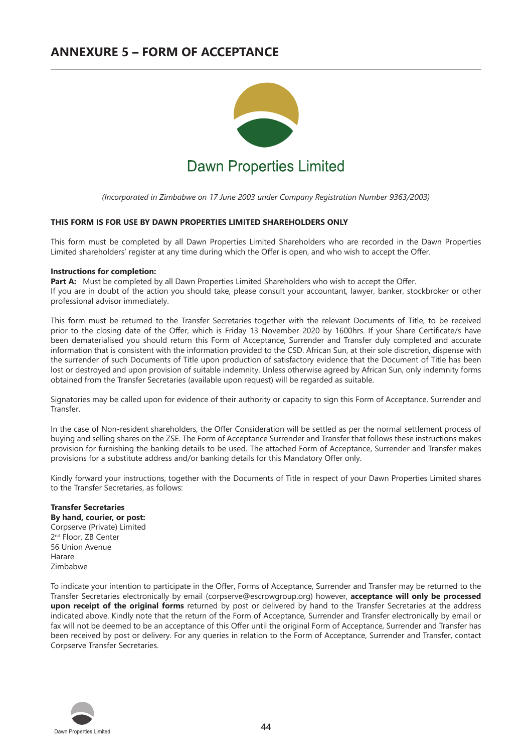# ANNEXURE 5 – FORM OF ACCEPTANCE

Dawn Properties Limited

*(Incorporated in Zimbabwe on 17 June 2003 under Company Registration Number 9363/2003)*

**THIS FORM IS FOR USE BY DAWN PROPERTIES LIMITED SHAREHOLDERS ONLY**

This form must be completed by all Dawn Properties Limited Shareholders who are recorded in the Dawn Properties Limited shareholders' register at any time during which the Offer is open, and who wish to accept the Offer.

**Instructions for completion:**
**Part A:** Must be completed by all Dawn Properties Limited Shareholders who wish to accept the Offer.
If you are in doubt of the action you should take, please consult your accountant, lawyer, banker, stockbroker or other professional advisor immediately.

This form must be returned to the Transfer Secretaries together with the relevant Documents of Title, to be received prior to the closing date of the Offer, which is Friday 13 November 2020 by 1600hrs. If your Share Certificate/s have been dematerialised you should return this Form of Acceptance, Surrender and Transfer duly completed and accurate information that is consistent with the information provided to the CSD. African Sun, at their sole discretion, dispense with the surrender of such Documents of Title upon production of satisfactory evidence that the Document of Title has been lost or destroyed and upon provision of suitable indemnity. Unless otherwise agreed by African Sun, only indemnity forms obtained from the Transfer Secretaries (available upon request) will be regarded as suitable.

Signatories may be called upon for evidence of their authority or capacity to sign this Form of Acceptance, Surrender and Transfer.

In the case of Non-resident shareholders, the Offer Consideration will be settled as per the normal settlement process of buying and selling shares on the ZSE. The Form of Acceptance Surrender and Transfer that follows these instructions makes provision for furnishing the banking details to be used. The attached Form of Acceptance, Surrender and Transfer makes provisions for a substitute address and/or banking details for this Mandatory Offer only.

Kindly forward your instructions, together with the Documents of Title in respect of your Dawn Properties Limited shares to the Transfer Secretaries, as follows:

**Transfer Secretaries**
**By hand, courier, or post:**
Corpserve (Private) Limited
2nd Floor, ZB Center
56 Union Avenue
Harare
Zimbabwe

To indicate your intention to participate in the Offer, Forms of Acceptance, Surrender and Transfer may be returned to the Transfer Secretaries electronically by email (corpserve@escrowgroup.org) however, **acceptance will only be processed upon receipt of the original forms** returned by post or delivered by hand to the Transfer Secretaries at the address indicated above. Kindly note that the return of the Form of Acceptance, Surrender and Transfer electronically by email or fax will not be deemed to be an acceptance of this Offer until the original Form of Acceptance, Surrender and Transfer has been received by post or delivery. For any queries in relation to the Form of Acceptance, Surrender and Transfer, contact Corpserve Transfer Secretaries.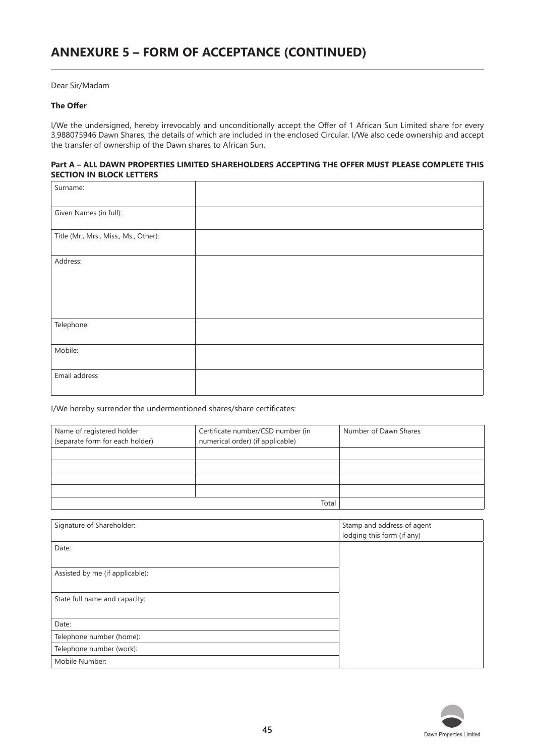# ANNEXURE 5 – FORM OF ACCEPTANCE (CONTINUED)

Dear Sir/Madam

**The Offer**

I/We the undersigned, hereby irrevocably and unconditionally accept the Offer of 1 African Sun Limited share for every 3.988075946 Dawn Shares, the details of which are included in the enclosed Circular. I/We also cede ownership and accept the transfer of ownership of the Dawn shares to African Sun.

**Part A – ALL DAWN PROPERTIES LIMITED SHAREHOLDERS ACCEPTING THE OFFER MUST PLEASE COMPLETE THIS SECTION IN BLOCK LETTERS**

| | |
|---|---|
| Surname: | |
| Given Names (in full): | |
| Title (Mr., Mrs., Miss., Ms., Other): | |
| Address: | |
| Telephone: | |
| Mobile: | |
| Email address | |

I/We hereby surrender the undermentioned shares/share certificates:

| Name of registered holder (separate form for each holder) | Certificate number/CSD number (in numerical order) (if applicable) | Number of Dawn Shares |
|---|---|---|
| | | |
| | | |
| | | |
| | | |
| | Total | |

| Signature of Shareholder: | Stamp and address of agent lodging this form (if any) |
|---|---|
| Date: | |
| Assisted by me (if applicable): | |
| State full name and capacity: | |
| Date: | |
| Telephone number (home): | |
| Telephone number (work): | |
| Mobile Number: | |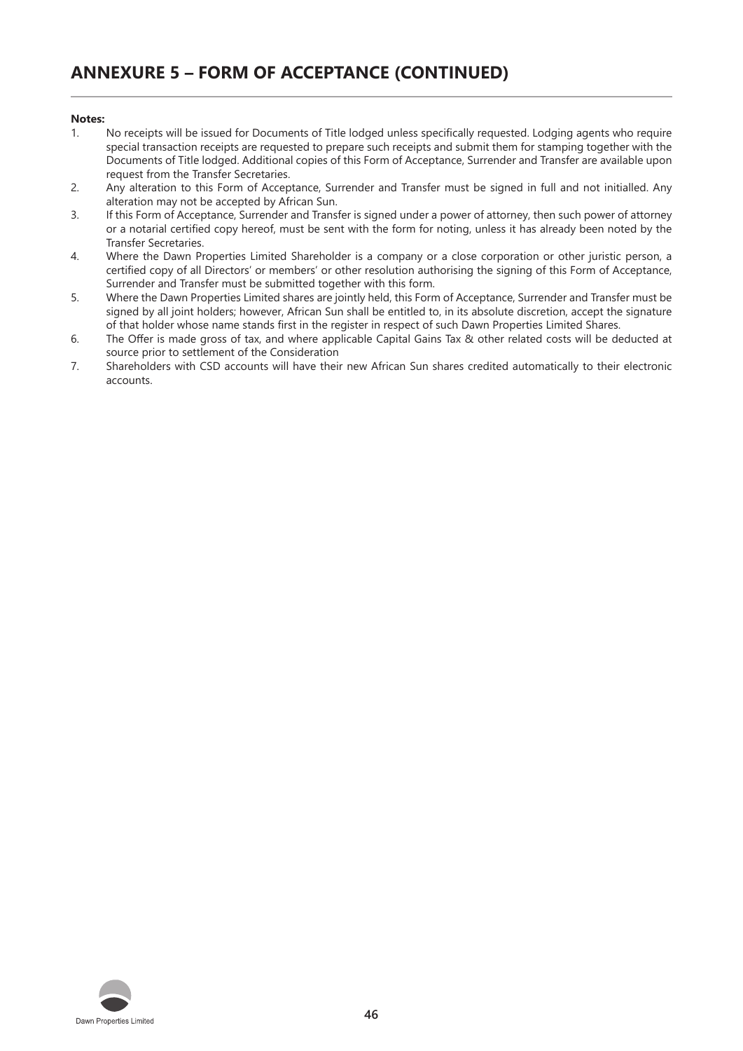## ANNEXURE 5 – FORM OF ACCEPTANCE (CONTINUED)

**Notes:**

1. No receipts will be issued for Documents of Title lodged unless specifically requested. Lodging agents who require special transaction receipts are requested to prepare such receipts and submit them for stamping together with the Documents of Title lodged. Additional copies of this Form of Acceptance, Surrender and Transfer are available upon request from the Transfer Secretaries.
2. Any alteration to this Form of Acceptance, Surrender and Transfer must be signed in full and not initialled. Any alteration may not be accepted by African Sun.
3. If this Form of Acceptance, Surrender and Transfer is signed under a power of attorney, then such power of attorney or a notarial certified copy hereof, must be sent with the form for noting, unless it has already been noted by the Transfer Secretaries.
4. Where the Dawn Properties Limited Shareholder is a company or a close corporation or other juristic person, a certified copy of all Directors' or members' or other resolution authorising the signing of this Form of Acceptance, Surrender and Transfer must be submitted together with this form.
5. Where the Dawn Properties Limited shares are jointly held, this Form of Acceptance, Surrender and Transfer must be signed by all joint holders; however, African Sun shall be entitled to, in its absolute discretion, accept the signature of that holder whose name stands first in the register in respect of such Dawn Properties Limited Shares.
6. The Offer is made gross of tax, and where applicable Capital Gains Tax & other related costs will be deducted at source prior to settlement of the Consideration
7. Shareholders with CSD accounts will have their new African Sun shares credited automatically to their electronic accounts.